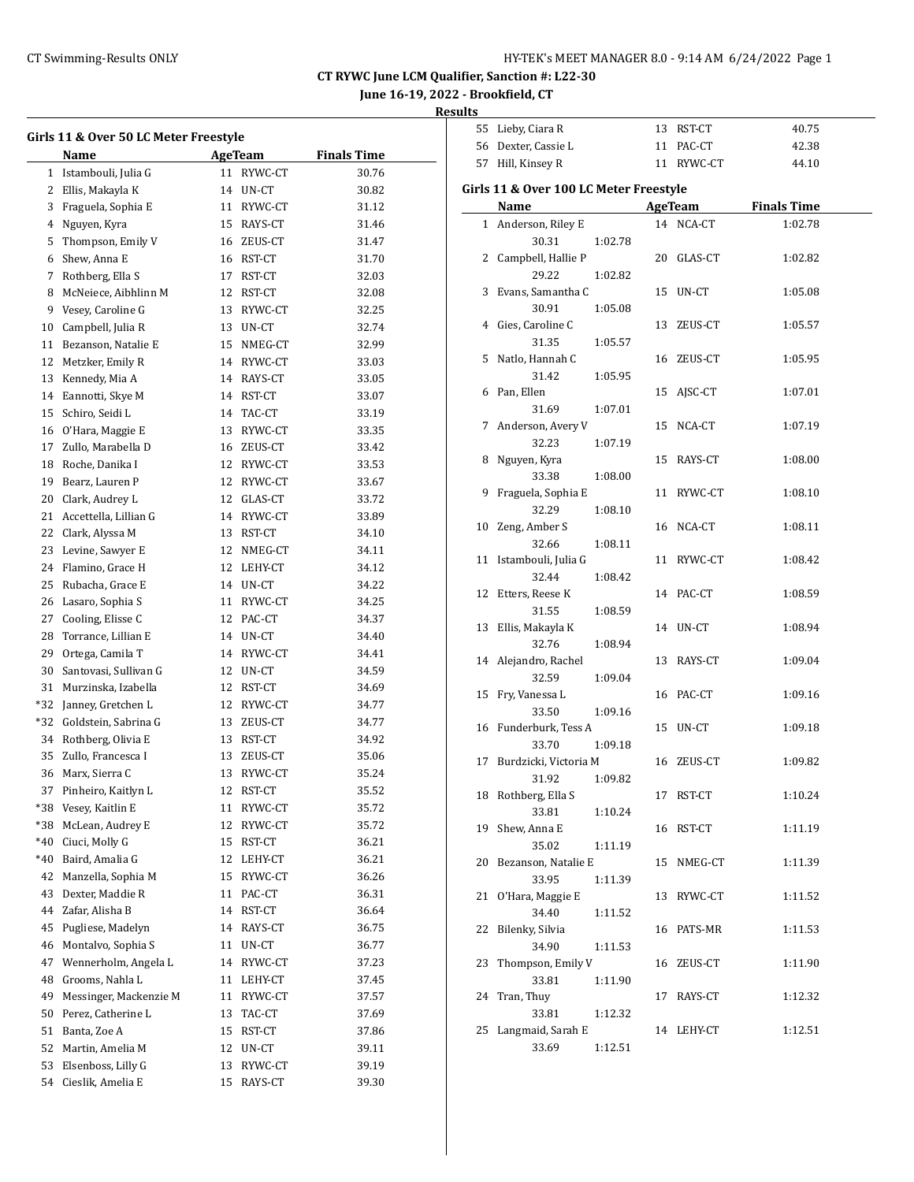CT RYWC June LCM Qualifier, Sanction #: L22-30

June 16-19, 2022 - Brookfield, CT

Results

### Girls 11 & Over 50 LC Meter Freestyle

| | Name | Age | Team | Finals Time |
|---|---|---|---|---|
| 1 | Istambouli, Julia G | 11 | RYWC-CT | 30.76 |
| 2 | Ellis, Makayla K | 14 | UN-CT | 30.82 |
| 3 | Fraguela, Sophia E | 11 | RYWC-CT | 31.12 |
| 4 | Nguyen, Kyra | 15 | RAYS-CT | 31.46 |
| 5 | Thompson, Emily V | 16 | ZEUS-CT | 31.47 |
| 6 | Shew, Anna E | 16 | RST-CT | 31.70 |
| 7 | Rothberg, Ella S | 17 | RST-CT | 32.03 |
| 8 | McNeiece, Aibhlinn M | 12 | RST-CT | 32.08 |
| 9 | Vesey, Caroline G | 13 | RYWC-CT | 32.25 |
| 10 | Campbell, Julia R | 13 | UN-CT | 32.74 |
| 11 | Bezanson, Natalie E | 15 | NMEG-CT | 32.99 |
| 12 | Metzker, Emily R | 14 | RYWC-CT | 33.03 |
| 13 | Kennedy, Mia A | 14 | RAYS-CT | 33.05 |
| 14 | Eannotti, Skye M | 14 | RST-CT | 33.07 |
| 15 | Schiro, Seidi L | 14 | TAC-CT | 33.19 |
| 16 | O'Hara, Maggie E | 13 | RYWC-CT | 33.35 |
| 17 | Zullo, Marabella D | 16 | ZEUS-CT | 33.42 |
| 18 | Roche, Danika I | 12 | RYWC-CT | 33.53 |
| 19 | Bearz, Lauren P | 12 | RYWC-CT | 33.67 |
| 20 | Clark, Audrey L | 12 | GLAS-CT | 33.72 |
| 21 | Accettella, Lillian G | 14 | RYWC-CT | 33.89 |
| 22 | Clark, Alyssa M | 13 | RST-CT | 34.10 |
| 23 | Levine, Sawyer E | 12 | NMEG-CT | 34.11 |
| 24 | Flamino, Grace H | 12 | LEHY-CT | 34.12 |
| 25 | Rubacha, Grace E | 14 | UN-CT | 34.22 |
| 26 | Lasaro, Sophia S | 11 | RYWC-CT | 34.25 |
| 27 | Cooling, Elisse C | 12 | PAC-CT | 34.37 |
| 28 | Torrance, Lillian E | 14 | UN-CT | 34.40 |
| 29 | Ortega, Camila T | 14 | RYWC-CT | 34.41 |
| 30 | Santovasi, Sullivan G | 12 | UN-CT | 34.59 |
| 31 | Murzinska, Izabella | 12 | RST-CT | 34.69 |
| *32 | Janney, Gretchen L | 12 | RYWC-CT | 34.77 |
| *32 | Goldstein, Sabrina G | 13 | ZEUS-CT | 34.77 |
| 34 | Rothberg, Olivia E | 13 | RST-CT | 34.92 |
| 35 | Zullo, Francesca I | 13 | ZEUS-CT | 35.06 |
| 36 | Marx, Sierra C | 13 | RYWC-CT | 35.24 |
| 37 | Pinheiro, Kaitlyn L | 12 | RST-CT | 35.52 |
| *38 | Vesey, Kaitlin E | 11 | RYWC-CT | 35.72 |
| *38 | McLean, Audrey E | 12 | RYWC-CT | 35.72 |
| *40 | Ciuci, Molly G | 15 | RST-CT | 36.21 |
| *40 | Baird, Amalia G | 12 | LEHY-CT | 36.21 |
| 42 | Manzella, Sophia M | 15 | RYWC-CT | 36.26 |
| 43 | Dexter, Maddie R | 11 | PAC-CT | 36.31 |
| 44 | Zafar, Alisha B | 14 | RST-CT | 36.64 |
| 45 | Pugliese, Madelyn | 14 | RAYS-CT | 36.75 |
| 46 | Montalvo, Sophia S | 11 | UN-CT | 36.77 |
| 47 | Wennerholm, Angela L | 14 | RYWC-CT | 37.23 |
| 48 | Grooms, Nahla L | 11 | LEHY-CT | 37.45 |
| 49 | Messinger, Mackenzie M | 11 | RYWC-CT | 37.57 |
| 50 | Perez, Catherine L | 13 | TAC-CT | 37.69 |
| 51 | Banta, Zoe A | 15 | RST-CT | 37.86 |
| 52 | Martin, Amelia M | 12 | UN-CT | 39.11 |
| 53 | Elsenboss, Lilly G | 13 | RYWC-CT | 39.19 |
| 54 | Cieslik, Amelia E | 15 | RAYS-CT | 39.30 |
| 55 | Lieby, Ciara R | 13 | RST-CT | 40.75 |
| 56 | Dexter, Cassie L | 11 | PAC-CT | 42.38 |
| 57 | Hill, Kinsey R | 11 | RYWC-CT | 44.10 |

### Girls 11 & Over 100 LC Meter Freestyle

| | Name | Age | Team | Finals Time | Splits |
|---|---|---|---|---|---|
| 1 | Anderson, Riley E | 14 | NCA-CT | 1:02.78 | 30.31, 1:02.78 |
| 2 | Campbell, Hallie P | 20 | GLAS-CT | 1:02.82 | 29.22, 1:02.82 |
| 3 | Evans, Samantha C | 15 | UN-CT | 1:05.08 | 30.91, 1:05.08 |
| 4 | Gies, Caroline C | 13 | ZEUS-CT | 1:05.57 | 31.35, 1:05.57 |
| 5 | Natlo, Hannah C | 16 | ZEUS-CT | 1:05.95 | 31.42, 1:05.95 |
| 6 | Pan, Ellen | 15 | AJSC-CT | 1:07.01 | 31.69, 1:07.01 |
| 7 | Anderson, Avery V | 15 | NCA-CT | 1:07.19 | 32.23, 1:07.19 |
| 8 | Nguyen, Kyra | 15 | RAYS-CT | 1:08.00 | 33.38, 1:08.00 |
| 9 | Fraguela, Sophia E | 11 | RYWC-CT | 1:08.10 | 32.29, 1:08.10 |
| 10 | Zeng, Amber S | 16 | NCA-CT | 1:08.11 | 32.66, 1:08.11 |
| 11 | Istambouli, Julia G | 11 | RYWC-CT | 1:08.42 | 32.44, 1:08.42 |
| 12 | Etters, Reese K | 14 | PAC-CT | 1:08.59 | 31.55, 1:08.59 |
| 13 | Ellis, Makayla K | 14 | UN-CT | 1:08.94 | 32.76, 1:08.94 |
| 14 | Alejandro, Rachel | 13 | RAYS-CT | 1:09.04 | 32.59, 1:09.04 |
| 15 | Fry, Vanessa L | 16 | PAC-CT | 1:09.16 | 33.50, 1:09.16 |
| 16 | Funderburk, Tess A | 15 | UN-CT | 1:09.18 | 33.70, 1:09.18 |
| 17 | Burdzicki, Victoria M | 16 | ZEUS-CT | 1:09.82 | 31.92, 1:09.82 |
| 18 | Rothberg, Ella S | 17 | RST-CT | 1:10.24 | 33.81, 1:10.24 |
| 19 | Shew, Anna E | 16 | RST-CT | 1:11.19 | 35.02, 1:11.19 |
| 20 | Bezanson, Natalie E | 15 | NMEG-CT | 1:11.39 | 33.95, 1:11.39 |
| 21 | O'Hara, Maggie E | 13 | RYWC-CT | 1:11.52 | 34.40, 1:11.52 |
| 22 | Bilenky, Silvia | 16 | PATS-MR | 1:11.53 | 34.90, 1:11.53 |
| 23 | Thompson, Emily V | 16 | ZEUS-CT | 1:11.90 | 33.81, 1:11.90 |
| 24 | Tran, Thuy | 17 | RAYS-CT | 1:12.32 | 33.81, 1:12.32 |
| 25 | Langmaid, Sarah E | 14 | LEHY-CT | 1:12.51 | 33.69, 1:12.51 |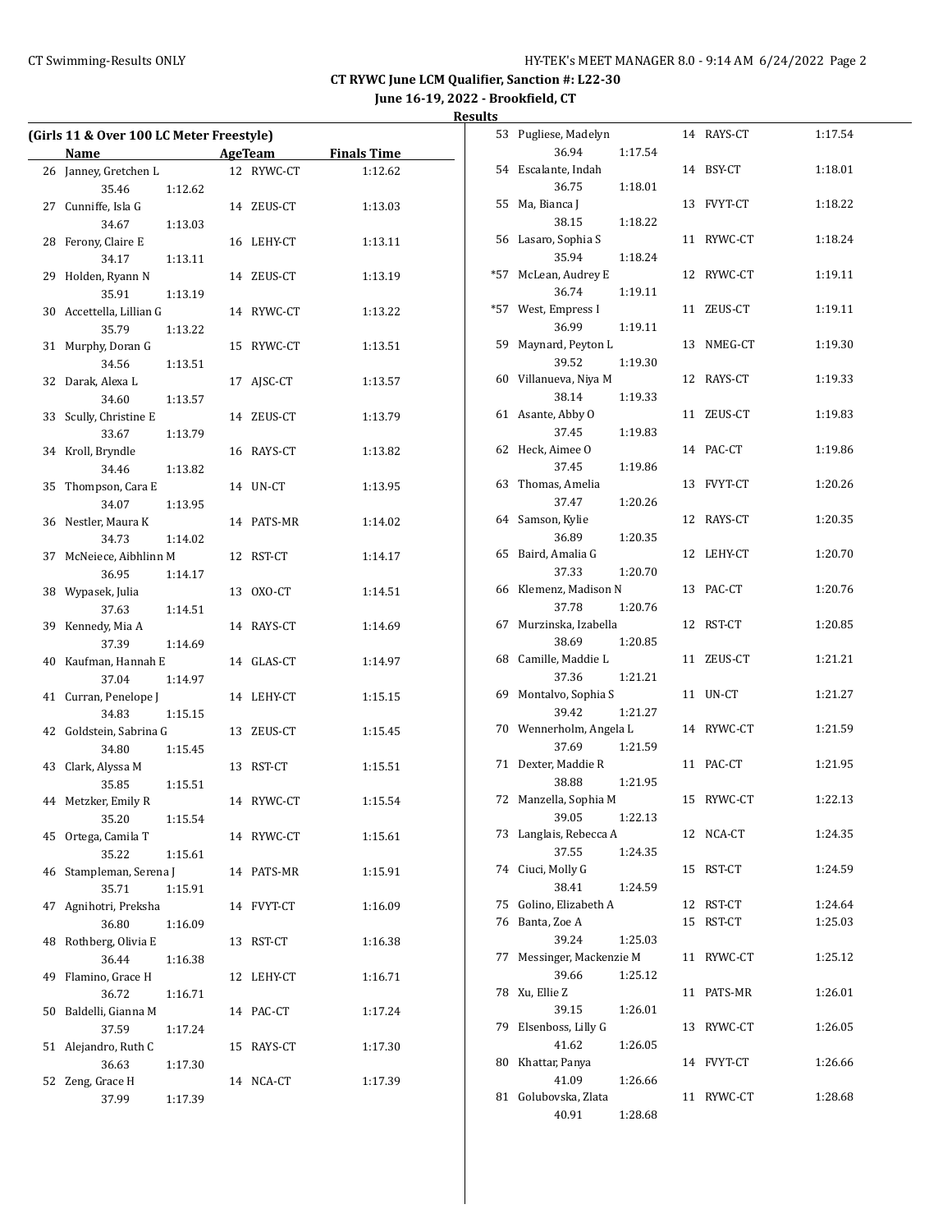**CT RYWC June LCM Qualifier, Sanction #: L22-30**

**June 16-19, 2022 - Brookfield, CT**

**Results**

### (Girls 11 & Over 100 LC Meter Freestyle)

| | Name | Age | Team | Finals Time |
|---|---|---|---|---|
| 26 | Janney, Gretchen L | 12 | RYWC-CT | 1:12.62 |
| | 35.46 1:12.62 | | | |
| 27 | Cunniffe, Isla G | 14 | ZEUS-CT | 1:13.03 |
| | 34.67 1:13.03 | | | |
| 28 | Ferony, Claire E | 16 | LEHY-CT | 1:13.11 |
| | 34.17 1:13.11 | | | |
| 29 | Holden, Ryann N | 14 | ZEUS-CT | 1:13.19 |
| | 35.91 1:13.19 | | | |
| 30 | Accettella, Lillian G | 14 | RYWC-CT | 1:13.22 |
| | 35.79 1:13.22 | | | |
| 31 | Murphy, Doran G | 15 | RYWC-CT | 1:13.51 |
| | 34.56 1:13.51 | | | |
| 32 | Darak, Alexa L | 17 | AJSC-CT | 1:13.57 |
| | 34.60 1:13.57 | | | |
| 33 | Scully, Christine E | 14 | ZEUS-CT | 1:13.79 |
| | 33.67 1:13.79 | | | |
| 34 | Kroll, Bryndle | 16 | RAYS-CT | 1:13.82 |
| | 34.46 1:13.82 | | | |
| 35 | Thompson, Cara E | 14 | UN-CT | 1:13.95 |
| | 34.07 1:13.95 | | | |
| 36 | Nestler, Maura K | 14 | PATS-MR | 1:14.02 |
| | 34.73 1:14.02 | | | |
| 37 | McNeiece, Aibhlinn M | 12 | RST-CT | 1:14.17 |
| | 36.95 1:14.17 | | | |
| 38 | Wypasek, Julia | 13 | OXO-CT | 1:14.51 |
| | 37.63 1:14.51 | | | |
| 39 | Kennedy, Mia A | 14 | RAYS-CT | 1:14.69 |
| | 37.39 1:14.69 | | | |
| 40 | Kaufman, Hannah E | 14 | GLAS-CT | 1:14.97 |
| | 37.04 1:14.97 | | | |
| 41 | Curran, Penelope J | 14 | LEHY-CT | 1:15.15 |
| | 34.83 1:15.15 | | | |
| 42 | Goldstein, Sabrina G | 13 | ZEUS-CT | 1:15.45 |
| | 34.80 1:15.45 | | | |
| 43 | Clark, Alyssa M | 13 | RST-CT | 1:15.51 |
| | 35.85 1:15.51 | | | |
| 44 | Metzker, Emily R | 14 | RYWC-CT | 1:15.54 |
| | 35.20 1:15.54 | | | |
| 45 | Ortega, Camila T | 14 | RYWC-CT | 1:15.61 |
| | 35.22 1:15.61 | | | |
| 46 | Stampleman, Serena J | 14 | PATS-MR | 1:15.91 |
| | 35.71 1:15.91 | | | |
| 47 | Agnihotri, Preksha | 14 | FVYT-CT | 1:16.09 |
| | 36.80 1:16.09 | | | |
| 48 | Rothberg, Olivia E | 13 | RST-CT | 1:16.38 |
| | 36.44 1:16.38 | | | |
| 49 | Flamino, Grace H | 12 | LEHY-CT | 1:16.71 |
| | 36.72 1:16.71 | | | |
| 50 | Baldelli, Gianna M | 14 | PAC-CT | 1:17.24 |
| | 37.59 1:17.24 | | | |
| 51 | Alejandro, Ruth C | 15 | RAYS-CT | 1:17.30 |
| | 36.63 1:17.30 | | | |
| 52 | Zeng, Grace H | 14 | NCA-CT | 1:17.39 |
| | 37.99 1:17.39 | | | |
| 53 | Pugliese, Madelyn | 14 | RAYS-CT | 1:17.54 |
| | 36.94 1:17.54 | | | |
| 54 | Escalante, Indah | 14 | BSY-CT | 1:18.01 |
| | 36.75 1:18.01 | | | |
| 55 | Ma, Bianca J | 13 | FVYT-CT | 1:18.22 |
| | 38.15 1:18.22 | | | |
| 56 | Lasaro, Sophia S | 11 | RYWC-CT | 1:18.24 |
| | 35.94 1:18.24 | | | |
| *57 | McLean, Audrey E | 12 | RYWC-CT | 1:19.11 |
| | 36.74 1:19.11 | | | |
| *57 | West, Empress I | 11 | ZEUS-CT | 1:19.11 |
| | 36.99 1:19.11 | | | |
| 59 | Maynard, Peyton L | 13 | NMEG-CT | 1:19.30 |
| | 39.52 1:19.30 | | | |
| 60 | Villanueva, Niya M | 12 | RAYS-CT | 1:19.33 |
| | 38.14 1:19.33 | | | |
| 61 | Asante, Abby O | 11 | ZEUS-CT | 1:19.83 |
| | 37.45 1:19.83 | | | |
| 62 | Heck, Aimee O | 14 | PAC-CT | 1:19.86 |
| | 37.45 1:19.86 | | | |
| 63 | Thomas, Amelia | 13 | FVYT-CT | 1:20.26 |
| | 37.47 1:20.26 | | | |
| 64 | Samson, Kylie | 12 | RAYS-CT | 1:20.35 |
| | 36.89 1:20.35 | | | |
| 65 | Baird, Amalia G | 12 | LEHY-CT | 1:20.70 |
| | 37.33 1:20.70 | | | |
| 66 | Klemenz, Madison N | 13 | PAC-CT | 1:20.76 |
| | 37.78 1:20.76 | | | |
| 67 | Murzinska, Izabella | 12 | RST-CT | 1:20.85 |
| | 38.69 1:20.85 | | | |
| 68 | Camille, Maddie L | 11 | ZEUS-CT | 1:21.21 |
| | 37.36 1:21.21 | | | |
| 69 | Montalvo, Sophia S | 11 | UN-CT | 1:21.27 |
| | 39.42 1:21.27 | | | |
| 70 | Wennerholm, Angela L | 14 | RYWC-CT | 1:21.59 |
| | 37.69 1:21.59 | | | |
| 71 | Dexter, Maddie R | 11 | PAC-CT | 1:21.95 |
| | 38.88 1:21.95 | | | |
| 72 | Manzella, Sophia M | 15 | RYWC-CT | 1:22.13 |
| | 39.05 1:22.13 | | | |
| 73 | Langlais, Rebecca A | 12 | NCA-CT | 1:24.35 |
| | 37.55 1:24.35 | | | |
| 74 | Ciuci, Molly G | 15 | RST-CT | 1:24.59 |
| | 38.41 1:24.59 | | | |
| 75 | Golino, Elizabeth A | 12 | RST-CT | 1:24.64 |
| 76 | Banta, Zoe A | 15 | RST-CT | 1:25.03 |
| | 39.24 1:25.03 | | | |
| 77 | Messinger, Mackenzie M | 11 | RYWC-CT | 1:25.12 |
| | 39.66 1:25.12 | | | |
| 78 | Xu, Ellie Z | 11 | PATS-MR | 1:26.01 |
| | 39.15 1:26.01 | | | |
| 79 | Elsenboss, Lilly G | 13 | RYWC-CT | 1:26.05 |
| | 41.62 1:26.05 | | | |
| 80 | Khattar, Panya | 14 | FVYT-CT | 1:26.66 |
| | 41.09 1:26.66 | | | |
| 81 | Golubovska, Zlata | 11 | RYWC-CT | 1:28.68 |
| | 40.91 1:28.68 | | | |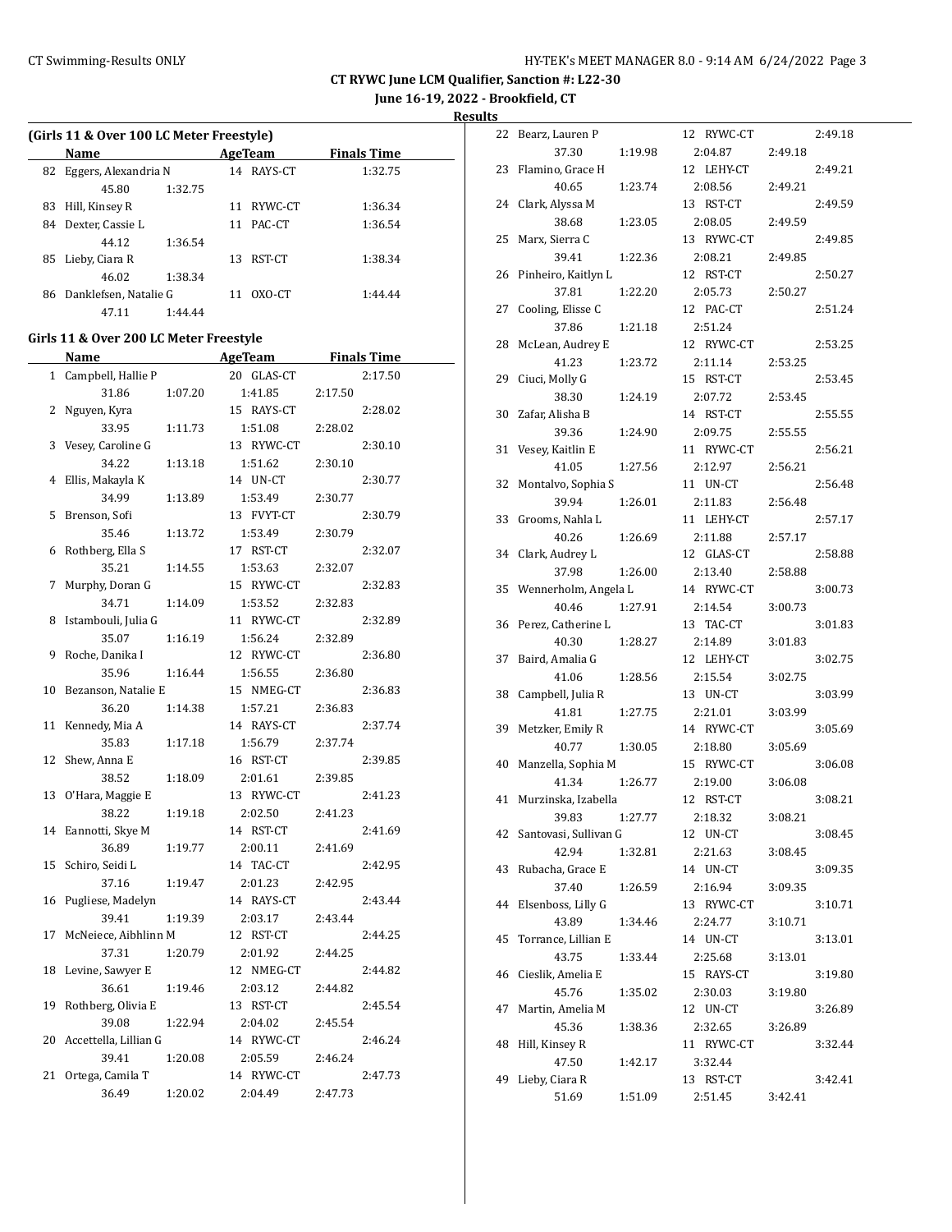CT RYWC June LCM Qualifier, Sanction #: L22-30

June 16-19, 2022 - Brookfield, CT

Results

### (Girls 11 & Over 100 LC Meter Freestyle)

| | Name | AgeTeam | Finals Time |
|---|---|---|---|
| 82 | Eggers, Alexandria N | 14 RAYS-CT | 1:32.75 |
| | 45.80 1:32.75 | | |
| 83 | Hill, Kinsey R | 11 RYWC-CT | 1:36.34 |
| 84 | Dexter, Cassie L | 11 PAC-CT | 1:36.54 |
| | 44.12 1:36.54 | | |
| 85 | Lieby, Ciara R | 13 RST-CT | 1:38.34 |
| | 46.02 1:38.34 | | |
| 86 | Danklefsen, Natalie G | 11 OXO-CT | 1:44.44 |
| | 47.11 1:44.44 | | |

### Girls 11 & Over 200 LC Meter Freestyle

| | Name | AgeTeam | Finals Time |
|---|---|---|---|
| 1 | Campbell, Hallie P | 20 GLAS-CT | 2:17.50 |
| | 31.86 1:07.20 | 1:41.85 2:17.50 | |
| 2 | Nguyen, Kyra | 15 RAYS-CT | 2:28.02 |
| | 33.95 1:11.73 | 1:51.08 2:28.02 | |
| 3 | Vesey, Caroline G | 13 RYWC-CT | 2:30.10 |
| | 34.22 1:13.18 | 1:51.62 2:30.10 | |
| 4 | Ellis, Makayla K | 14 UN-CT | 2:30.77 |
| | 34.99 1:13.89 | 1:53.49 2:30.77 | |
| 5 | Brenson, Sofi | 13 FVYT-CT | 2:30.79 |
| | 35.46 1:13.72 | 1:53.49 2:30.79 | |
| 6 | Rothberg, Ella S | 17 RST-CT | 2:32.07 |
| | 35.21 1:14.55 | 1:53.63 2:32.07 | |
| 7 | Murphy, Doran G | 15 RYWC-CT | 2:32.83 |
| | 34.71 1:14.09 | 1:53.52 2:32.83 | |
| 8 | Istambouli, Julia G | 11 RYWC-CT | 2:32.89 |
| | 35.07 1:16.19 | 1:56.24 2:32.89 | |
| 9 | Roche, Danika I | 12 RYWC-CT | 2:36.80 |
| | 35.96 1:16.44 | 1:56.55 2:36.80 | |
| 10 | Bezanson, Natalie E | 15 NMEG-CT | 2:36.83 |
| | 36.20 1:14.38 | 1:57.21 2:36.83 | |
| 11 | Kennedy, Mia A | 14 RAYS-CT | 2:37.74 |
| | 35.83 1:17.18 | 1:56.79 2:37.74 | |
| 12 | Shew, Anna E | 16 RST-CT | 2:39.85 |
| | 38.52 1:18.09 | 2:01.61 2:39.85 | |
| 13 | O'Hara, Maggie E | 13 RYWC-CT | 2:41.23 |
| | 38.22 1:19.18 | 2:02.50 2:41.23 | |
| 14 | Eannotti, Skye M | 14 RST-CT | 2:41.69 |
| | 36.89 1:19.77 | 2:00.11 2:41.69 | |
| 15 | Schiro, Seidi L | 14 TAC-CT | 2:42.95 |
| | 37.16 1:19.47 | 2:01.23 2:42.95 | |
| 16 | Pugliese, Madelyn | 14 RAYS-CT | 2:43.44 |
| | 39.41 1:19.39 | 2:03.17 2:43.44 | |
| 17 | McNeiece, Aibhlinn M | 12 RST-CT | 2:44.25 |
| | 37.31 1:20.79 | 2:01.92 2:44.25 | |
| 18 | Levine, Sawyer E | 12 NMEG-CT | 2:44.82 |
| | 36.61 1:19.46 | 2:03.12 2:44.82 | |
| 19 | Rothberg, Olivia E | 13 RST-CT | 2:45.54 |
| | 39.08 1:22.94 | 2:04.02 2:45.54 | |
| 20 | Accettella, Lillian G | 14 RYWC-CT | 2:46.24 |
| | 39.41 1:20.08 | 2:05.59 2:46.24 | |
| 21 | Ortega, Camila T | 14 RYWC-CT | 2:47.73 |
| | 36.49 1:20.02 | 2:04.49 2:47.73 | |
| 22 | Bearz, Lauren P | 12 RYWC-CT | 2:49.18 |
| | 37.30 1:19.98 | 2:04.87 2:49.18 | |
| 23 | Flamino, Grace H | 12 LEHY-CT | 2:49.21 |
| | 40.65 1:23.74 | 2:08.56 2:49.21 | |
| 24 | Clark, Alyssa M | 13 RST-CT | 2:49.59 |
| | 38.68 1:23.05 | 2:08.05 2:49.59 | |
| 25 | Marx, Sierra C | 13 RYWC-CT | 2:49.85 |
| | 39.41 1:22.36 | 2:08.21 2:49.85 | |
| 26 | Pinheiro, Kaitlyn L | 12 RST-CT | 2:50.27 |
| | 37.81 1:22.20 | 2:05.73 2:50.27 | |
| 27 | Cooling, Elisse C | 12 PAC-CT | 2:51.24 |
| | 37.86 1:21.18 | 2:51.24 | |
| 28 | McLean, Audrey E | 12 RYWC-CT | 2:53.25 |
| | 41.23 1:23.72 | 2:11.14 2:53.25 | |
| 29 | Ciuci, Molly G | 15 RST-CT | 2:53.45 |
| | 38.30 1:24.19 | 2:07.72 2:53.45 | |
| 30 | Zafar, Alisha B | 14 RST-CT | 2:55.55 |
| | 39.36 1:24.90 | 2:09.75 2:55.55 | |
| 31 | Vesey, Kaitlin E | 11 RYWC-CT | 2:56.21 |
| | 41.05 1:27.56 | 2:12.97 2:56.21 | |
| 32 | Montalvo, Sophia S | 11 UN-CT | 2:56.48 |
| | 39.94 1:26.01 | 2:11.83 2:56.48 | |
| 33 | Grooms, Nahla L | 11 LEHY-CT | 2:57.17 |
| | 40.26 1:26.69 | 2:11.88 2:57.17 | |
| 34 | Clark, Audrey L | 12 GLAS-CT | 2:58.88 |
| | 37.98 1:26.00 | 2:13.40 2:58.88 | |
| 35 | Wennerholm, Angela L | 14 RYWC-CT | 3:00.73 |
| | 40.46 1:27.91 | 2:14.54 3:00.73 | |
| 36 | Perez, Catherine L | 13 TAC-CT | 3:01.83 |
| | 40.30 1:28.27 | 2:14.89 3:01.83 | |
| 37 | Baird, Amalia G | 12 LEHY-CT | 3:02.75 |
| | 41.06 1:28.56 | 2:15.54 3:02.75 | |
| 38 | Campbell, Julia R | 13 UN-CT | 3:03.99 |
| | 41.81 1:27.75 | 2:21.01 3:03.99 | |
| 39 | Metzker, Emily R | 14 RYWC-CT | 3:05.69 |
| | 40.77 1:30.05 | 2:18.80 3:05.69 | |
| 40 | Manzella, Sophia M | 15 RYWC-CT | 3:06.08 |
| | 41.34 1:26.77 | 2:19.00 3:06.08 | |
| 41 | Murzinska, Izabella | 12 RST-CT | 3:08.21 |
| | 39.83 1:27.77 | 2:18.32 3:08.21 | |
| 42 | Santovasi, Sullivan G | 12 UN-CT | 3:08.45 |
| | 42.94 1:32.81 | 2:21.63 3:08.45 | |
| 43 | Rubacha, Grace E | 14 UN-CT | 3:09.35 |
| | 37.40 1:26.59 | 2:16.94 3:09.35 | |
| 44 | Elsenboss, Lilly G | 13 RYWC-CT | 3:10.71 |
| | 43.89 1:34.46 | 2:24.77 3:10.71 | |
| 45 | Torrance, Lillian E | 14 UN-CT | 3:13.01 |
| | 43.75 1:33.44 | 2:25.68 3:13.01 | |
| 46 | Cieslik, Amelia E | 15 RAYS-CT | 3:19.80 |
| | 45.76 1:35.02 | 2:30.03 3:19.80 | |
| 47 | Martin, Amelia M | 12 UN-CT | 3:26.89 |
| | 45.36 1:38.36 | 2:32.65 3:26.89 | |
| 48 | Hill, Kinsey R | 11 RYWC-CT | 3:32.44 |
| | 47.50 1:42.17 | 3:32.44 | |
| 49 | Lieby, Ciara R | 13 RST-CT | 3:42.41 |
| | 51.69 1:51.09 | 2:51.45 3:42.41 | |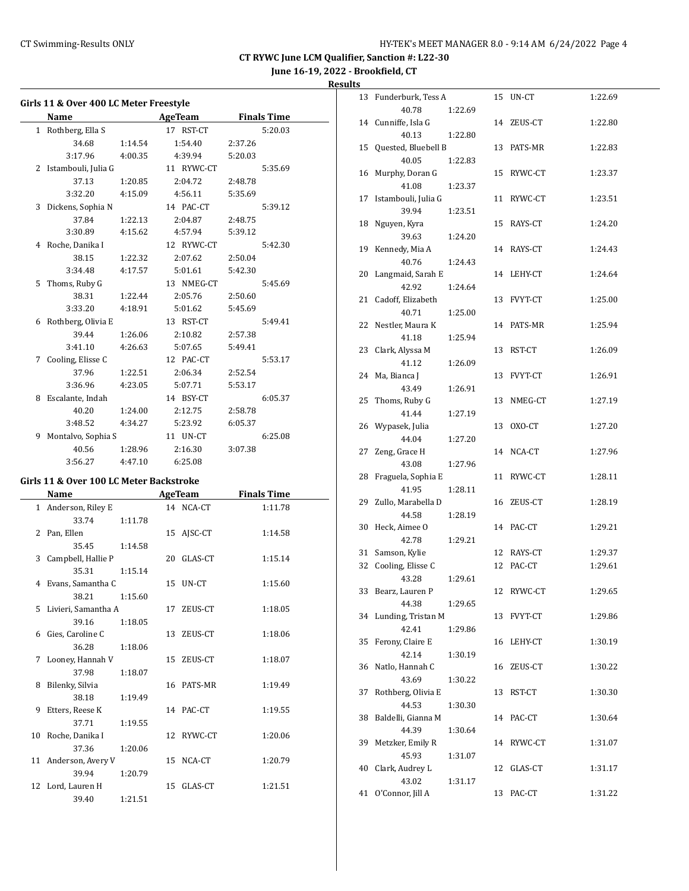CT RYWC June LCM Qualifier, Sanction #: L22-30

June 16-19, 2022 - Brookfield, CT

Results

### Girls 11 & Over 400 LC Meter Freestyle

| | Name | Age | Team | Finals Time |
|---|---|---|---|---|
| 1 | Rothberg, Ella S | 17 | RST-CT | 5:20.03 |
| | 34.68, 1:14.54, 1:54.40, 2:37.26, 3:17.96, 4:00.35, 4:39.94, 5:20.03 | | | |
| 2 | Istambouli, Julia G | 11 | RYWC-CT | 5:35.69 |
| | 37.13, 1:20.85, 2:04.72, 2:48.78, 3:32.20, 4:15.09, 4:56.11, 5:35.69 | | | |
| 3 | Dickens, Sophia N | 14 | PAC-CT | 5:39.12 |
| | 37.84, 1:22.13, 2:04.87, 2:48.75, 3:30.89, 4:15.62, 4:57.94, 5:39.12 | | | |
| 4 | Roche, Danika I | 12 | RYWC-CT | 5:42.30 |
| | 38.15, 1:22.32, 2:07.62, 2:50.04, 3:34.48, 4:17.57, 5:01.61, 5:42.30 | | | |
| 5 | Thoms, Ruby G | 13 | NMEG-CT | 5:45.69 |
| | 38.31, 1:22.44, 2:05.76, 2:50.60, 3:33.20, 4:18.91, 5:01.62, 5:45.69 | | | |
| 6 | Rothberg, Olivia E | 13 | RST-CT | 5:49.41 |
| | 39.44, 1:26.06, 2:10.82, 2:57.38, 3:41.10, 4:26.63, 5:07.65, 5:49.41 | | | |
| 7 | Cooling, Elisse C | 12 | PAC-CT | 5:53.17 |
| | 37.96, 1:22.51, 2:06.34, 2:52.54, 3:36.96, 4:23.05, 5:07.71, 5:53.17 | | | |
| 8 | Escalante, Indah | 14 | BSY-CT | 6:05.37 |
| | 40.20, 1:24.00, 2:12.75, 2:58.78, 3:48.52, 4:34.27, 5:23.92, 6:05.37 | | | |
| 9 | Montalvo, Sophia S | 11 | UN-CT | 6:25.08 |
| | 40.56, 1:28.96, 2:16.30, 3:07.38, 3:56.27, 4:47.10, 6:25.08 | | | |

### Girls 11 & Over 100 LC Meter Backstroke

| | Name | Age | Team | Finals Time |
|---|---|---|---|---|
| 1 | Anderson, Riley E | 14 | NCA-CT | 1:11.78 |
| | 33.74, 1:11.78 | | | |
| 2 | Pan, Ellen | 15 | AJSC-CT | 1:14.58 |
| | 35.45, 1:14.58 | | | |
| 3 | Campbell, Hallie P | 20 | GLAS-CT | 1:15.14 |
| | 35.31, 1:15.14 | | | |
| 4 | Evans, Samantha C | 15 | UN-CT | 1:15.60 |
| | 38.21, 1:15.60 | | | |
| 5 | Livieri, Samantha A | 17 | ZEUS-CT | 1:18.05 |
| | 39.16, 1:18.05 | | | |
| 6 | Gies, Caroline C | 13 | ZEUS-CT | 1:18.06 |
| | 36.28, 1:18.06 | | | |
| 7 | Looney, Hannah V | 15 | ZEUS-CT | 1:18.07 |
| | 37.98, 1:18.07 | | | |
| 8 | Bilenky, Silvia | 16 | PATS-MR | 1:19.49 |
| | 38.18, 1:19.49 | | | |
| 9 | Etters, Reese K | 14 | PAC-CT | 1:19.55 |
| | 37.71, 1:19.55 | | | |
| 10 | Roche, Danika I | 12 | RYWC-CT | 1:20.06 |
| | 37.36, 1:20.06 | | | |
| 11 | Anderson, Avery V | 15 | NCA-CT | 1:20.79 |
| | 39.94, 1:20.79 | | | |
| 12 | Lord, Lauren H | 15 | GLAS-CT | 1:21.51 |
| | 39.40, 1:21.51 | | | |
| 13 | Funderburk, Tess A | 15 | UN-CT | 1:22.69 |
| | 40.78, 1:22.69 | | | |
| 14 | Cunniffe, Isla G | 14 | ZEUS-CT | 1:22.80 |
| | 40.13, 1:22.80 | | | |
| 15 | Quested, Bluebell B | 13 | PATS-MR | 1:22.83 |
| | 40.05, 1:22.83 | | | |
| 16 | Murphy, Doran G | 15 | RYWC-CT | 1:23.37 |
| | 41.08, 1:23.37 | | | |
| 17 | Istambouli, Julia G | 11 | RYWC-CT | 1:23.51 |
| | 39.94, 1:23.51 | | | |
| 18 | Nguyen, Kyra | 15 | RAYS-CT | 1:24.20 |
| | 39.63, 1:24.20 | | | |
| 19 | Kennedy, Mia A | 14 | RAYS-CT | 1:24.43 |
| | 40.76, 1:24.43 | | | |
| 20 | Langmaid, Sarah E | 14 | LEHY-CT | 1:24.64 |
| | 42.92, 1:24.64 | | | |
| 21 | Cadoff, Elizabeth | 13 | FVYT-CT | 1:25.00 |
| | 40.71, 1:25.00 | | | |
| 22 | Nestler, Maura K | 14 | PATS-MR | 1:25.94 |
| | 41.18, 1:25.94 | | | |
| 23 | Clark, Alyssa M | 13 | RST-CT | 1:26.09 |
| | 41.12, 1:26.09 | | | |
| 24 | Ma, Bianca J | 13 | FVYT-CT | 1:26.91 |
| | 43.49, 1:26.91 | | | |
| 25 | Thoms, Ruby G | 13 | NMEG-CT | 1:27.19 |
| | 41.44, 1:27.19 | | | |
| 26 | Wypasek, Julia | 13 | OXO-CT | 1:27.20 |
| | 44.04, 1:27.20 | | | |
| 27 | Zeng, Grace H | 14 | NCA-CT | 1:27.96 |
| | 43.08, 1:27.96 | | | |
| 28 | Fraguela, Sophia E | 11 | RYWC-CT | 1:28.11 |
| | 41.95, 1:28.11 | | | |
| 29 | Zullo, Marabella D | 16 | ZEUS-CT | 1:28.19 |
| | 44.58, 1:28.19 | | | |
| 30 | Heck, Aimee O | 14 | PAC-CT | 1:29.21 |
| | 42.78, 1:29.21 | | | |
| 31 | Samson, Kylie | 12 | RAYS-CT | 1:29.37 |
| 32 | Cooling, Elisse C | 12 | PAC-CT | 1:29.61 |
| | 43.28, 1:29.61 | | | |
| 33 | Bearz, Lauren P | 12 | RYWC-CT | 1:29.65 |
| | 44.38, 1:29.65 | | | |
| 34 | Lunding, Tristan M | 13 | FVYT-CT | 1:29.86 |
| | 42.41, 1:29.86 | | | |
| 35 | Ferony, Claire E | 16 | LEHY-CT | 1:30.19 |
| | 42.14, 1:30.19 | | | |
| 36 | Natlo, Hannah C | 16 | ZEUS-CT | 1:30.22 |
| | 43.69, 1:30.22 | | | |
| 37 | Rothberg, Olivia E | 13 | RST-CT | 1:30.30 |
| | 44.53, 1:30.30 | | | |
| 38 | Baldelli, Gianna M | 14 | PAC-CT | 1:30.64 |
| | 44.39, 1:30.64 | | | |
| 39 | Metzker, Emily R | 14 | RYWC-CT | 1:31.07 |
| | 45.93, 1:31.07 | | | |
| 40 | Clark, Audrey L | 12 | GLAS-CT | 1:31.17 |
| | 43.02, 1:31.17 | | | |
| 41 | O'Connor, Jill A | 13 | PAC-CT | 1:31.22 |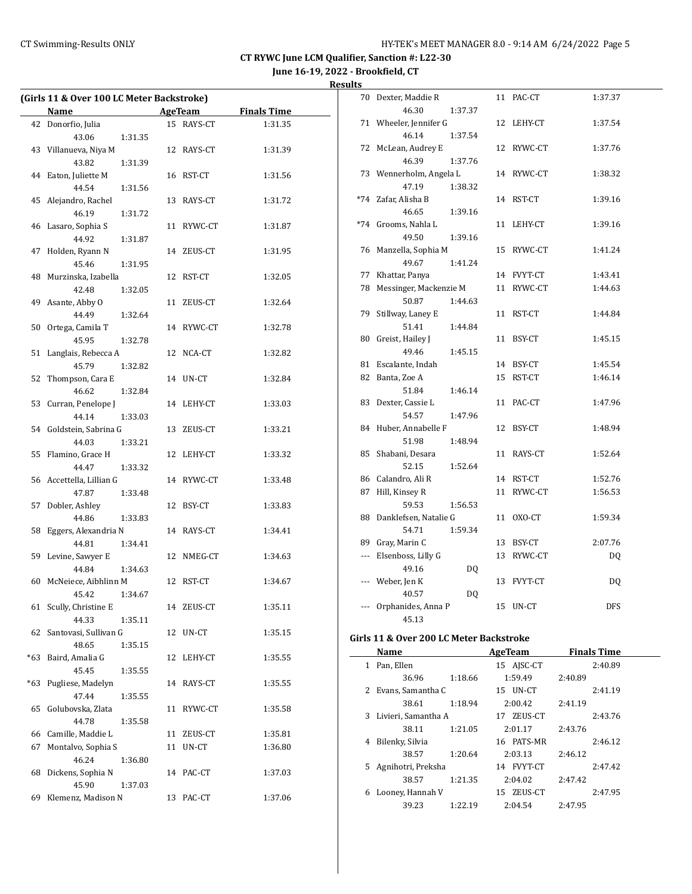## (Girls 11 & Over 100 LC Meter Backstroke)

| | Name | Age | Team | Finals Time |
|---|---|---|---|---|
| 42 | Donorfio, Julia | 15 | RAYS-CT | 1:31.35 |
| | 43.06 1:31.35 | | | |
| 43 | Villanueva, Niya M | 12 | RAYS-CT | 1:31.39 |
| | 43.82 1:31.39 | | | |
| 44 | Eaton, Juliette M | 16 | RST-CT | 1:31.56 |
| | 44.54 1:31.56 | | | |
| 45 | Alejandro, Rachel | 13 | RAYS-CT | 1:31.72 |
| | 46.19 1:31.72 | | | |
| 46 | Lasaro, Sophia S | 11 | RYWC-CT | 1:31.87 |
| | 44.92 1:31.87 | | | |
| 47 | Holden, Ryann N | 14 | ZEUS-CT | 1:31.95 |
| | 45.46 1:31.95 | | | |
| 48 | Murzinska, Izabella | 12 | RST-CT | 1:32.05 |
| | 42.48 1:32.05 | | | |
| 49 | Asante, Abby O | 11 | ZEUS-CT | 1:32.64 |
| | 44.49 1:32.64 | | | |
| 50 | Ortega, Camila T | 14 | RYWC-CT | 1:32.78 |
| | 45.95 1:32.78 | | | |
| 51 | Langlais, Rebecca A | 12 | NCA-CT | 1:32.82 |
| | 45.79 1:32.82 | | | |
| 52 | Thompson, Cara E | 14 | UN-CT | 1:32.84 |
| | 46.62 1:32.84 | | | |
| 53 | Curran, Penelope J | 14 | LEHY-CT | 1:33.03 |
| | 44.14 1:33.03 | | | |
| 54 | Goldstein, Sabrina G | 13 | ZEUS-CT | 1:33.21 |
| | 44.03 1:33.21 | | | |
| 55 | Flamino, Grace H | 12 | LEHY-CT | 1:33.32 |
| | 44.47 1:33.32 | | | |
| 56 | Accettella, Lillian G | 14 | RYWC-CT | 1:33.48 |
| | 47.87 1:33.48 | | | |
| 57 | Dobler, Ashley | 12 | BSY-CT | 1:33.83 |
| | 44.86 1:33.83 | | | |
| 58 | Eggers, Alexandria N | 14 | RAYS-CT | 1:34.41 |
| | 44.81 1:34.41 | | | |
| 59 | Levine, Sawyer E | 12 | NMEG-CT | 1:34.63 |
| | 44.84 1:34.63 | | | |
| 60 | McNeiece, Aibhlinn M | 12 | RST-CT | 1:34.67 |
| | 45.42 1:34.67 | | | |
| 61 | Scully, Christine E | 14 | ZEUS-CT | 1:35.11 |
| | 44.33 1:35.11 | | | |
| 62 | Santovasi, Sullivan G | 12 | UN-CT | 1:35.15 |
| | 48.65 1:35.15 | | | |
| *63 | Baird, Amalia G | 12 | LEHY-CT | 1:35.55 |
| | 45.45 1:35.55 | | | |
| *63 | Pugliese, Madelyn | 14 | RAYS-CT | 1:35.55 |
| | 47.44 1:35.55 | | | |
| 65 | Golubovska, Zlata | 11 | RYWC-CT | 1:35.58 |
| | 44.78 1:35.58 | | | |
| 66 | Camille, Maddie L | 11 | ZEUS-CT | 1:35.81 |
| 67 | Montalvo, Sophia S | 11 | UN-CT | 1:36.80 |
| | 46.24 1:36.80 | | | |
| 68 | Dickens, Sophia N | 14 | PAC-CT | 1:37.03 |
| | 45.90 1:37.03 | | | |
| 69 | Klemenz, Madison N | 13 | PAC-CT | 1:37.06 |
| 70 | Dexter, Maddie R | 11 | PAC-CT | 1:37.37 |
| | 46.30 1:37.37 | | | |
| 71 | Wheeler, Jennifer G | 12 | LEHY-CT | 1:37.54 |
| | 46.14 1:37.54 | | | |
| 72 | McLean, Audrey E | 12 | RYWC-CT | 1:37.76 |
| | 46.39 1:37.76 | | | |
| 73 | Wennerholm, Angela L | 14 | RYWC-CT | 1:38.32 |
| | 47.19 1:38.32 | | | |
| *74 | Zafar, Alisha B | 14 | RST-CT | 1:39.16 |
| | 46.65 1:39.16 | | | |
| *74 | Grooms, Nahla L | 11 | LEHY-CT | 1:39.16 |
| | 49.50 1:39.16 | | | |
| 76 | Manzella, Sophia M | 15 | RYWC-CT | 1:41.24 |
| | 49.67 1:41.24 | | | |
| 77 | Khattar, Panya | 14 | FVYT-CT | 1:43.41 |
| 78 | Messinger, Mackenzie M | 11 | RYWC-CT | 1:44.63 |
| | 50.87 1:44.63 | | | |
| 79 | Stillway, Laney E | 11 | RST-CT | 1:44.84 |
| | 51.41 1:44.84 | | | |
| 80 | Greist, Hailey J | 11 | BSY-CT | 1:45.15 |
| | 49.46 1:45.15 | | | |
| 81 | Escalante, Indah | 14 | BSY-CT | 1:45.54 |
| 82 | Banta, Zoe A | 15 | RST-CT | 1:46.14 |
| | 51.84 1:46.14 | | | |
| 83 | Dexter, Cassie L | 11 | PAC-CT | 1:47.96 |
| | 54.57 1:47.96 | | | |
| 84 | Huber, Annabelle F | 12 | BSY-CT | 1:48.94 |
| | 51.98 1:48.94 | | | |
| 85 | Shabani, Desara | 11 | RAYS-CT | 1:52.64 |
| | 52.15 1:52.64 | | | |
| 86 | Calandro, Ali R | 14 | RST-CT | 1:52.76 |
| 87 | Hill, Kinsey R | 11 | RYWC-CT | 1:56.53 |
| | 59.53 1:56.53 | | | |
| 88 | Danklefsen, Natalie G | 11 | OXO-CT | 1:59.34 |
| | 54.71 1:59.34 | | | |
| 89 | Gray, Marin C | 13 | BSY-CT | 2:07.76 |
| --- | Elsenboss, Lilly G | 13 | RYWC-CT | DQ |
| | 49.16 DQ | | | |
| --- | Weber, Jen K | 13 | FVYT-CT | DQ |
| | 40.57 DQ | | | |
| --- | Orphanides, Anna P | 15 | UN-CT | DFS |
| | 45.13 | | | |

## Girls 11 & Over 200 LC Meter Backstroke

| | Name | Age | Team | Finals Time |
|---|---|---|---|---|
| 1 | Pan, Ellen | 15 | AJSC-CT | 2:40.89 |
| | 36.96 1:18.66 2:00.49 2:40.89 | | | |
| 2 | Evans, Samantha C | 15 | UN-CT | 2:41.19 |
| | 38.61 1:18.94 2:00.42 2:41.19 | | | |
| 3 | Livieri, Samantha A | 17 | ZEUS-CT | 2:43.76 |
| | 38.11 1:21.05 2:01.17 2:43.76 | | | |
| 4 | Bilenky, Silvia | 16 | PATS-MR | 2:46.12 |
| | 38.57 1:20.64 2:03.13 2:46.12 | | | |
| 5 | Agnihotri, Preksha | 14 | FVYT-CT | 2:47.42 |
| | 38.57 1:21.35 2:04.02 2:47.42 | | | |
| 6 | Looney, Hannah V | 15 | ZEUS-CT | 2:47.95 |
| | 39.23 1:22.19 2:04.54 2:47.95 | | | |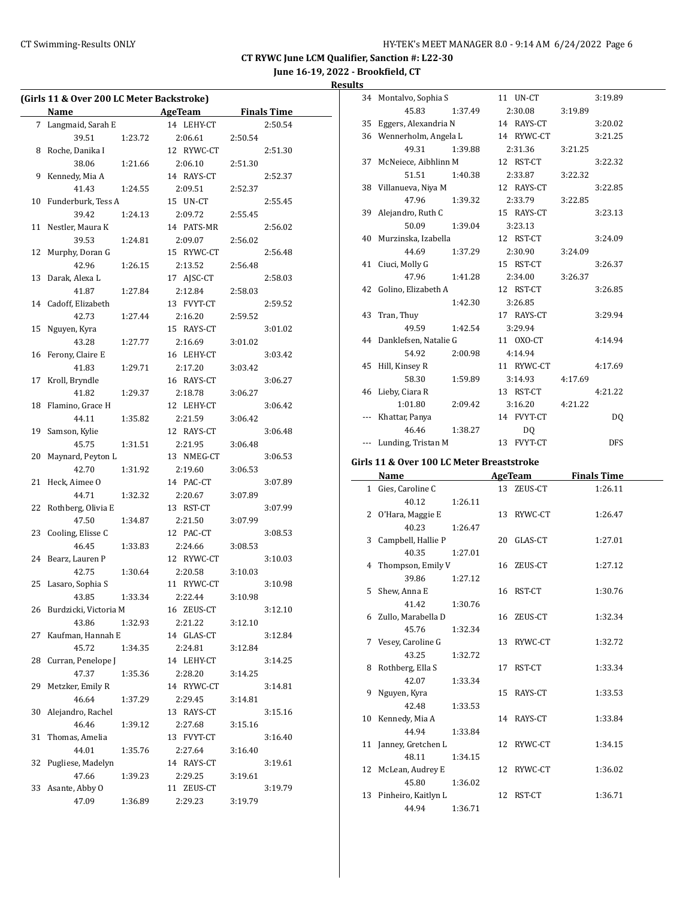## CT RYWC June LCM Qualifier, Sanction #: L22-30

**June 16-19, 2022 - Brookfield, CT**

**Results**

### (Girls 11 & Over 200 LC Meter Backstroke)

| Place | Name | Age | Team | Finals Time |
|---|---|---|---|---|
| 7 | Langmaid, Sarah E | 14 | LEHY-CT | 2:50.54 |
| | 39.51 / 1:23.72 / 2:06.61 / 2:50.54 | | | |
| 8 | Roche, Danika I | 12 | RYWC-CT | 2:51.30 |
| | 38.06 / 1:21.66 / 2:06.10 / 2:51.30 | | | |
| 9 | Kennedy, Mia A | 14 | RAYS-CT | 2:52.37 |
| | 41.43 / 1:24.55 / 2:09.51 / 2:52.37 | | | |
| 10 | Funderburk, Tess A | 15 | UN-CT | 2:55.45 |
| | 39.42 / 1:24.13 / 2:09.72 / 2:55.45 | | | |
| 11 | Nestler, Maura K | 14 | PATS-MR | 2:56.02 |
| | 39.53 / 1:24.81 / 2:09.07 / 2:56.02 | | | |
| 12 | Murphy, Doran G | 15 | RYWC-CT | 2:56.48 |
| | 42.96 / 1:26.15 / 2:13.52 / 2:56.48 | | | |
| 13 | Darak, Alexa L | 17 | AJSC-CT | 2:58.03 |
| | 41.87 / 1:27.84 / 2:12.84 / 2:58.03 | | | |
| 14 | Cadoff, Elizabeth | 13 | FVYT-CT | 2:59.52 |
| | 42.73 / 1:27.44 / 2:16.20 / 2:59.52 | | | |
| 15 | Nguyen, Kyra | 15 | RAYS-CT | 3:01.02 |
| | 43.28 / 1:27.77 / 2:16.69 / 3:01.02 | | | |
| 16 | Ferony, Claire E | 16 | LEHY-CT | 3:03.42 |
| | 41.83 / 1:29.71 / 2:17.20 / 3:03.42 | | | |
| 17 | Kroll, Bryndle | 16 | RAYS-CT | 3:06.27 |
| | 41.82 / 1:29.37 / 2:18.78 / 3:06.27 | | | |
| 18 | Flamino, Grace H | 12 | LEHY-CT | 3:06.42 |
| | 44.11 / 1:35.82 / 2:21.59 / 3:06.42 | | | |
| 19 | Samson, Kylie | 12 | RAYS-CT | 3:06.48 |
| | 45.75 / 1:31.51 / 2:21.95 / 3:06.48 | | | |
| 20 | Maynard, Peyton L | 13 | NMEG-CT | 3:06.53 |
| | 42.70 / 1:31.92 / 2:19.60 / 3:06.53 | | | |
| 21 | Heck, Aimee O | 14 | PAC-CT | 3:07.89 |
| | 44.71 / 1:32.32 / 2:20.67 / 3:07.89 | | | |
| 22 | Rothberg, Olivia E | 13 | RST-CT | 3:07.99 |
| | 47.50 / 1:34.87 / 2:21.50 / 3:07.99 | | | |
| 23 | Cooling, Elisse C | 12 | PAC-CT | 3:08.53 |
| | 46.45 / 1:33.83 / 2:24.66 / 3:08.53 | | | |
| 24 | Bearz, Lauren P | 12 | RYWC-CT | 3:10.03 |
| | 42.75 / 1:30.64 / 2:20.58 / 3:10.03 | | | |
| 25 | Lasaro, Sophia S | 11 | RYWC-CT | 3:10.98 |
| | 43.85 / 1:33.34 / 2:22.44 / 3:10.98 | | | |
| 26 | Burdzicki, Victoria M | 16 | ZEUS-CT | 3:12.10 |
| | 43.86 / 1:32.93 / 2:21.22 / 3:12.10 | | | |
| 27 | Kaufman, Hannah E | 14 | GLAS-CT | 3:12.84 |
| | 45.72 / 1:34.35 / 2:24.81 / 3:12.84 | | | |
| 28 | Curran, Penelope J | 14 | LEHY-CT | 3:14.25 |
| | 47.37 / 1:35.36 / 2:28.20 / 3:14.25 | | | |
| 29 | Metzker, Emily R | 14 | RYWC-CT | 3:14.81 |
| | 46.64 / 1:37.29 / 2:29.45 / 3:14.81 | | | |
| 30 | Alejandro, Rachel | 13 | RAYS-CT | 3:15.16 |
| | 46.46 / 1:39.12 / 2:27.68 / 3:15.16 | | | |
| 31 | Thomas, Amelia | 13 | FVYT-CT | 3:16.40 |
| | 44.01 / 1:35.76 / 2:27.64 / 3:16.40 | | | |
| 32 | Pugliese, Madelyn | 14 | RAYS-CT | 3:19.61 |
| | 47.66 / 1:39.23 / 2:29.25 / 3:19.61 | | | |
| 33 | Asante, Abby O | 11 | ZEUS-CT | 3:19.79 |
| | 47.09 / 1:36.89 / 2:29.23 / 3:19.79 | | | |
| 34 | Montalvo, Sophia S | 11 | UN-CT | 3:19.89 |
| | 45.83 / 1:37.49 / 2:30.08 / 3:19.89 | | | |
| 35 | Eggers, Alexandria N | 14 | RAYS-CT | 3:20.02 |
| 36 | Wennerholm, Angela L | 14 | RYWC-CT | 3:21.25 |
| | 49.31 / 1:39.88 / 2:31.36 / 3:21.25 | | | |
| 37 | McNeiece, Aibhlinn M | 12 | RST-CT | 3:22.32 |
| | 51.51 / 1:40.38 / 2:33.87 / 3:22.32 | | | |
| 38 | Villanueva, Niya M | 12 | RAYS-CT | 3:22.85 |
| | 47.96 / 1:39.32 / 2:33.79 / 3:22.85 | | | |
| 39 | Alejandro, Ruth C | 15 | RAYS-CT | 3:23.13 |
| | 50.09 / 1:39.04 / 3:23.13 | | | |
| 40 | Murzinska, Izabella | 12 | RST-CT | 3:24.09 |
| | 44.69 / 1:37.29 / 2:30.90 / 3:24.09 | | | |
| 41 | Ciuci, Molly G | 15 | RST-CT | 3:26.37 |
| | 47.96 / 1:41.28 / 2:34.00 / 3:26.37 | | | |
| 42 | Golino, Elizabeth A | 12 | RST-CT | 3:26.85 |
| | 1:42.30 / 3:26.85 | | | |
| 43 | Tran, Thuy | 17 | RAYS-CT | 3:29.94 |
| | 49.59 / 1:42.54 / 3:29.94 | | | |
| 44 | Danklefsen, Natalie G | 11 | OXO-CT | 4:14.94 |
| | 54.92 / 2:00.98 / 4:14.94 | | | |
| 45 | Hill, Kinsey R | 11 | RYWC-CT | 4:17.69 |
| | 58.30 / 1:59.89 / 3:14.93 / 4:17.69 | | | |
| 46 | Lieby, Ciara R | 13 | RST-CT | 4:21.22 |
| | 1:01.80 / 2:09.42 / 3:16.20 / 4:21.22 | | | |
| --- | Khattar, Panya | 14 | FVYT-CT | DQ |
| | 46.46 / 1:38.27 / DQ | | | |
| --- | Lunding, Tristan M | 13 | FVYT-CT | DFS |

### Girls 11 & Over 100 LC Meter Breaststroke

| Place | Name | Age | Team | Finals Time |
|---|---|---|---|---|
| 1 | Gies, Caroline C | 13 | ZEUS-CT | 1:26.11 |
| | 40.12 / 1:26.11 | | | |
| 2 | O'Hara, Maggie E | 13 | RYWC-CT | 1:26.47 |
| | 40.23 / 1:26.47 | | | |
| 3 | Campbell, Hallie P | 20 | GLAS-CT | 1:27.01 |
| | 40.35 / 1:27.01 | | | |
| 4 | Thompson, Emily V | 16 | ZEUS-CT | 1:27.12 |
| | 39.86 / 1:27.12 | | | |
| 5 | Shew, Anna E | 16 | RST-CT | 1:30.76 |
| | 41.42 / 1:30.76 | | | |
| 6 | Zullo, Marabella D | 16 | ZEUS-CT | 1:32.34 |
| | 45.76 / 1:32.34 | | | |
| 7 | Vesey, Caroline G | 13 | RYWC-CT | 1:32.72 |
| | 43.25 / 1:32.72 | | | |
| 8 | Rothberg, Ella S | 17 | RST-CT | 1:33.34 |
| | 42.07 / 1:33.34 | | | |
| 9 | Nguyen, Kyra | 15 | RAYS-CT | 1:33.53 |
| | 42.48 / 1:33.53 | | | |
| 10 | Kennedy, Mia A | 14 | RAYS-CT | 1:33.84 |
| | 44.94 / 1:33.84 | | | |
| 11 | Janney, Gretchen L | 12 | RYWC-CT | 1:34.15 |
| | 48.11 / 1:34.15 | | | |
| 12 | McLean, Audrey E | 12 | RYWC-CT | 1:36.02 |
| | 45.80 / 1:36.02 | | | |
| 13 | Pinheiro, Kaitlyn L | 12 | RST-CT | 1:36.71 |
| | 44.94 / 1:36.71 | | | |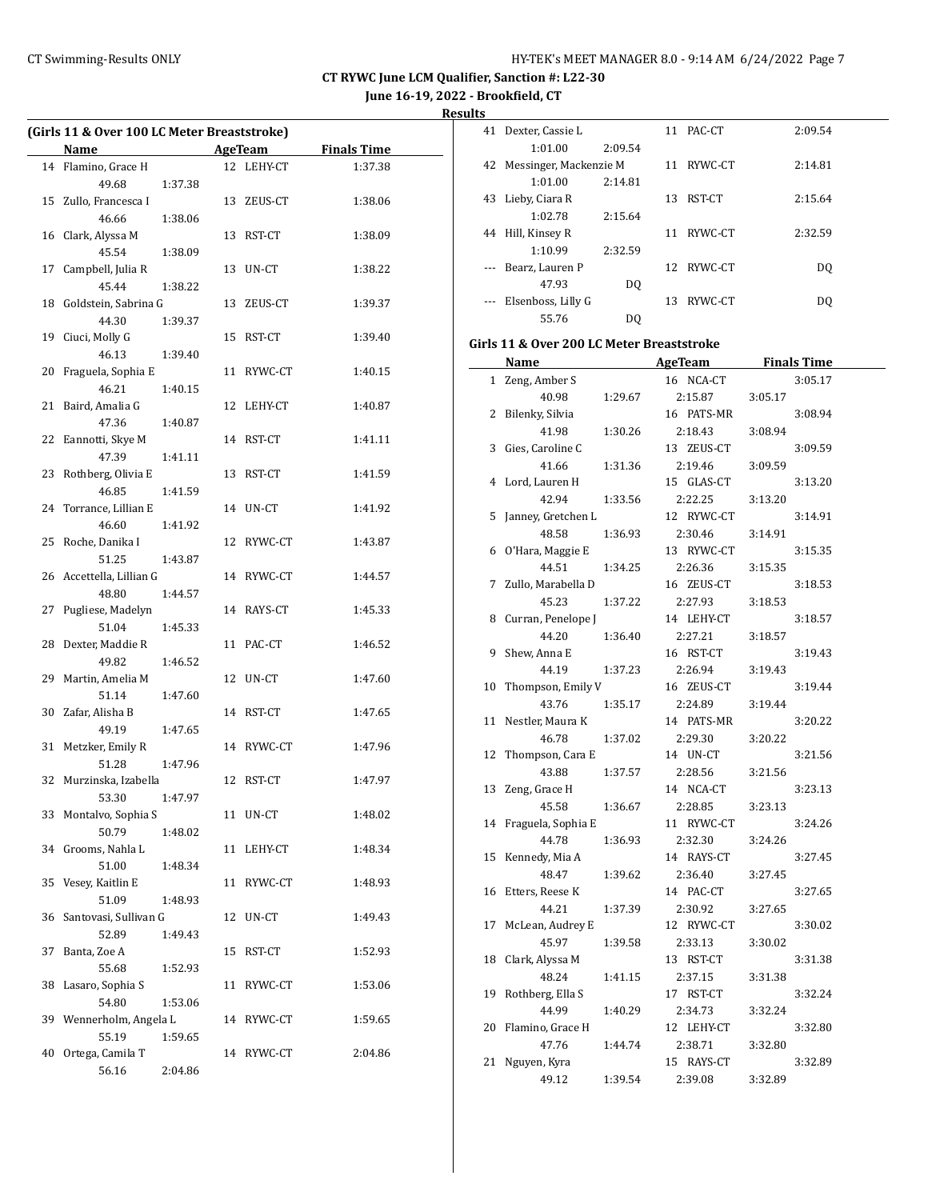## CT RYWC June LCM Qualifier, Sanction #: L22-30

**June 16-19, 2022 - Brookfield, CT**

**Results**

### (Girls 11 & Over 100 LC Meter Breaststroke)

| | Name | AgeTeam | | Finals Time |
|---|---|---|---|---|
| 14 | Flamino, Grace H | 12 | LEHY-CT | 1:37.38 |
| | 49.68 1:37.38 | | | |
| 15 | Zullo, Francesca I | 13 | ZEUS-CT | 1:38.06 |
| | 46.66 1:38.06 | | | |
| 16 | Clark, Alyssa M | 13 | RST-CT | 1:38.09 |
| | 45.54 1:38.09 | | | |
| 17 | Campbell, Julia R | 13 | UN-CT | 1:38.22 |
| | 45.44 1:38.22 | | | |
| 18 | Goldstein, Sabrina G | 13 | ZEUS-CT | 1:39.37 |
| | 44.30 1:39.37 | | | |
| 19 | Ciuci, Molly G | 15 | RST-CT | 1:39.40 |
| | 46.13 1:39.40 | | | |
| 20 | Fraguela, Sophia E | 11 | RYWC-CT | 1:40.15 |
| | 46.21 1:40.15 | | | |
| 21 | Baird, Amalia G | 12 | LEHY-CT | 1:40.87 |
| | 47.36 1:40.87 | | | |
| 22 | Eannotti, Skye M | 14 | RST-CT | 1:41.11 |
| | 47.39 1:41.11 | | | |
| 23 | Rothberg, Olivia E | 13 | RST-CT | 1:41.59 |
| | 46.85 1:41.59 | | | |
| 24 | Torrance, Lillian E | 14 | UN-CT | 1:41.92 |
| | 46.60 1:41.92 | | | |
| 25 | Roche, Danika I | 12 | RYWC-CT | 1:43.87 |
| | 51.25 1:43.87 | | | |
| 26 | Accettella, Lillian G | 14 | RYWC-CT | 1:44.57 |
| | 48.80 1:44.57 | | | |
| 27 | Pugliese, Madelyn | 14 | RAYS-CT | 1:45.33 |
| | 51.04 1:45.33 | | | |
| 28 | Dexter, Maddie R | 11 | PAC-CT | 1:46.52 |
| | 49.82 1:46.52 | | | |
| 29 | Martin, Amelia M | 12 | UN-CT | 1:47.60 |
| | 51.14 1:47.60 | | | |
| 30 | Zafar, Alisha B | 14 | RST-CT | 1:47.65 |
| | 49.19 1:47.65 | | | |
| 31 | Metzker, Emily R | 14 | RYWC-CT | 1:47.96 |
| | 51.28 1:47.96 | | | |
| 32 | Murzinska, Izabella | 12 | RST-CT | 1:47.97 |
| | 53.30 1:47.97 | | | |
| 33 | Montalvo, Sophia S | 11 | UN-CT | 1:48.02 |
| | 50.79 1:48.02 | | | |
| 34 | Grooms, Nahla L | 11 | LEHY-CT | 1:48.34 |
| | 51.00 1:48.34 | | | |
| 35 | Vesey, Kaitlin E | 11 | RYWC-CT | 1:48.93 |
| | 51.09 1:48.93 | | | |
| 36 | Santovasi, Sullivan G | 12 | UN-CT | 1:49.43 |
| | 52.89 1:49.43 | | | |
| 37 | Banta, Zoe A | 15 | RST-CT | 1:52.93 |
| | 55.68 1:52.93 | | | |
| 38 | Lasaro, Sophia S | 11 | RYWC-CT | 1:53.06 |
| | 54.80 1:53.06 | | | |
| 39 | Wennerholm, Angela L | 14 | RYWC-CT | 1:59.65 |
| | 55.19 1:59.65 | | | |
| 40 | Ortega, Camila T | 14 | RYWC-CT | 2:04.86 |
| | 56.16 2:04.86 | | | |
| 41 | Dexter, Cassie L | 11 | PAC-CT | 2:09.54 |
| | 1:01.00 2:09.54 | | | |
| 42 | Messinger, Mackenzie M | 11 | RYWC-CT | 2:14.81 |
| | 1:01.00 2:14.81 | | | |
| 43 | Lieby, Ciara R | 13 | RST-CT | 2:15.64 |
| | 1:02.78 2:15.64 | | | |
| 44 | Hill, Kinsey R | 11 | RYWC-CT | 2:32.59 |
| | 1:10.99 2:32.59 | | | |
| --- | Bearz, Lauren P | 12 | RYWC-CT | DQ |
| | 47.93 DQ | | | |
| --- | Elsenboss, Lilly G | 13 | RYWC-CT | DQ |
| | 55.76 DQ | | | |

### Girls 11 & Over 200 LC Meter Breaststroke

| | Name | AgeTeam | | Finals Time |
|---|---|---|---|---|
| 1 | Zeng, Amber S | 16 | NCA-CT | 3:05.17 |
| | 40.98 1:29.67 2:15.87 3:05.17 | | | |
| 2 | Bilenky, Silvia | 16 | PATS-MR | 3:08.94 |
| | 41.98 1:30.26 2:18.43 3:08.94 | | | |
| 3 | Gies, Caroline C | 13 | ZEUS-CT | 3:09.59 |
| | 41.66 1:31.36 2:19.46 3:09.59 | | | |
| 4 | Lord, Lauren H | 15 | GLAS-CT | 3:13.20 |
| | 42.94 1:33.56 2:22.25 3:13.20 | | | |
| 5 | Janney, Gretchen L | 12 | RYWC-CT | 3:14.91 |
| | 48.58 1:36.93 2:30.46 3:14.91 | | | |
| 6 | O'Hara, Maggie E | 13 | RYWC-CT | 3:15.35 |
| | 44.51 1:34.25 2:26.36 3:15.35 | | | |
| 7 | Zullo, Marabella D | 16 | ZEUS-CT | 3:18.53 |
| | 45.23 1:37.22 2:27.93 3:18.53 | | | |
| 8 | Curran, Penelope J | 14 | LEHY-CT | 3:18.57 |
| | 44.20 1:36.40 2:27.21 3:18.57 | | | |
| 9 | Shew, Anna E | 16 | RST-CT | 3:19.43 |
| | 44.19 1:37.23 2:26.94 3:19.43 | | | |
| 10 | Thompson, Emily V | 16 | ZEUS-CT | 3:19.44 |
| | 43.76 1:35.17 2:24.89 3:19.44 | | | |
| 11 | Nestler, Maura K | 14 | PATS-MR | 3:20.22 |
| | 46.78 1:37.02 2:29.30 3:20.22 | | | |
| 12 | Thompson, Cara E | 14 | UN-CT | 3:21.56 |
| | 43.88 1:37.57 2:28.56 3:21.56 | | | |
| 13 | Zeng, Grace H | 14 | NCA-CT | 3:23.13 |
| | 45.58 1:36.67 2:28.85 3:23.13 | | | |
| 14 | Fraguela, Sophia E | 11 | RYWC-CT | 3:24.26 |
| | 44.78 1:36.93 2:32.30 3:24.26 | | | |
| 15 | Kennedy, Mia A | 14 | RAYS-CT | 3:27.45 |
| | 48.47 1:39.62 2:36.40 3:27.45 | | | |
| 16 | Etters, Reese K | 14 | PAC-CT | 3:27.65 |
| | 44.21 1:37.39 2:30.92 3:27.65 | | | |
| 17 | McLean, Audrey E | 12 | RYWC-CT | 3:30.02 |
| | 45.97 1:39.58 2:33.13 3:30.02 | | | |
| 18 | Clark, Alyssa M | 13 | RST-CT | 3:31.38 |
| | 48.24 1:41.15 2:37.15 3:31.38 | | | |
| 19 | Rothberg, Ella S | 17 | RST-CT | 3:32.24 |
| | 44.99 1:40.29 2:34.73 3:32.24 | | | |
| 20 | Flamino, Grace H | 12 | LEHY-CT | 3:32.80 |
| | 47.76 1:44.74 2:38.71 3:32.80 | | | |
| 21 | Nguyen, Kyra | 15 | RAYS-CT | 3:32.89 |
| | 49.12 1:39.54 2:39.08 3:32.89 | | | |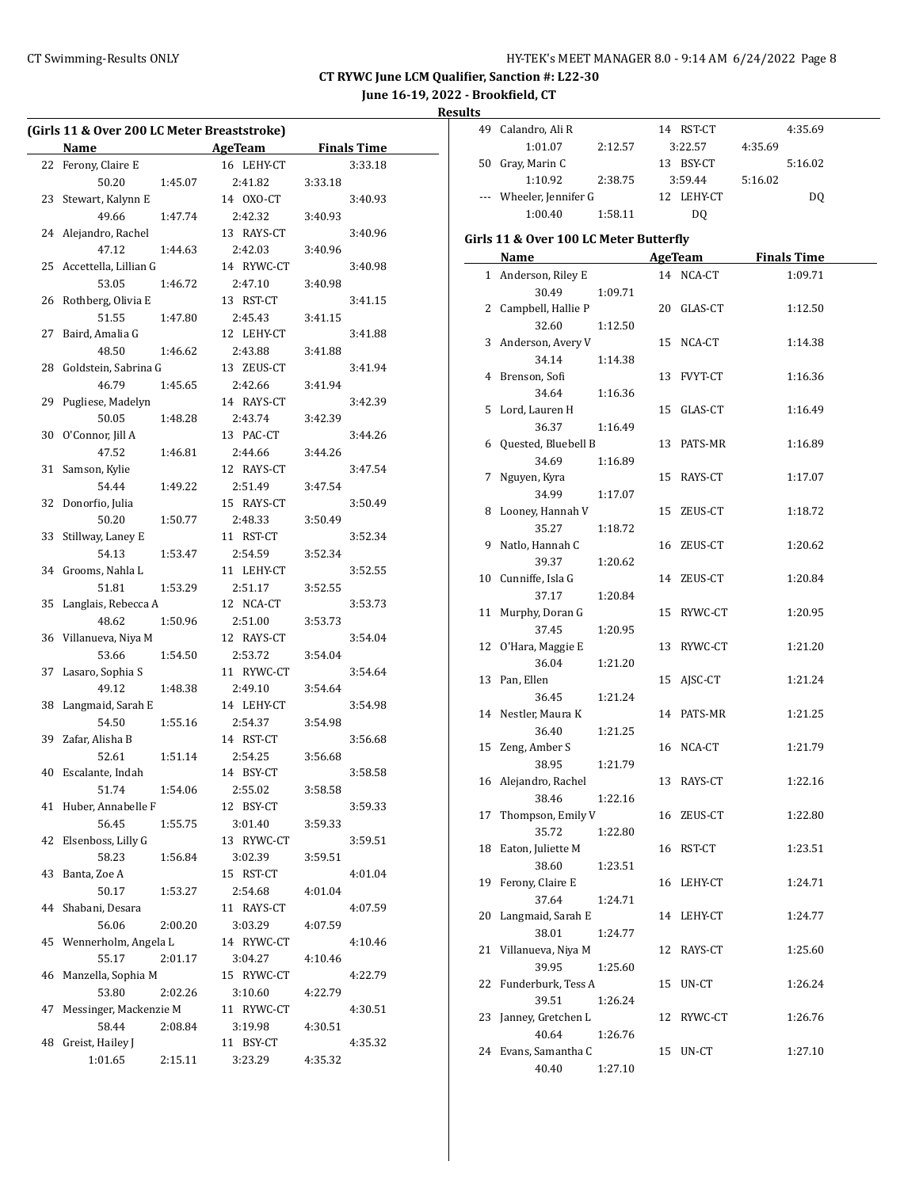CT RYWC June LCM Qualifier, Sanction #: L22-30

June 16-19, 2022 - Brookfield, CT

**Results**

### (Girls 11 & Over 200 LC Meter Breaststroke)

| | Name | Age | Team | Finals Time |
|---|---|---|---|---|
| 22 | Ferony, Claire E | 16 | LEHY-CT | 3:33.18 |
| | 50.20 / 1:45.07 / 2:41.82 / 3:33.18 | | | |
| 23 | Stewart, Kalynn E | 14 | OXO-CT | 3:40.93 |
| | 49.66 / 1:47.74 / 2:42.32 / 3:40.93 | | | |
| 24 | Alejandro, Rachel | 13 | RAYS-CT | 3:40.96 |
| | 47.12 / 1:44.63 / 2:42.03 / 3:40.96 | | | |
| 25 | Accettella, Lillian G | 14 | RYWC-CT | 3:40.98 |
| | 53.05 / 1:46.72 / 2:47.10 / 3:40.98 | | | |
| 26 | Rothberg, Olivia E | 13 | RST-CT | 3:41.15 |
| | 51.55 / 1:47.80 / 2:45.43 / 3:41.15 | | | |
| 27 | Baird, Amalia G | 12 | LEHY-CT | 3:41.88 |
| | 48.50 / 1:46.62 / 2:43.88 / 3:41.88 | | | |
| 28 | Goldstein, Sabrina G | 13 | ZEUS-CT | 3:41.94 |
| | 46.79 / 1:45.65 / 2:42.66 / 3:41.94 | | | |
| 29 | Pugliese, Madelyn | 14 | RAYS-CT | 3:42.39 |
| | 50.05 / 1:48.28 / 2:43.74 / 3:42.39 | | | |
| 30 | O'Connor, Jill A | 13 | PAC-CT | 3:44.26 |
| | 47.52 / 1:46.81 / 2:44.66 / 3:44.26 | | | |
| 31 | Samson, Kylie | 12 | RAYS-CT | 3:47.54 |
| | 54.44 / 1:49.22 / 2:51.49 / 3:47.54 | | | |
| 32 | Donorfio, Julia | 15 | RAYS-CT | 3:50.49 |
| | 50.20 / 1:50.77 / 2:48.33 / 3:50.49 | | | |
| 33 | Stillway, Laney E | 11 | RST-CT | 3:52.34 |
| | 54.13 / 1:53.47 / 2:54.59 / 3:52.34 | | | |
| 34 | Grooms, Nahla L | 11 | LEHY-CT | 3:52.55 |
| | 51.81 / 1:53.29 / 2:51.17 / 3:52.55 | | | |
| 35 | Langlais, Rebecca A | 12 | NCA-CT | 3:53.73 |
| | 48.62 / 1:50.96 / 2:51.00 / 3:53.73 | | | |
| 36 | Villanueva, Niya M | 12 | RAYS-CT | 3:54.04 |
| | 53.66 / 1:54.50 / 2:53.72 / 3:54.04 | | | |
| 37 | Lasaro, Sophia S | 11 | RYWC-CT | 3:54.64 |
| | 49.12 / 1:48.38 / 2:49.10 / 3:54.64 | | | |
| 38 | Langmaid, Sarah E | 14 | LEHY-CT | 3:54.98 |
| | 54.50 / 1:55.16 / 2:54.37 / 3:54.98 | | | |
| 39 | Zafar, Alisha B | 14 | RST-CT | 3:56.68 |
| | 52.61 / 1:51.14 / 2:54.25 / 3:56.68 | | | |
| 40 | Escalante, Indah | 14 | BSY-CT | 3:58.58 |
| | 51.74 / 1:54.06 / 2:55.02 / 3:58.58 | | | |
| 41 | Huber, Annabelle F | 12 | BSY-CT | 3:59.33 |
| | 56.45 / 1:55.75 / 3:01.40 / 3:59.33 | | | |
| 42 | Elsenboss, Lilly G | 13 | RYWC-CT | 3:59.51 |
| | 58.23 / 1:56.84 / 3:02.39 / 3:59.51 | | | |
| 43 | Banta, Zoe A | 15 | RST-CT | 4:01.04 |
| | 50.17 / 1:53.27 / 2:54.68 / 4:01.04 | | | |
| 44 | Shabani, Desara | 11 | RAYS-CT | 4:07.59 |
| | 56.06 / 2:00.20 / 3:03.29 / 4:07.59 | | | |
| 45 | Wennerholm, Angela L | 14 | RYWC-CT | 4:10.46 |
| | 55.17 / 2:01.17 / 3:04.27 / 4:10.46 | | | |
| 46 | Manzella, Sophia M | 15 | RYWC-CT | 4:22.79 |
| | 53.80 / 2:02.26 / 3:10.60 / 4:22.79 | | | |
| 47 | Messinger, Mackenzie M | 11 | RYWC-CT | 4:30.51 |
| | 58.44 / 2:08.84 / 3:19.98 / 4:30.51 | | | |
| 48 | Greist, Hailey J | 11 | BSY-CT | 4:35.32 |
| | 1:01.65 / 2:15.11 / 3:23.29 / 4:35.32 | | | |
| 49 | Calandro, Ali R | 14 | RST-CT | 4:35.69 |
| | 1:01.07 / 2:12.57 / 3:22.57 / 4:35.69 | | | |
| 50 | Gray, Marin C | 13 | BSY-CT | 5:16.02 |
| | 1:10.92 / 2:38.75 / 3:59.44 / 5:16.02 | | | |
| --- | Wheeler, Jennifer G | 12 | LEHY-CT | DQ |
| | 1:00.40 / 1:58.11 / DQ | | | |

### Girls 11 & Over 100 LC Meter Butterfly

| | Name | Age | Team | Finals Time |
|---|---|---|---|---|
| 1 | Anderson, Riley E | 14 | NCA-CT | 1:09.71 |
| | 30.49 / 1:09.71 | | | |
| 2 | Campbell, Hallie P | 20 | GLAS-CT | 1:12.50 |
| | 32.60 / 1:12.50 | | | |
| 3 | Anderson, Avery V | 15 | NCA-CT | 1:14.38 |
| | 34.14 / 1:14.38 | | | |
| 4 | Brenson, Sofi | 13 | FVYT-CT | 1:16.36 |
| | 34.64 / 1:16.36 | | | |
| 5 | Lord, Lauren H | 15 | GLAS-CT | 1:16.49 |
| | 36.37 / 1:16.49 | | | |
| 6 | Quested, Bluebell B | 13 | PATS-MR | 1:16.89 |
| | 34.69 / 1:16.89 | | | |
| 7 | Nguyen, Kyra | 15 | RAYS-CT | 1:17.07 |
| | 34.99 / 1:17.07 | | | |
| 8 | Looney, Hannah V | 15 | ZEUS-CT | 1:18.72 |
| | 35.27 / 1:18.72 | | | |
| 9 | Natlo, Hannah C | 16 | ZEUS-CT | 1:20.62 |
| | 39.37 / 1:20.62 | | | |
| 10 | Cunniffe, Isla G | 14 | ZEUS-CT | 1:20.84 |
| | 37.17 / 1:20.84 | | | |
| 11 | Murphy, Doran G | 15 | RYWC-CT | 1:20.95 |
| | 37.45 / 1:20.95 | | | |
| 12 | O'Hara, Maggie E | 13 | RYWC-CT | 1:21.20 |
| | 36.04 / 1:21.20 | | | |
| 13 | Pan, Ellen | 15 | AJSC-CT | 1:21.24 |
| | 36.45 / 1:21.24 | | | |
| 14 | Nestler, Maura K | 14 | PATS-MR | 1:21.25 |
| | 36.40 / 1:21.25 | | | |
| 15 | Zeng, Amber S | 16 | NCA-CT | 1:21.79 |
| | 38.95 / 1:21.79 | | | |
| 16 | Alejandro, Rachel | 13 | RAYS-CT | 1:22.16 |
| | 38.46 / 1:22.16 | | | |
| 17 | Thompson, Emily V | 16 | ZEUS-CT | 1:22.80 |
| | 35.72 / 1:22.80 | | | |
| 18 | Eaton, Juliette M | 16 | RST-CT | 1:23.51 |
| | 38.60 / 1:23.51 | | | |
| 19 | Ferony, Claire E | 16 | LEHY-CT | 1:24.71 |
| | 37.64 / 1:24.71 | | | |
| 20 | Langmaid, Sarah E | 14 | LEHY-CT | 1:24.77 |
| | 38.01 / 1:24.77 | | | |
| 21 | Villanueva, Niya M | 12 | RAYS-CT | 1:25.60 |
| | 39.95 / 1:25.60 | | | |
| 22 | Funderburk, Tess A | 15 | UN-CT | 1:26.24 |
| | 39.51 / 1:26.24 | | | |
| 23 | Janney, Gretchen L | 12 | RYWC-CT | 1:26.76 |
| | 40.64 / 1:26.76 | | | |
| 24 | Evans, Samantha C | 15 | UN-CT | 1:27.10 |
| | 40.40 / 1:27.10 | | | |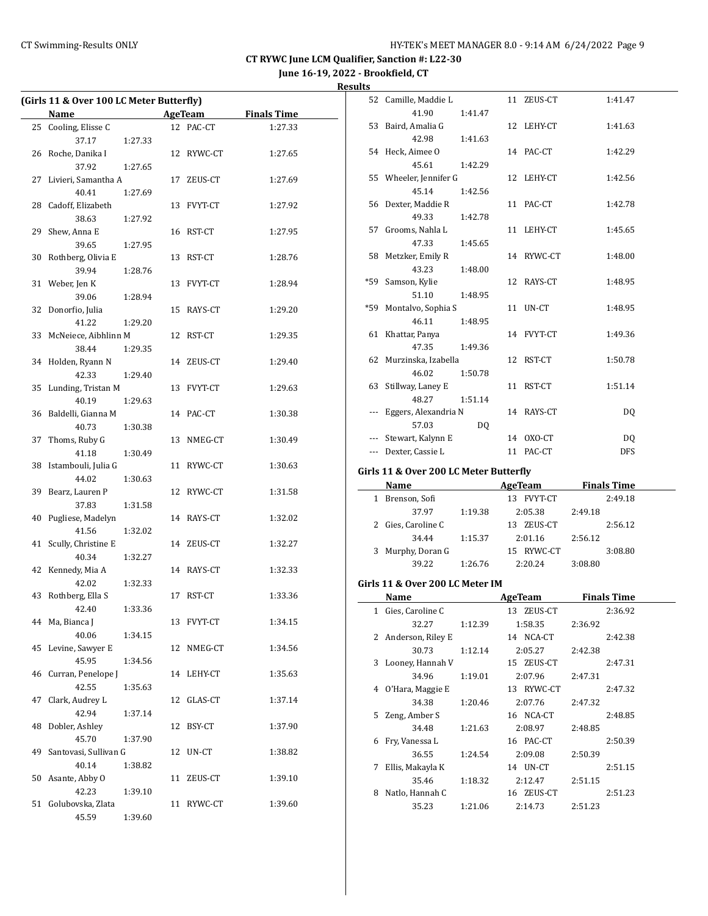## CT RYWC June LCM Qualifier, Sanction #: L22-30

**June 16-19, 2022 - Brookfield, CT**

**Results**

### (Girls 11 & Over 100 LC Meter Butterfly)

| | Name | Age | Team | Finals Time |
|---|---|---|---|---|
| 25 | Cooling, Elisse C | 12 | PAC-CT | 1:27.33 |
| | 37.17 1:27.33 | | | |
| 26 | Roche, Danika I | 12 | RYWC-CT | 1:27.65 |
| | 37.92 1:27.65 | | | |
| 27 | Livieri, Samantha A | 17 | ZEUS-CT | 1:27.69 |
| | 40.41 1:27.69 | | | |
| 28 | Cadoff, Elizabeth | 13 | FVYT-CT | 1:27.92 |
| | 38.63 1:27.92 | | | |
| 29 | Shew, Anna E | 16 | RST-CT | 1:27.95 |
| | 39.65 1:27.95 | | | |
| 30 | Rothberg, Olivia E | 13 | RST-CT | 1:28.76 |
| | 39.94 1:28.76 | | | |
| 31 | Weber, Jen K | 13 | FVYT-CT | 1:28.94 |
| | 39.06 1:28.94 | | | |
| 32 | Donorfio, Julia | 15 | RAYS-CT | 1:29.20 |
| | 41.22 1:29.20 | | | |
| 33 | McNeiece, Aibhlinn M | 12 | RST-CT | 1:29.35 |
| | 38.44 1:29.35 | | | |
| 34 | Holden, Ryann N | 14 | ZEUS-CT | 1:29.40 |
| | 42.33 1:29.40 | | | |
| 35 | Lunding, Tristan M | 13 | FVYT-CT | 1:29.63 |
| | 40.19 1:29.63 | | | |
| 36 | Baldelli, Gianna M | 14 | PAC-CT | 1:30.38 |
| | 40.73 1:30.38 | | | |
| 37 | Thoms, Ruby G | 13 | NMEG-CT | 1:30.49 |
| | 41.18 1:30.49 | | | |
| 38 | Istambouli, Julia G | 11 | RYWC-CT | 1:30.63 |
| | 44.02 1:30.63 | | | |
| 39 | Bearz, Lauren P | 12 | RYWC-CT | 1:31.58 |
| | 37.83 1:31.58 | | | |
| 40 | Pugliese, Madelyn | 14 | RAYS-CT | 1:32.02 |
| | 41.56 1:32.02 | | | |
| 41 | Scully, Christine E | 14 | ZEUS-CT | 1:32.27 |
| | 40.34 1:32.27 | | | |
| 42 | Kennedy, Mia A | 14 | RAYS-CT | 1:32.33 |
| | 42.02 1:32.33 | | | |
| 43 | Rothberg, Ella S | 17 | RST-CT | 1:33.36 |
| | 42.40 1:33.36 | | | |
| 44 | Ma, Bianca J | 13 | FVYT-CT | 1:34.15 |
| | 40.06 1:34.15 | | | |
| 45 | Levine, Sawyer E | 12 | NMEG-CT | 1:34.56 |
| | 45.95 1:34.56 | | | |
| 46 | Curran, Penelope J | 14 | LEHY-CT | 1:35.63 |
| | 42.55 1:35.63 | | | |
| 47 | Clark, Audrey L | 12 | GLAS-CT | 1:37.14 |
| | 42.94 1:37.14 | | | |
| 48 | Dobler, Ashley | 12 | BSY-CT | 1:37.90 |
| | 45.70 1:37.90 | | | |
| 49 | Santovasi, Sullivan G | 12 | UN-CT | 1:38.82 |
| | 40.14 1:38.82 | | | |
| 50 | Asante, Abby O | 11 | ZEUS-CT | 1:39.10 |
| | 42.23 1:39.10 | | | |
| 51 | Golubovska, Zlata | 11 | RYWC-CT | 1:39.60 |
| | 45.59 1:39.60 | | | |
| 52 | Camille, Maddie L | 11 | ZEUS-CT | 1:41.47 |
| | 41.90 1:41.47 | | | |
| 53 | Baird, Amalia G | 12 | LEHY-CT | 1:41.63 |
| | 42.98 1:41.63 | | | |
| 54 | Heck, Aimee O | 14 | PAC-CT | 1:42.29 |
| | 45.61 1:42.29 | | | |
| 55 | Wheeler, Jennifer G | 12 | LEHY-CT | 1:42.56 |
| | 45.14 1:42.56 | | | |
| 56 | Dexter, Maddie R | 11 | PAC-CT | 1:42.78 |
| | 49.33 1:42.78 | | | |
| 57 | Grooms, Nahla L | 11 | LEHY-CT | 1:45.65 |
| | 47.33 1:45.65 | | | |
| 58 | Metzker, Emily R | 14 | RYWC-CT | 1:48.00 |
| | 43.23 1:48.00 | | | |
| *59 | Samson, Kylie | 12 | RAYS-CT | 1:48.95 |
| | 51.10 1:48.95 | | | |
| *59 | Montalvo, Sophia S | 11 | UN-CT | 1:48.95 |
| | 46.11 1:48.95 | | | |
| 61 | Khattar, Panya | 14 | FVYT-CT | 1:49.36 |
| | 47.35 1:49.36 | | | |
| 62 | Murzinska, Izabella | 12 | RST-CT | 1:50.78 |
| | 46.02 1:50.78 | | | |
| 63 | Stillway, Laney E | 11 | RST-CT | 1:51.14 |
| | 48.27 1:51.14 | | | |
| --- | Eggers, Alexandria N | 14 | RAYS-CT | DQ |
| | 57.03 DQ | | | |
| --- | Stewart, Kalynn E | 14 | OXO-CT | DQ |
| --- | Dexter, Cassie L | 11 | PAC-CT | DFS |

### Girls 11 & Over 200 LC Meter Butterfly

| | Name | Age | Team | Finals Time |
|---|---|---|---|---|
| 1 | Brenson, Sofi | 13 | FVYT-CT | 2:49.18 |
| | 37.97 1:19.38 2:05.38 2:49.18 | | | |
| 2 | Gies, Caroline C | 13 | ZEUS-CT | 2:56.12 |
| | 34.44 1:15.37 2:01.16 2:56.12 | | | |
| 3 | Murphy, Doran G | 15 | RYWC-CT | 3:08.80 |
| | 39.22 1:26.76 2:20.24 3:08.80 | | | |

### Girls 11 & Over 200 LC Meter IM

| | Name | Age | Team | Finals Time |
|---|---|---|---|---|
| 1 | Gies, Caroline C | 13 | ZEUS-CT | 2:36.92 |
| | 32.27 1:12.39 1:58.35 2:36.92 | | | |
| 2 | Anderson, Riley E | 14 | NCA-CT | 2:42.38 |
| | 30.73 1:12.14 2:05.27 2:42.38 | | | |
| 3 | Looney, Hannah V | 15 | ZEUS-CT | 2:47.31 |
| | 34.96 1:19.01 2:07.96 2:47.31 | | | |
| 4 | O'Hara, Maggie E | 13 | RYWC-CT | 2:47.32 |
| | 34.38 1:20.46 2:07.76 2:47.32 | | | |
| 5 | Zeng, Amber S | 16 | NCA-CT | 2:48.85 |
| | 34.48 1:21.63 2:08.97 2:48.85 | | | |
| 6 | Fry, Vanessa L | 16 | PAC-CT | 2:50.39 |
| | 36.55 1:24.54 2:09.08 2:50.39 | | | |
| 7 | Ellis, Makayla K | 14 | UN-CT | 2:51.15 |
| | 35.46 1:18.32 2:12.47 2:51.15 | | | |
| 8 | Natlo, Hannah C | 16 | ZEUS-CT | 2:51.23 |
| | 35.23 1:21.06 2:14.73 2:51.23 | | | |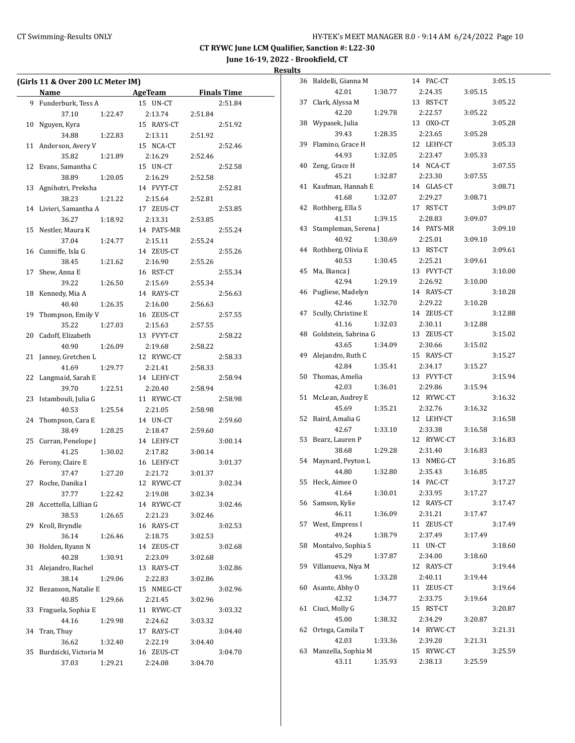## CT RYWC June LCM Qualifier, Sanction #: L22-30

**June 16-19, 2022 - Brookfield, CT**

**Results**

### (Girls 11 & Over 200 LC Meter IM)

| Place | Name | Age | Team | Finals Time | 50 | 100 | 150 | 200 |
|---|---|---|---|---|---|---|---|---|
| 9 | Funderburk, Tess A | 15 | UN-CT | 2:51.84 | 37.10 | 1:22.47 | 2:13.74 | 2:51.84 |
| 10 | Nguyen, Kyra | 15 | RAYS-CT | 2:51.92 | 34.88 | 1:22.83 | 2:13.11 | 2:51.92 |
| 11 | Anderson, Avery V | 15 | NCA-CT | 2:52.46 | 35.82 | 1:21.89 | 2:16.29 | 2:52.46 |
| 12 | Evans, Samantha C | 15 | UN-CT | 2:52.58 | 38.89 | 1:20.05 | 2:16.29 | 2:52.58 |
| 13 | Agnihotri, Preksha | 14 | FVYT-CT | 2:52.81 | 38.23 | 1:21.22 | 2:15.64 | 2:52.81 |
| 14 | Livieri, Samantha A | 17 | ZEUS-CT | 2:53.85 | 36.27 | 1:18.92 | 2:13.31 | 2:53.85 |
| 15 | Nestler, Maura K | 14 | PATS-MR | 2:55.24 | 37.04 | 1:24.77 | 2:15.11 | 2:55.24 |
| 16 | Cunniffe, Isla G | 14 | ZEUS-CT | 2:55.26 | 38.45 | 1:21.62 | 2:16.90 | 2:55.26 |
| 17 | Shew, Anna E | 16 | RST-CT | 2:55.34 | 39.22 | 1:26.50 | 2:15.69 | 2:55.34 |
| 18 | Kennedy, Mia A | 14 | RAYS-CT | 2:56.63 | 40.40 | 1:26.35 | 2:16.00 | 2:56.63 |
| 19 | Thompson, Emily V | 16 | ZEUS-CT | 2:57.55 | 35.22 | 1:27.03 | 2:15.63 | 2:57.55 |
| 20 | Cadoff, Elizabeth | 13 | FVYT-CT | 2:58.22 | 40.90 | 1:26.09 | 2:19.68 | 2:58.22 |
| 21 | Janney, Gretchen L | 12 | RYWC-CT | 2:58.33 | 41.69 | 1:29.77 | 2:21.41 | 2:58.33 |
| 22 | Langmaid, Sarah E | 14 | LEHY-CT | 2:58.94 | 39.70 | 1:22.51 | 2:20.40 | 2:58.94 |
| 23 | Istambouli, Julia G | 11 | RYWC-CT | 2:58.98 | 40.53 | 1:25.54 | 2:21.05 | 2:58.98 |
| 24 | Thompson, Cara E | 14 | UN-CT | 2:59.60 | 38.49 | 1:28.25 | 2:18.47 | 2:59.60 |
| 25 | Curran, Penelope J | 14 | LEHY-CT | 3:00.14 | 41.25 | 1:30.02 | 2:17.82 | 3:00.14 |
| 26 | Ferony, Claire E | 16 | LEHY-CT | 3:01.37 | 37.47 | 1:27.20 | 2:21.72 | 3:01.37 |
| 27 | Roche, Danika I | 12 | RYWC-CT | 3:02.34 | 37.77 | 1:22.42 | 2:19.08 | 3:02.34 |
| 28 | Accettella, Lillian G | 14 | RYWC-CT | 3:02.46 | 38.53 | 1:26.65 | 2:21.23 | 3:02.46 |
| 29 | Kroll, Bryndle | 16 | RAYS-CT | 3:02.53 | 36.14 | 1:26.46 | 2:18.75 | 3:02.53 |
| 30 | Holden, Ryann N | 14 | ZEUS-CT | 3:02.68 | 40.28 | 1:30.91 | 2:23.09 | 3:02.68 |
| 31 | Alejandro, Rachel | 13 | RAYS-CT | 3:02.86 | 38.14 | 1:29.06 | 2:22.83 | 3:02.86 |
| 32 | Bezanson, Natalie E | 15 | NMEG-CT | 3:02.96 | 40.85 | 1:29.66 | 2:21.45 | 3:02.96 |
| 33 | Fraguela, Sophia E | 11 | RYWC-CT | 3:03.32 | 44.16 | 1:29.98 | 2:24.62 | 3:03.32 |
| 34 | Tran, Thuy | 17 | RAYS-CT | 3:04.40 | 36.62 | 1:32.40 | 2:22.19 | 3:04.40 |
| 35 | Burdzicki, Victoria M | 16 | ZEUS-CT | 3:04.70 | 37.03 | 1:29.21 | 2:24.08 | 3:04.70 |
| 36 | Baldelli, Gianna M | 14 | PAC-CT | 3:05.15 | 42.01 | 1:30.77 | 2:24.35 | 3:05.15 |
| 37 | Clark, Alyssa M | 13 | RST-CT | 3:05.22 | 42.20 | 1:29.78 | 2:22.57 | 3:05.22 |
| 38 | Wypasek, Julia | 13 | OXO-CT | 3:05.28 | 39.43 | 1:28.35 | 2:23.65 | 3:05.28 |
| 39 | Flamino, Grace H | 12 | LEHY-CT | 3:05.33 | 44.93 | 1:32.05 | 2:23.47 | 3:05.33 |
| 40 | Zeng, Grace H | 14 | NCA-CT | 3:07.55 | 45.21 | 1:32.87 | 2:23.30 | 3:07.55 |
| 41 | Kaufman, Hannah E | 14 | GLAS-CT | 3:08.71 | 41.68 | 1:32.07 | 2:29.27 | 3:08.71 |
| 42 | Rothberg, Ella S | 17 | RST-CT | 3:09.07 | 41.51 | 1:39.15 | 2:28.83 | 3:09.07 |
| 43 | Stampleman, Serena J | 14 | PATS-MR | 3:09.10 | 40.92 | 1:30.69 | 2:25.01 | 3:09.10 |
| 44 | Rothberg, Olivia E | 13 | RST-CT | 3:09.61 | 40.53 | 1:30.45 | 2:25.21 | 3:09.61 |
| 45 | Ma, Bianca J | 13 | FVYT-CT | 3:10.00 | 42.94 | 1:29.19 | 2:26.92 | 3:10.00 |
| 46 | Pugliese, Madelyn | 14 | RAYS-CT | 3:10.28 | 42.46 | 1:32.70 | 2:29.22 | 3:10.28 |
| 47 | Scully, Christine E | 14 | ZEUS-CT | 3:12.88 | 41.16 | 1:32.03 | 2:30.11 | 3:12.88 |
| 48 | Goldstein, Sabrina G | 13 | ZEUS-CT | 3:15.02 | 43.65 | 1:34.09 | 2:30.66 | 3:15.02 |
| 49 | Alejandro, Ruth C | 15 | RAYS-CT | 3:15.27 | 42.84 | 1:35.41 | 2:34.17 | 3:15.27 |
| 50 | Thomas, Amelia | 13 | FVYT-CT | 3:15.94 | 42.03 | 1:36.01 | 2:29.86 | 3:15.94 |
| 51 | McLean, Audrey E | 12 | RYWC-CT | 3:16.32 | 45.69 | 1:35.21 | 2:32.76 | 3:16.32 |
| 52 | Baird, Amalia G | 12 | LEHY-CT | 3:16.58 | 42.67 | 1:33.10 | 2:33.38 | 3:16.58 |
| 53 | Bearz, Lauren P | 12 | RYWC-CT | 3:16.83 | 38.68 | 1:29.28 | 2:31.40 | 3:16.83 |
| 54 | Maynard, Peyton L | 13 | NMEG-CT | 3:16.85 | 44.80 | 1:32.80 | 2:35.43 | 3:16.85 |
| 55 | Heck, Aimee O | 14 | PAC-CT | 3:17.27 | 41.64 | 1:30.01 | 2:33.95 | 3:17.27 |
| 56 | Samson, Kylie | 12 | RAYS-CT | 3:17.47 | 46.11 | 1:36.09 | 2:31.21 | 3:17.47 |
| 57 | West, Empress I | 11 | ZEUS-CT | 3:17.49 | 49.24 | 1:38.79 | 2:37.49 | 3:17.49 |
| 58 | Montalvo, Sophia S | 11 | UN-CT | 3:18.60 | 45.29 | 1:37.87 | 2:34.00 | 3:18.60 |
| 59 | Villanueva, Niya M | 12 | RAYS-CT | 3:19.44 | 43.96 | 1:33.28 | 2:40.11 | 3:19.44 |
| 60 | Asante, Abby O | 11 | ZEUS-CT | 3:19.64 | 42.32 | 1:34.77 | 2:33.75 | 3:19.64 |
| 61 | Ciuci, Molly G | 15 | RST-CT | 3:20.87 | 45.00 | 1:38.32 | 2:34.29 | 3:20.87 |
| 62 | Ortega, Camila T | 14 | RYWC-CT | 3:21.31 | 42.03 | 1:33.36 | 2:39.20 | 3:21.31 |
| 63 | Manzella, Sophia M | 15 | RYWC-CT | 3:25.59 | 43.11 | 1:35.93 | 2:38.13 | 3:25.59 |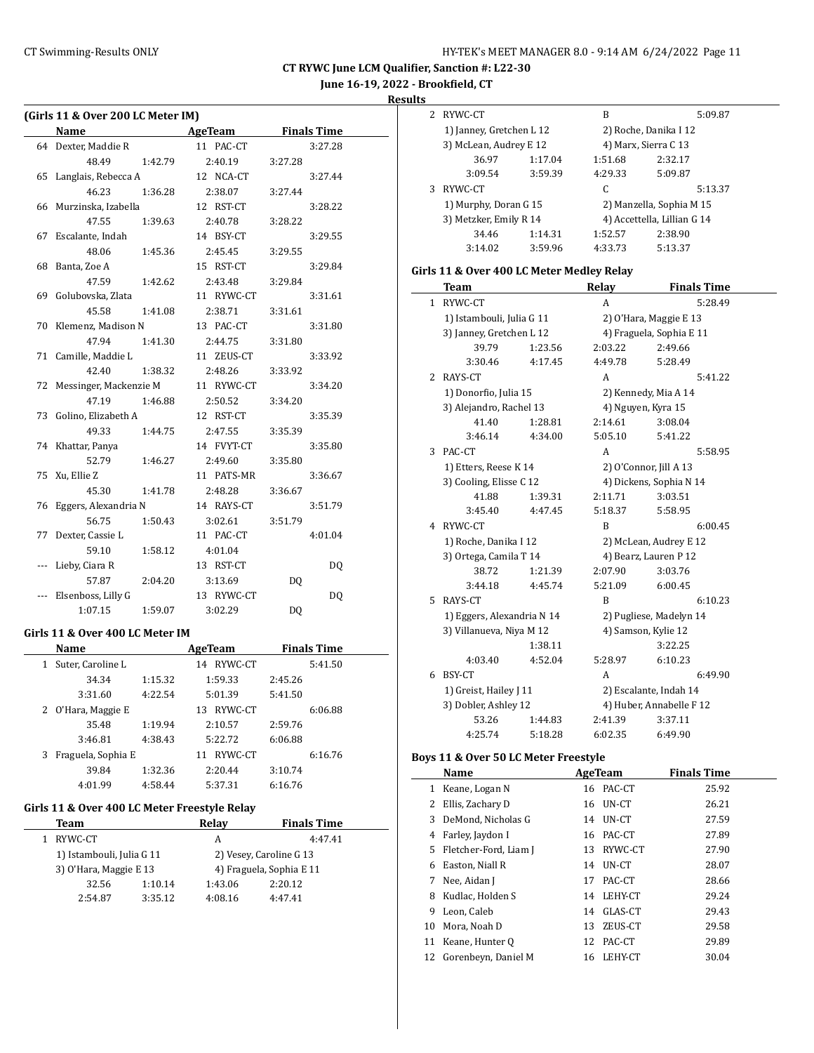CT RYWC June LCM Qualifier, Sanction #: L22-30

June 16-19, 2022 - Brookfield, CT

Results

## (Girls 11 & Over 200 LC Meter IM)

| | Name | AgeTeam | Finals Time |
|---|---|---|---|
| 64 | Dexter, Maddie R | 11 PAC-CT | 3:27.28 |
| | 48.49 1:42.79 2:40.19 3:27.28 | | |
| 65 | Langlais, Rebecca A | 12 NCA-CT | 3:27.44 |
| | 46.23 1:36.28 2:38.07 3:27.44 | | |
| 66 | Murzinska, Izabella | 12 RST-CT | 3:28.22 |
| | 47.55 1:39.63 2:40.78 3:28.22 | | |
| 67 | Escalante, Indah | 14 BSY-CT | 3:29.55 |
| | 48.06 1:45.36 2:45.45 3:29.55 | | |
| 68 | Banta, Zoe A | 15 RST-CT | 3:29.84 |
| | 47.59 1:42.62 2:43.48 3:29.84 | | |
| 69 | Golubovska, Zlata | 11 RYWC-CT | 3:31.61 |
| | 45.58 1:41.08 2:38.71 3:31.61 | | |
| 70 | Klemenz, Madison N | 13 PAC-CT | 3:31.80 |
| | 47.94 1:41.30 2:44.75 3:31.80 | | |
| 71 | Camille, Maddie L | 11 ZEUS-CT | 3:33.92 |
| | 42.40 1:38.32 2:48.26 3:33.92 | | |
| 72 | Messinger, Mackenzie M | 11 RYWC-CT | 3:34.20 |
| | 47.19 1:46.88 2:50.52 3:34.20 | | |
| 73 | Golino, Elizabeth A | 12 RST-CT | 3:35.39 |
| | 49.33 1:44.75 2:47.55 3:35.39 | | |
| 74 | Khattar, Panya | 14 FVYT-CT | 3:35.80 |
| | 52.79 1:46.27 2:49.60 3:35.80 | | |
| 75 | Xu, Ellie Z | 11 PATS-MR | 3:36.67 |
| | 45.30 1:41.78 2:48.28 3:36.67 | | |
| 76 | Eggers, Alexandria N | 14 RAYS-CT | 3:51.79 |
| | 56.75 1:50.43 3:02.61 3:51.79 | | |
| 77 | Dexter, Cassie L | 11 PAC-CT | 4:01.04 |
| | 59.10 1:58.12 4:01.04 | | |
| --- | Lieby, Ciara R | 13 RST-CT | DQ |
| | 57.87 2:04.20 3:13.69 DQ | | |
| --- | Elsenboss, Lilly G | 13 RYWC-CT | DQ |
| | 1:07.15 1:59.07 3:02.29 DQ | | |

## Girls 11 & Over 400 LC Meter IM

| | Name | AgeTeam | Finals Time |
|---|---|---|---|
| 1 | Suter, Caroline L | 14 RYWC-CT | 5:41.50 |
| | 34.34 1:15.32 1:59.33 2:45.26 | | |
| | 3:31.60 4:22.54 5:01.39 5:41.50 | | |
| 2 | O'Hara, Maggie E | 13 RYWC-CT | 6:06.88 |
| | 35.48 1:19.94 2:10.57 2:59.76 | | |
| | 3:46.81 4:38.43 5:22.72 6:06.88 | | |
| 3 | Fraguela, Sophia E | 11 RYWC-CT | 6:16.76 |
| | 39.84 1:32.36 2:20.44 3:10.74 | | |
| | 4:01.99 4:58.44 5:37.31 6:16.76 | | |

## Girls 11 & Over 400 LC Meter Freestyle Relay

| | Team | Relay | Finals Time |
|---|---|---|---|
| 1 | RYWC-CT | A | 4:47.41 |
| | 1) Istambouli, Julia G 11 | 2) Vesey, Caroline G 13 | |
| | 3) O'Hara, Maggie E 13 | 4) Fraguela, Sophia E 11 | |
| | 32.56 1:10.14 1:43.06 2:20.12 | | |
| | 2:54.87 3:35.12 4:08.16 4:47.41 | | |
| 2 | RYWC-CT | B | 5:09.87 |
| | 1) Janney, Gretchen L 12 | 2) Roche, Danika I 12 | |
| | 3) McLean, Audrey E 12 | 4) Marx, Sierra C 13 | |
| | 36.97 1:17.04 1:51.68 2:32.17 | | |
| | 3:09.54 3:59.39 4:29.33 5:09.87 | | |
| 3 | RYWC-CT | C | 5:13.37 |
| | 1) Murphy, Doran G 15 | 2) Manzella, Sophia M 15 | |
| | 3) Metzker, Emily R 14 | 4) Accettella, Lillian G 14 | |
| | 34.46 1:14.31 1:52.57 2:38.90 | | |
| | 3:14.02 3:59.96 4:33.73 5:13.37 | | |

## Girls 11 & Over 400 LC Meter Medley Relay

| | Team | Relay | Finals Time |
|---|---|---|---|
| 1 | RYWC-CT | A | 5:28.49 |
| | 1) Istambouli, Julia G 11 | 2) O'Hara, Maggie E 13 | |
| | 3) Janney, Gretchen L 12 | 4) Fraguela, Sophia E 11 | |
| | 39.79 1:23.56 2:03.22 2:49.66 | | |
| | 3:30.46 4:17.45 4:49.78 5:28.49 | | |
| 2 | RAYS-CT | A | 5:41.22 |
| | 1) Donorfio, Julia 15 | 2) Kennedy, Mia A 14 | |
| | 3) Alejandro, Rachel 13 | 4) Nguyen, Kyra 15 | |
| | 41.40 1:28.81 2:14.61 3:08.04 | | |
| | 3:46.14 4:34.00 5:05.10 5:41.22 | | |
| 3 | PAC-CT | A | 5:58.95 |
| | 1) Etters, Reese K 14 | 2) O'Connor, Jill A 13 | |
| | 3) Cooling, Elisse C 12 | 4) Dickens, Sophia N 14 | |
| | 41.88 1:39.31 2:11.71 3:03.51 | | |
| | 3:45.40 4:47.45 5:18.37 5:58.95 | | |
| 4 | RYWC-CT | B | 6:00.45 |
| | 1) Roche, Danika I 12 | 2) McLean, Audrey E 12 | |
| | 3) Ortega, Camila T 14 | 4) Bearz, Lauren P 12 | |
| | 38.72 1:21.39 2:07.90 3:03.76 | | |
| | 3:44.18 4:45.74 5:21.09 6:00.45 | | |
| 5 | RAYS-CT | B | 6:10.23 |
| | 1) Eggers, Alexandria N 14 | 2) Pugliese, Madelyn 14 | |
| | 3) Villanueva, Niya M 12 | 4) Samson, Kylie 12 | |
| | 1:38.11 3:22.25 | | |
| | 4:03.40 4:52.04 5:28.97 6:10.23 | | |
| 6 | BSY-CT | A | 6:49.90 |
| | 1) Greist, Hailey J 11 | 2) Escalante, Indah 14 | |
| | 3) Dobler, Ashley 12 | 4) Huber, Annabelle F 12 | |
| | 53.26 1:44.83 2:41.39 3:37.11 | | |
| | 4:25.74 5:18.28 6:02.35 6:49.90 | | |

## Boys 11 & Over 50 LC Meter Freestyle

| | Name | AgeTeam | Finals Time |
|---|---|---|---|
| 1 | Keane, Logan N | 16 PAC-CT | 25.92 |
| 2 | Ellis, Zachary D | 16 UN-CT | 26.21 |
| 3 | DeMond, Nicholas G | 14 UN-CT | 27.59 |
| 4 | Farley, Jaydon I | 16 PAC-CT | 27.89 |
| 5 | Fletcher-Ford, Liam J | 13 RYWC-CT | 27.90 |
| 6 | Easton, Niall R | 14 UN-CT | 28.07 |
| 7 | Nee, Aidan J | 17 PAC-CT | 28.66 |
| 8 | Kudlac, Holden S | 14 LEHY-CT | 29.24 |
| 9 | Leon, Caleb | 14 GLAS-CT | 29.43 |
| 10 | Mora, Noah D | 13 ZEUS-CT | 29.58 |
| 11 | Keane, Hunter Q | 12 PAC-CT | 29.89 |
| 12 | Gorenbeyn, Daniel M | 16 LEHY-CT | 30.04 |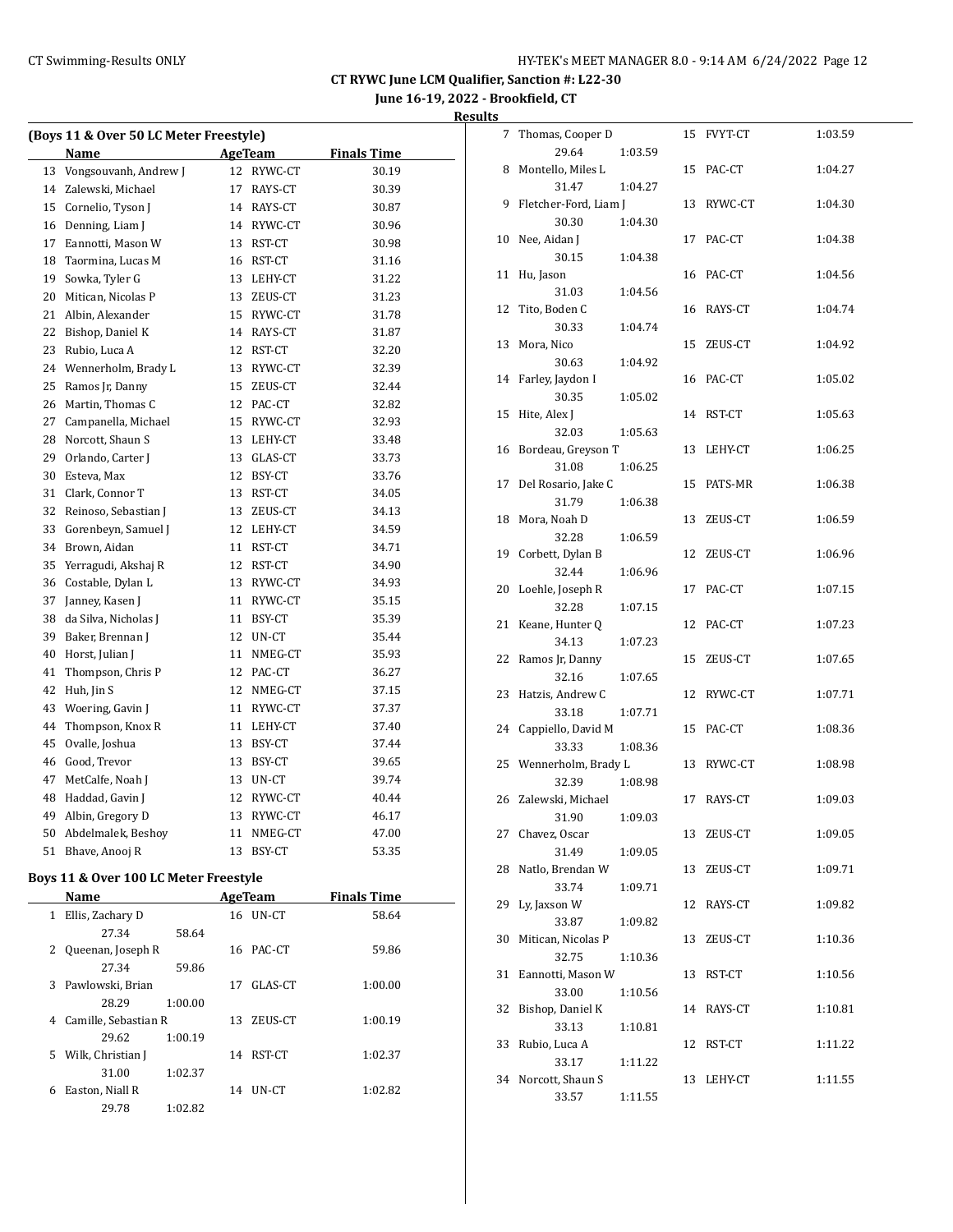# CT RYWC June LCM Qualifier, Sanction #: L22-30

## June 16-19, 2022 - Brookfield, CT

## Results

### (Boys 11 & Over 50 LC Meter Freestyle)

| | Name | Age | Team | Finals Time |
|---|---|---|---|---|
| 13 | Vongsouvanh, Andrew J | 12 | RYWC-CT | 30.19 |
| 14 | Zalewski, Michael | 17 | RAYS-CT | 30.39 |
| 15 | Cornelio, Tyson J | 14 | RAYS-CT | 30.87 |
| 16 | Denning, Liam J | 14 | RYWC-CT | 30.96 |
| 17 | Eannotti, Mason W | 13 | RST-CT | 30.98 |
| 18 | Taormina, Lucas M | 16 | RST-CT | 31.16 |
| 19 | Sowka, Tyler G | 13 | LEHY-CT | 31.22 |
| 20 | Mitican, Nicolas P | 13 | ZEUS-CT | 31.23 |
| 21 | Albin, Alexander | 15 | RYWC-CT | 31.78 |
| 22 | Bishop, Daniel K | 14 | RAYS-CT | 31.87 |
| 23 | Rubio, Luca A | 12 | RST-CT | 32.20 |
| 24 | Wennerholm, Brady L | 13 | RYWC-CT | 32.39 |
| 25 | Ramos Jr, Danny | 15 | ZEUS-CT | 32.44 |
| 26 | Martin, Thomas C | 12 | PAC-CT | 32.82 |
| 27 | Campanella, Michael | 15 | RYWC-CT | 32.93 |
| 28 | Norcott, Shaun S | 13 | LEHY-CT | 33.48 |
| 29 | Orlando, Carter J | 13 | GLAS-CT | 33.73 |
| 30 | Esteva, Max | 12 | BSY-CT | 33.76 |
| 31 | Clark, Connor T | 13 | RST-CT | 34.05 |
| 32 | Reinoso, Sebastian J | 13 | ZEUS-CT | 34.13 |
| 33 | Gorenbeyn, Samuel J | 12 | LEHY-CT | 34.59 |
| 34 | Brown, Aidan | 11 | RST-CT | 34.71 |
| 35 | Yerragudi, Akshaj R | 12 | RST-CT | 34.90 |
| 36 | Costable, Dylan L | 13 | RYWC-CT | 34.93 |
| 37 | Janney, Kasen J | 11 | RYWC-CT | 35.15 |
| 38 | da Silva, Nicholas J | 11 | BSY-CT | 35.39 |
| 39 | Baker, Brennan J | 12 | UN-CT | 35.44 |
| 40 | Horst, Julian J | 11 | NMEG-CT | 35.93 |
| 41 | Thompson, Chris P | 12 | PAC-CT | 36.27 |
| 42 | Huh, Jin S | 12 | NMEG-CT | 37.15 |
| 43 | Woering, Gavin J | 11 | RYWC-CT | 37.37 |
| 44 | Thompson, Knox R | 11 | LEHY-CT | 37.40 |
| 45 | Ovalle, Joshua | 13 | BSY-CT | 37.44 |
| 46 | Good, Trevor | 13 | BSY-CT | 39.65 |
| 47 | MetCalfe, Noah J | 13 | UN-CT | 39.74 |
| 48 | Haddad, Gavin J | 12 | RYWC-CT | 40.44 |
| 49 | Albin, Gregory D | 13 | RYWC-CT | 46.17 |
| 50 | Abdelmalek, Beshoy | 11 | NMEG-CT | 47.00 |
| 51 | Bhave, Anooj R | 13 | BSY-CT | 53.35 |

### Boys 11 & Over 100 LC Meter Freestyle

| | Name | Age | Team | Finals Time | Splits |
|---|---|---|---|---|---|
| 1 | Ellis, Zachary D | 16 | UN-CT | 58.64 | 27.34, 58.64 |
| 2 | Queenan, Joseph R | 16 | PAC-CT | 59.86 | 27.34, 59.86 |
| 3 | Pawlowski, Brian | 17 | GLAS-CT | 1:00.00 | 28.29, 1:00.00 |
| 4 | Camille, Sebastian R | 13 | ZEUS-CT | 1:00.19 | 29.62, 1:00.19 |
| 5 | Wilk, Christian J | 14 | RST-CT | 1:02.37 | 31.00, 1:02.37 |
| 6 | Easton, Niall R | 14 | UN-CT | 1:02.82 | 29.78, 1:02.82 |
| 7 | Thomas, Cooper D | 15 | FVYT-CT | 1:03.59 | 29.64, 1:03.59 |
| 8 | Montello, Miles L | 15 | PAC-CT | 1:04.27 | 31.47, 1:04.27 |
| 9 | Fletcher-Ford, Liam J | 13 | RYWC-CT | 1:04.30 | 30.30, 1:04.30 |
| 10 | Nee, Aidan J | 17 | PAC-CT | 1:04.38 | 30.15, 1:04.38 |
| 11 | Hu, Jason | 16 | PAC-CT | 1:04.56 | 31.03, 1:04.56 |
| 12 | Tito, Boden C | 16 | RAYS-CT | 1:04.74 | 30.33, 1:04.74 |
| 13 | Mora, Nico | 15 | ZEUS-CT | 1:04.92 | 30.63, 1:04.92 |
| 14 | Farley, Jaydon I | 16 | PAC-CT | 1:05.02 | 30.35, 1:05.02 |
| 15 | Hite, Alex J | 14 | RST-CT | 1:05.63 | 32.03, 1:05.63 |
| 16 | Bordeau, Greyson T | 13 | LEHY-CT | 1:06.25 | 31.08, 1:06.25 |
| 17 | Del Rosario, Jake C | 15 | PATS-MR | 1:06.38 | 31.79, 1:06.38 |
| 18 | Mora, Noah D | 13 | ZEUS-CT | 1:06.59 | 32.28, 1:06.59 |
| 19 | Corbett, Dylan B | 12 | ZEUS-CT | 1:06.96 | 32.44, 1:06.96 |
| 20 | Loehle, Joseph R | 17 | PAC-CT | 1:07.15 | 32.28, 1:07.15 |
| 21 | Keane, Hunter Q | 12 | PAC-CT | 1:07.23 | 34.13, 1:07.23 |
| 22 | Ramos Jr, Danny | 15 | ZEUS-CT | 1:07.65 | 32.16, 1:07.65 |
| 23 | Hatzis, Andrew C | 12 | RYWC-CT | 1:07.71 | 33.18, 1:07.71 |
| 24 | Cappiello, David M | 15 | PAC-CT | 1:08.36 | 33.33, 1:08.36 |
| 25 | Wennerholm, Brady L | 13 | RYWC-CT | 1:08.98 | 32.39, 1:08.98 |
| 26 | Zalewski, Michael | 17 | RAYS-CT | 1:09.03 | 31.90, 1:09.03 |
| 27 | Chavez, Oscar | 13 | ZEUS-CT | 1:09.05 | 31.49, 1:09.05 |
| 28 | Natlo, Brendan W | 13 | ZEUS-CT | 1:09.71 | 33.74, 1:09.71 |
| 29 | Ly, Jaxson W | 12 | RAYS-CT | 1:09.82 | 33.87, 1:09.82 |
| 30 | Mitican, Nicolas P | 13 | ZEUS-CT | 1:10.36 | 32.75, 1:10.36 |
| 31 | Eannotti, Mason W | 13 | RST-CT | 1:10.56 | 33.00, 1:10.56 |
| 32 | Bishop, Daniel K | 14 | RAYS-CT | 1:10.81 | 33.13, 1:10.81 |
| 33 | Rubio, Luca A | 12 | RST-CT | 1:11.22 | 33.17, 1:11.22 |
| 34 | Norcott, Shaun S | 13 | LEHY-CT | 1:11.55 | 33.57, 1:11.55 |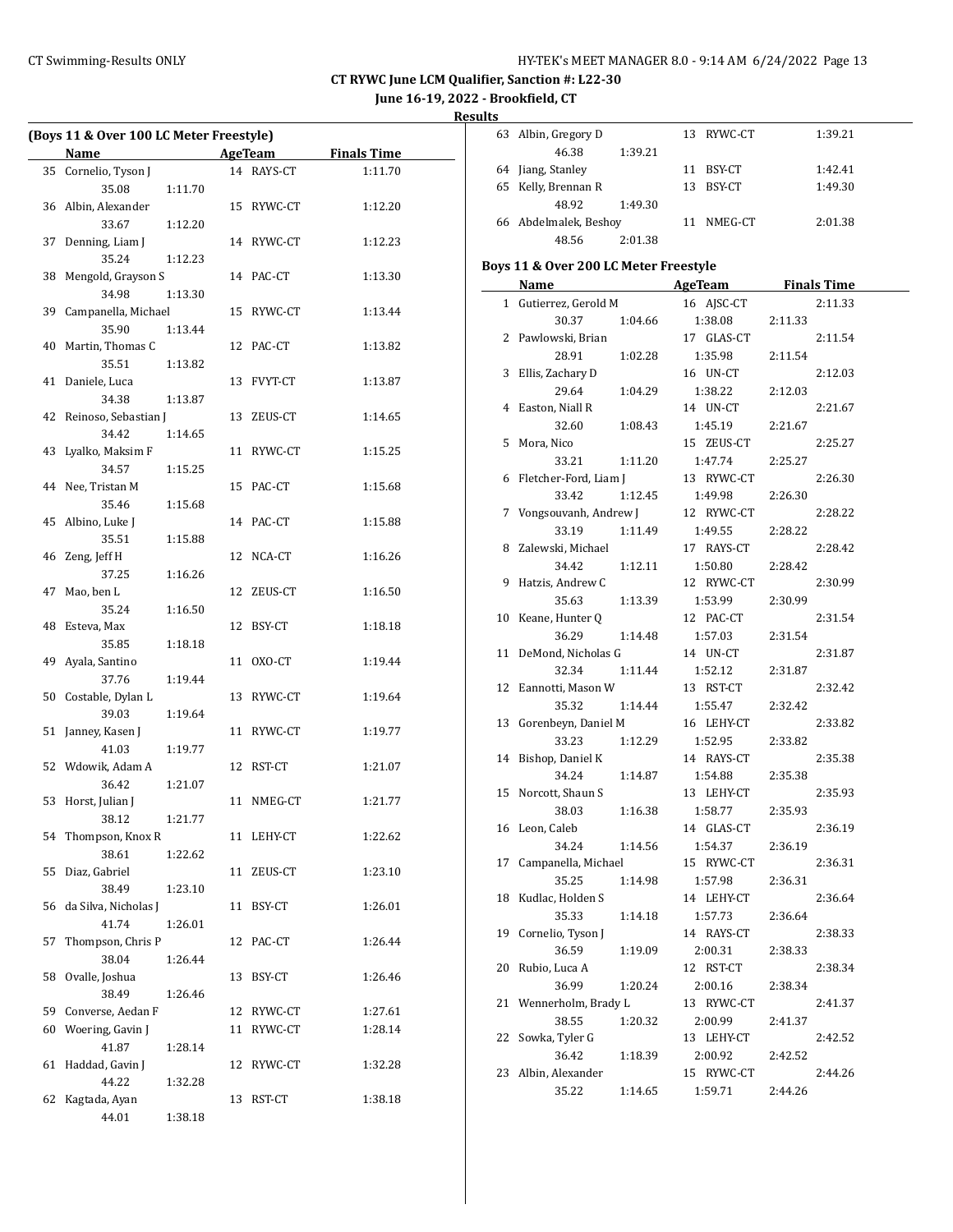# CT RYWC June LCM Qualifier, Sanction #: L22-30

**June 16-19, 2022 - Brookfield, CT**

**Results**

### (Boys 11 & Over 100 LC Meter Freestyle)

| | Name | Age | Team | Finals Time |
|---|---|---|---|---|
| 35 | Cornelio, Tyson J | 14 | RAYS-CT | 1:11.70 |
| | 35.08 1:11.70 | | | |
| 36 | Albin, Alexander | 15 | RYWC-CT | 1:12.20 |
| | 33.67 1:12.20 | | | |
| 37 | Denning, Liam J | 14 | RYWC-CT | 1:12.23 |
| | 35.24 1:12.23 | | | |
| 38 | Mengold, Grayson S | 14 | PAC-CT | 1:13.30 |
| | 34.98 1:13.30 | | | |
| 39 | Campanella, Michael | 15 | RYWC-CT | 1:13.44 |
| | 35.90 1:13.44 | | | |
| 40 | Martin, Thomas C | 12 | PAC-CT | 1:13.82 |
| | 35.51 1:13.82 | | | |
| 41 | Daniele, Luca | 13 | FVYT-CT | 1:13.87 |
| | 34.38 1:13.87 | | | |
| 42 | Reinoso, Sebastian J | 13 | ZEUS-CT | 1:14.65 |
| | 34.42 1:14.65 | | | |
| 43 | Lyalko, Maksim F | 11 | RYWC-CT | 1:15.25 |
| | 34.57 1:15.25 | | | |
| 44 | Nee, Tristan M | 15 | PAC-CT | 1:15.68 |
| | 35.46 1:15.68 | | | |
| 45 | Albino, Luke J | 14 | PAC-CT | 1:15.88 |
| | 35.51 1:15.88 | | | |
| 46 | Zeng, Jeff H | 12 | NCA-CT | 1:16.26 |
| | 37.25 1:16.26 | | | |
| 47 | Mao, ben L | 12 | ZEUS-CT | 1:16.50 |
| | 35.24 1:16.50 | | | |
| 48 | Esteva, Max | 12 | BSY-CT | 1:18.18 |
| | 35.85 1:18.18 | | | |
| 49 | Ayala, Santino | 11 | OXO-CT | 1:19.44 |
| | 37.76 1:19.44 | | | |
| 50 | Costable, Dylan L | 13 | RYWC-CT | 1:19.64 |
| | 39.03 1:19.64 | | | |
| 51 | Janney, Kasen J | 11 | RYWC-CT | 1:19.77 |
| | 41.03 1:19.77 | | | |
| 52 | Wdowik, Adam A | 12 | RST-CT | 1:21.07 |
| | 36.42 1:21.07 | | | |
| 53 | Horst, Julian J | 11 | NMEG-CT | 1:21.77 |
| | 38.12 1:21.77 | | | |
| 54 | Thompson, Knox R | 11 | LEHY-CT | 1:22.62 |
| | 38.61 1:22.62 | | | |
| 55 | Diaz, Gabriel | 11 | ZEUS-CT | 1:23.10 |
| | 38.49 1:23.10 | | | |
| 56 | da Silva, Nicholas J | 11 | BSY-CT | 1:26.01 |
| | 41.74 1:26.01 | | | |
| 57 | Thompson, Chris P | 12 | PAC-CT | 1:26.44 |
| | 38.04 1:26.44 | | | |
| 58 | Ovalle, Joshua | 13 | BSY-CT | 1:26.46 |
| | 38.49 1:26.46 | | | |
| 59 | Converse, Aedan F | 12 | RYWC-CT | 1:27.61 |
| 60 | Woering, Gavin J | 11 | RYWC-CT | 1:28.14 |
| | 41.87 1:28.14 | | | |
| 61 | Haddad, Gavin J | 12 | RYWC-CT | 1:32.28 |
| | 44.22 1:32.28 | | | |
| 62 | Kagtada, Ayan | 13 | RST-CT | 1:38.18 |
| | 44.01 1:38.18 | | | |
| 63 | Albin, Gregory D | 13 | RYWC-CT | 1:39.21 |
| | 46.38 1:39.21 | | | |
| 64 | Jiang, Stanley | 11 | BSY-CT | 1:42.41 |
| 65 | Kelly, Brennan R | 13 | BSY-CT | 1:49.30 |
| | 48.92 1:49.30 | | | |
| 66 | Abdelmalek, Beshoy | 11 | NMEG-CT | 2:01.38 |
| | 48.56 2:01.38 | | | |

### Boys 11 & Over 200 LC Meter Freestyle

| | Name | Age | Team | Finals Time |
|---|---|---|---|---|
| 1 | Gutierrez, Gerold M | 16 | AJSC-CT | 2:11.33 |
| | 30.37 1:04.66 1:38.08 2:11.33 | | | |
| 2 | Pawlowski, Brian | 17 | GLAS-CT | 2:11.54 |
| | 28.91 1:02.28 1:35.98 2:11.54 | | | |
| 3 | Ellis, Zachary D | 16 | UN-CT | 2:12.03 |
| | 29.64 1:04.29 1:38.22 2:12.03 | | | |
| 4 | Easton, Niall R | 14 | UN-CT | 2:21.67 |
| | 32.60 1:08.43 1:45.19 2:21.67 | | | |
| 5 | Mora, Nico | 15 | ZEUS-CT | 2:25.27 |
| | 33.21 1:11.20 1:47.74 2:25.27 | | | |
| 6 | Fletcher-Ford, Liam J | 13 | RYWC-CT | 2:26.30 |
| | 33.42 1:12.45 1:49.98 2:26.30 | | | |
| 7 | Vongsouvanh, Andrew J | 12 | RYWC-CT | 2:28.22 |
| | 33.19 1:11.49 1:49.55 2:28.22 | | | |
| 8 | Zalewski, Michael | 17 | RAYS-CT | 2:28.42 |
| | 34.42 1:12.11 1:50.80 2:28.42 | | | |
| 9 | Hatzis, Andrew C | 12 | RYWC-CT | 2:30.99 |
| | 35.63 1:13.39 1:53.99 2:30.99 | | | |
| 10 | Keane, Hunter Q | 12 | PAC-CT | 2:31.54 |
| | 36.29 1:14.48 1:57.03 2:31.54 | | | |
| 11 | DeMond, Nicholas G | 14 | UN-CT | 2:31.87 |
| | 32.34 1:11.44 1:52.12 2:31.87 | | | |
| 12 | Eannotti, Mason W | 13 | RST-CT | 2:32.42 |
| | 35.32 1:14.44 1:55.47 2:32.42 | | | |
| 13 | Gorenbeyn, Daniel M | 16 | LEHY-CT | 2:33.82 |
| | 33.23 1:12.29 1:52.95 2:33.82 | | | |
| 14 | Bishop, Daniel K | 14 | RAYS-CT | 2:35.38 |
| | 34.24 1:14.87 1:54.88 2:35.38 | | | |
| 15 | Norcott, Shaun S | 13 | LEHY-CT | 2:35.93 |
| | 38.03 1:16.38 1:58.77 2:35.93 | | | |
| 16 | Leon, Caleb | 14 | GLAS-CT | 2:36.19 |
| | 34.24 1:14.56 1:54.37 2:36.19 | | | |
| 17 | Campanella, Michael | 15 | RYWC-CT | 2:36.31 |
| | 35.25 1:14.98 1:57.98 2:36.31 | | | |
| 18 | Kudlac, Holden S | 14 | LEHY-CT | 2:36.64 |
| | 35.33 1:14.18 1:57.73 2:36.64 | | | |
| 19 | Cornelio, Tyson J | 14 | RAYS-CT | 2:38.33 |
| | 36.59 1:19.09 2:00.31 2:38.33 | | | |
| 20 | Rubio, Luca A | 12 | RST-CT | 2:38.34 |
| | 36.99 1:20.24 2:00.16 2:38.34 | | | |
| 21 | Wennerholm, Brady L | 13 | RYWC-CT | 2:41.37 |
| | 38.55 1:20.32 2:00.99 2:41.37 | | | |
| 22 | Sowka, Tyler G | 13 | LEHY-CT | 2:42.52 |
| | 36.42 1:18.39 2:00.92 2:42.52 | | | |
| 23 | Albin, Alexander | 15 | RYWC-CT | 2:44.26 |
| | 35.22 1:14.65 1:59.71 2:44.26 | | | |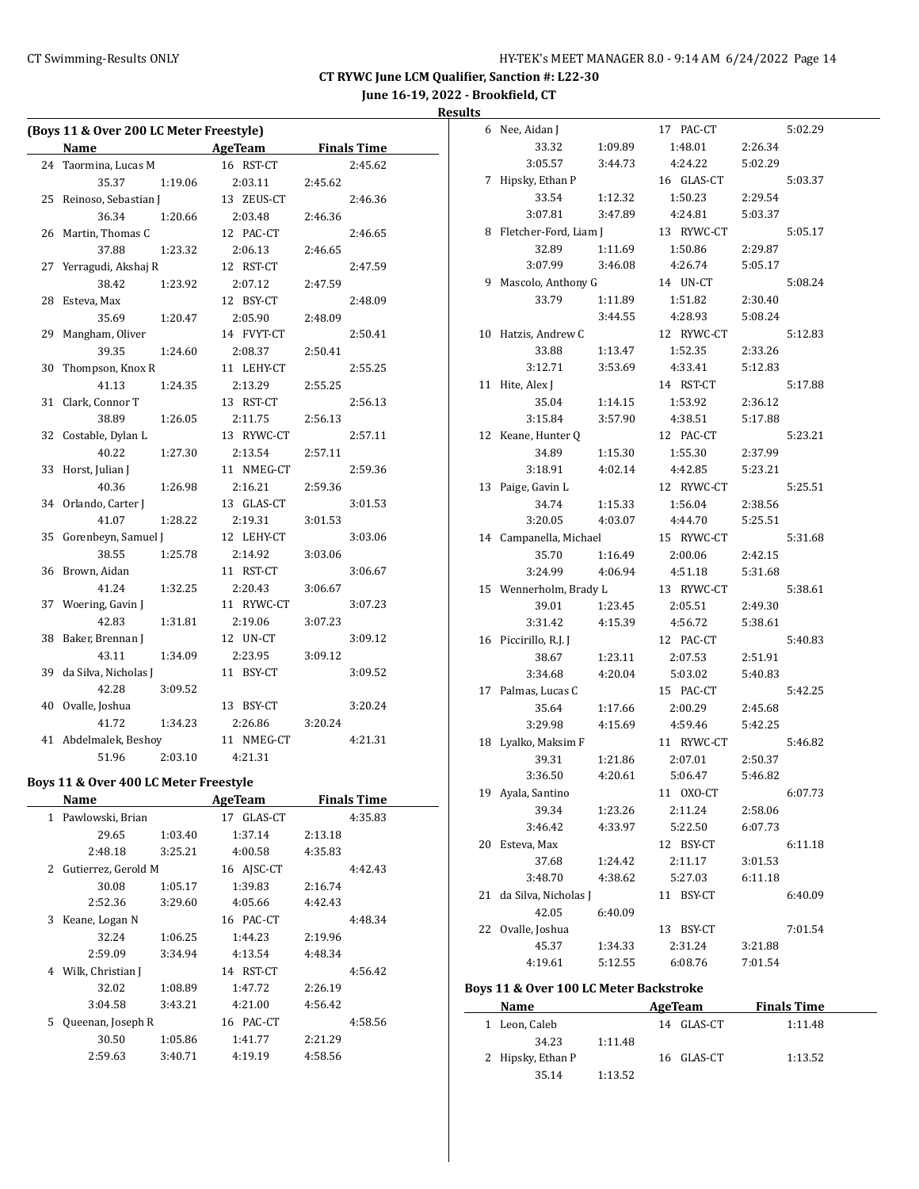**CT RYWC June LCM Qualifier, Sanction #: L22-30**

**June 16-19, 2022 - Brookfield, CT**

**Results**

### (Boys 11 & Over 200 LC Meter Freestyle)

| | Name | AgeTeam | Finals Time |
|---|---|---|---|
| 24 | Taormina, Lucas M | 16 RST-CT | 2:45.62 |
| | 35.37 1:19.06 2:03.11 2:45.62 | | |
| 25 | Reinoso, Sebastian J | 13 ZEUS-CT | 2:46.36 |
| | 36.34 1:20.66 2:03.48 2:46.36 | | |
| 26 | Martin, Thomas C | 12 PAC-CT | 2:46.65 |
| | 37.88 1:23.32 2:06.13 2:46.65 | | |
| 27 | Yerragudi, Akshaj R | 12 RST-CT | 2:47.59 |
| | 38.42 1:23.92 2:07.12 2:47.59 | | |
| 28 | Esteva, Max | 12 BSY-CT | 2:48.09 |
| | 35.69 1:20.47 2:05.90 2:48.09 | | |
| 29 | Mangham, Oliver | 14 FVYT-CT | 2:50.41 |
| | 39.35 1:24.60 2:08.37 2:50.41 | | |
| 30 | Thompson, Knox R | 11 LEHY-CT | 2:55.25 |
| | 41.13 1:24.35 2:13.29 2:55.25 | | |
| 31 | Clark, Connor T | 13 RST-CT | 2:56.13 |
| | 38.89 1:26.05 2:11.75 2:56.13 | | |
| 32 | Costable, Dylan L | 13 RYWC-CT | 2:57.11 |
| | 40.22 1:27.30 2:13.54 2:57.11 | | |
| 33 | Horst, Julian J | 11 NMEG-CT | 2:59.36 |
| | 40.36 1:26.98 2:16.21 2:59.36 | | |
| 34 | Orlando, Carter J | 13 GLAS-CT | 3:01.53 |
| | 41.07 1:28.22 2:19.31 3:01.53 | | |
| 35 | Gorenbeyn, Samuel J | 12 LEHY-CT | 3:03.06 |
| | 38.55 1:25.78 2:14.92 3:03.06 | | |
| 36 | Brown, Aidan | 11 RST-CT | 3:06.67 |
| | 41.24 1:32.25 2:20.43 3:06.67 | | |
| 37 | Woering, Gavin J | 11 RYWC-CT | 3:07.23 |
| | 42.83 1:31.81 2:19.06 3:07.23 | | |
| 38 | Baker, Brennan J | 12 UN-CT | 3:09.12 |
| | 43.11 1:34.09 2:23.95 3:09.12 | | |
| 39 | da Silva, Nicholas J | 11 BSY-CT | 3:09.52 |
| | 42.28 3:09.52 | | |
| 40 | Ovalle, Joshua | 13 BSY-CT | 3:20.24 |
| | 41.72 1:34.23 2:26.86 3:20.24 | | |
| 41 | Abdelmalek, Beshoy | 11 NMEG-CT | 4:21.31 |
| | 51.96 2:03.10 4:21.31 | | |

### Boys 11 & Over 400 LC Meter Freestyle

| | Name | AgeTeam | Finals Time |
|---|---|---|---|
| 1 | Pawlowski, Brian | 17 GLAS-CT | 4:35.83 |
| | 29.65 1:03.40 1:37.14 2:13.18 | | |
| | 2:48.18 3:25.21 4:00.58 4:35.83 | | |
| 2 | Gutierrez, Gerold M | 16 AJSC-CT | 4:42.43 |
| | 30.08 1:05.17 1:39.83 2:16.74 | | |
| | 2:52.36 3:29.60 4:05.66 4:42.43 | | |
| 3 | Keane, Logan N | 16 PAC-CT | 4:48.34 |
| | 32.24 1:06.25 1:44.23 2:19.96 | | |
| | 2:59.09 3:34.94 4:13.54 4:48.34 | | |
| 4 | Wilk, Christian J | 14 RST-CT | 4:56.42 |
| | 32.02 1:08.89 1:47.72 2:26.19 | | |
| | 3:04.58 3:43.21 4:21.00 4:56.42 | | |
| 5 | Queenan, Joseph R | 16 PAC-CT | 4:58.56 |
| | 30.50 1:05.86 1:41.77 2:21.29 | | |
| | 2:59.63 3:40.71 4:19.19 4:58.56 | | |
| 6 | Nee, Aidan J | 17 PAC-CT | 5:02.29 |
| | 33.32 1:09.89 1:48.01 2:26.34 | | |
| | 3:05.57 3:44.73 4:24.22 5:02.29 | | |
| 7 | Hipsky, Ethan P | 16 GLAS-CT | 5:03.37 |
| | 33.54 1:12.32 1:50.23 2:29.54 | | |
| | 3:07.81 3:47.89 4:24.81 5:03.37 | | |
| 8 | Fletcher-Ford, Liam J | 13 RYWC-CT | 5:05.17 |
| | 32.89 1:11.69 1:50.86 2:29.87 | | |
| | 3:07.99 3:46.08 4:26.74 5:05.17 | | |
| 9 | Mascolo, Anthony G | 14 UN-CT | 5:08.24 |
| | 33.79 1:11.89 1:51.82 2:30.40 | | |
| | 3:44.55 4:28.93 5:08.24 | | |
| 10 | Hatzis, Andrew C | 12 RYWC-CT | 5:12.83 |
| | 33.88 1:13.47 1:52.35 2:33.26 | | |
| | 3:12.71 3:53.69 4:33.41 5:12.83 | | |
| 11 | Hite, Alex J | 14 RST-CT | 5:17.88 |
| | 35.04 1:14.15 1:53.92 2:36.12 | | |
| | 3:15.84 3:57.90 4:38.51 5:17.88 | | |
| 12 | Keane, Hunter Q | 12 PAC-CT | 5:23.21 |
| | 34.89 1:15.30 1:55.30 2:37.99 | | |
| | 3:18.91 4:02.14 4:42.85 5:23.21 | | |
| 13 | Paige, Gavin L | 12 RYWC-CT | 5:25.51 |
| | 34.74 1:15.33 1:56.04 2:38.56 | | |
| | 3:20.05 4:03.07 4:44.70 5:25.51 | | |
| 14 | Campanella, Michael | 15 RYWC-CT | 5:31.68 |
| | 35.70 1:16.49 2:00.06 2:42.15 | | |
| | 3:24.99 4:06.94 4:51.18 5:31.68 | | |
| 15 | Wennerholm, Brady L | 13 RYWC-CT | 5:38.61 |
| | 39.01 1:23.45 2:05.51 2:49.30 | | |
| | 3:31.42 4:15.39 4:56.72 5:38.61 | | |
| 16 | Piccirillo, R.J. J | 12 PAC-CT | 5:40.83 |
| | 38.67 1:23.11 2:07.53 2:51.91 | | |
| | 3:34.68 4:20.04 5:03.02 5:40.83 | | |
| 17 | Palmas, Lucas C | 15 PAC-CT | 5:42.25 |
| | 35.64 1:17.66 2:00.29 2:45.68 | | |
| | 3:29.98 4:15.69 4:59.46 5:42.25 | | |
| 18 | Lyalko, Maksim F | 11 RYWC-CT | 5:46.82 |
| | 39.31 1:21.86 2:07.01 2:50.37 | | |
| | 3:36.50 4:20.61 5:06.47 5:46.82 | | |
| 19 | Ayala, Santino | 11 OXO-CT | 6:07.73 |
| | 39.34 1:23.26 2:11.24 2:58.06 | | |
| | 3:46.42 4:33.97 5:22.50 6:07.73 | | |
| 20 | Esteva, Max | 12 BSY-CT | 6:11.18 |
| | 37.68 1:24.42 2:11.17 3:01.53 | | |
| | 3:48.70 4:38.62 5:27.03 6:11.18 | | |
| 21 | da Silva, Nicholas J | 11 BSY-CT | 6:40.09 |
| | 42.05 6:40.09 | | |
| 22 | Ovalle, Joshua | 13 BSY-CT | 7:01.54 |
| | 45.37 1:34.33 2:31.24 3:21.88 | | |
| | 4:19.61 5:12.55 6:08.76 7:01.54 | | |

### Boys 11 & Over 100 LC Meter Backstroke

| | Name | AgeTeam | Finals Time |
|---|---|---|---|
| 1 | Leon, Caleb | 14 GLAS-CT | 1:11.48 |
| | 34.23 1:11.48 | | |
| 2 | Hipsky, Ethan P | 16 GLAS-CT | 1:13.52 |
| | 35.14 1:13.52 | | |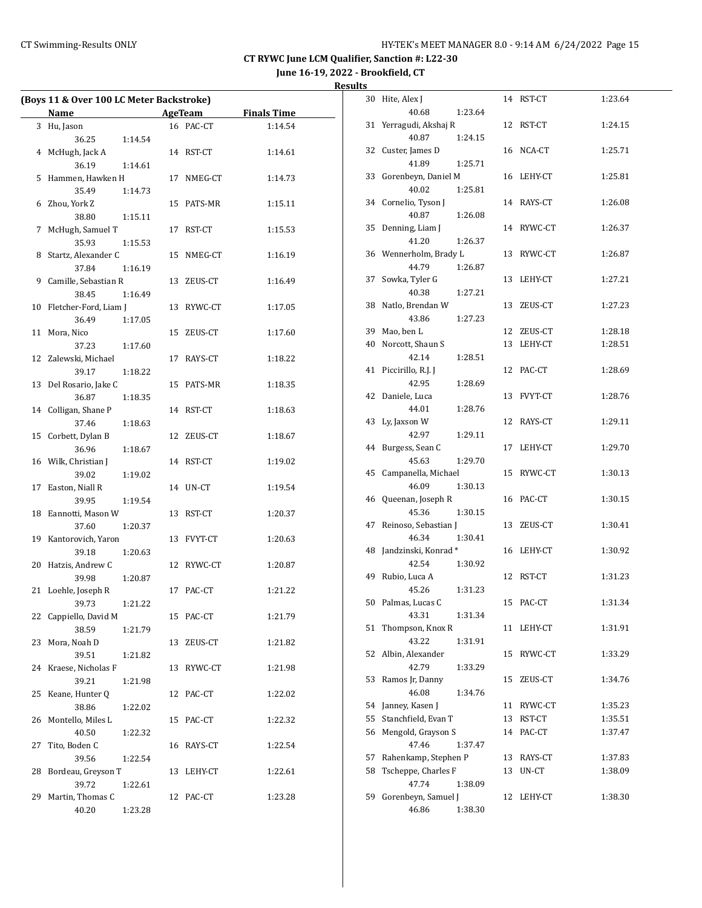**CT RYWC June LCM Qualifier, Sanction #: L22-30**

**June 16-19, 2022 - Brookfield, CT**

**Results**

**(Boys 11 & Over 100 LC Meter Backstroke)**

| Place | Name | Age | Team | Finals Time | Splits |
|---|---|---|---|---|---|
| 3 | Hu, Jason | 16 | PAC-CT | 1:14.54 | 36.25, 1:14.54 |
| 4 | McHugh, Jack A | 14 | RST-CT | 1:14.61 | 36.19, 1:14.61 |
| 5 | Hammen, Hawken H | 17 | NMEG-CT | 1:14.73 | 35.49, 1:14.73 |
| 6 | Zhou, York Z | 15 | PATS-MR | 1:15.11 | 38.80, 1:15.11 |
| 7 | McHugh, Samuel T | 17 | RST-CT | 1:15.53 | 35.93, 1:15.53 |
| 8 | Startz, Alexander C | 15 | NMEG-CT | 1:16.19 | 37.84, 1:16.19 |
| 9 | Camille, Sebastian R | 13 | ZEUS-CT | 1:16.49 | 38.45, 1:16.49 |
| 10 | Fletcher-Ford, Liam J | 13 | RYWC-CT | 1:17.05 | 36.49, 1:17.05 |
| 11 | Mora, Nico | 15 | ZEUS-CT | 1:17.60 | 37.23, 1:17.60 |
| 12 | Zalewski, Michael | 17 | RAYS-CT | 1:18.22 | 39.17, 1:18.22 |
| 13 | Del Rosario, Jake C | 15 | PATS-MR | 1:18.35 | 36.87, 1:18.35 |
| 14 | Colligan, Shane P | 14 | RST-CT | 1:18.63 | 37.46, 1:18.63 |
| 15 | Corbett, Dylan B | 12 | ZEUS-CT | 1:18.67 | 36.96, 1:18.67 |
| 16 | Wilk, Christian J | 14 | RST-CT | 1:19.02 | 39.02, 1:19.02 |
| 17 | Easton, Niall R | 14 | UN-CT | 1:19.54 | 39.95, 1:19.54 |
| 18 | Eannotti, Mason W | 13 | RST-CT | 1:20.37 | 37.60, 1:20.37 |
| 19 | Kantorovich, Yaron | 13 | FVYT-CT | 1:20.63 | 39.18, 1:20.63 |
| 20 | Hatzis, Andrew C | 12 | RYWC-CT | 1:20.87 | 39.98, 1:20.87 |
| 21 | Loehle, Joseph R | 17 | PAC-CT | 1:21.22 | 39.73, 1:21.22 |
| 22 | Cappiello, David M | 15 | PAC-CT | 1:21.79 | 38.59, 1:21.79 |
| 23 | Mora, Noah D | 13 | ZEUS-CT | 1:21.82 | 39.51, 1:21.82 |
| 24 | Kraese, Nicholas F | 13 | RYWC-CT | 1:21.98 | 39.21, 1:21.98 |
| 25 | Keane, Hunter Q | 12 | PAC-CT | 1:22.02 | 38.86, 1:22.02 |
| 26 | Montello, Miles L | 15 | PAC-CT | 1:22.32 | 40.50, 1:22.32 |
| 27 | Tito, Boden C | 16 | RAYS-CT | 1:22.54 | 39.56, 1:22.54 |
| 28 | Bordeau, Greyson T | 13 | LEHY-CT | 1:22.61 | 39.72, 1:22.61 |
| 29 | Martin, Thomas C | 12 | PAC-CT | 1:23.28 | 40.20, 1:23.28 |
| 30 | Hite, Alex J | 14 | RST-CT | 1:23.64 | 40.68, 1:23.64 |
| 31 | Yerragudi, Akshaj R | 12 | RST-CT | 1:24.15 | 40.87, 1:24.15 |
| 32 | Custer, James D | 16 | NCA-CT | 1:25.71 | 41.89, 1:25.71 |
| 33 | Gorenbeyn, Daniel M | 16 | LEHY-CT | 1:25.81 | 40.02, 1:25.81 |
| 34 | Cornelio, Tyson J | 14 | RAYS-CT | 1:26.08 | 40.87, 1:26.08 |
| 35 | Denning, Liam J | 14 | RYWC-CT | 1:26.37 | 41.20, 1:26.37 |
| 36 | Wennerholm, Brady L | 13 | RYWC-CT | 1:26.87 | 44.79, 1:26.87 |
| 37 | Sowka, Tyler G | 13 | LEHY-CT | 1:27.21 | 40.38, 1:27.21 |
| 38 | Natlo, Brendan W | 13 | ZEUS-CT | 1:27.23 | 43.86, 1:27.23 |
| 39 | Mao, ben L | 12 | ZEUS-CT | 1:28.18 | |
| 40 | Norcott, Shaun S | 13 | LEHY-CT | 1:28.51 | 42.14, 1:28.51 |
| 41 | Piccirillo, R.J. J | 12 | PAC-CT | 1:28.69 | 42.95, 1:28.69 |
| 42 | Daniele, Luca | 13 | FVYT-CT | 1:28.76 | 44.01, 1:28.76 |
| 43 | Ly, Jaxson W | 12 | RAYS-CT | 1:29.11 | 42.97, 1:29.11 |
| 44 | Burgess, Sean C | 17 | LEHY-CT | 1:29.70 | 45.63, 1:29.70 |
| 45 | Campanella, Michael | 15 | RYWC-CT | 1:30.13 | 46.09, 1:30.13 |
| 46 | Queenan, Joseph R | 16 | PAC-CT | 1:30.15 | 45.36, 1:30.15 |
| 47 | Reinoso, Sebastian J | 13 | ZEUS-CT | 1:30.41 | 46.34, 1:30.41 |
| 48 | Jandzinski, Konrad * | 16 | LEHY-CT | 1:30.92 | 42.54, 1:30.92 |
| 49 | Rubio, Luca A | 12 | RST-CT | 1:31.23 | 45.26, 1:31.23 |
| 50 | Palmas, Lucas C | 15 | PAC-CT | 1:31.34 | 43.31, 1:31.34 |
| 51 | Thompson, Knox R | 11 | LEHY-CT | 1:31.91 | 43.22, 1:31.91 |
| 52 | Albin, Alexander | 15 | RYWC-CT | 1:33.29 | 42.79, 1:33.29 |
| 53 | Ramos Jr, Danny | 15 | ZEUS-CT | 1:34.76 | 46.08, 1:34.76 |
| 54 | Janney, Kasen J | 11 | RYWC-CT | 1:35.23 | |
| 55 | Stanchfield, Evan T | 13 | RST-CT | 1:35.51 | |
| 56 | Mengold, Grayson S | 14 | PAC-CT | 1:37.47 | 47.46, 1:37.47 |
| 57 | Rahenkamp, Stephen P | 13 | RAYS-CT | 1:37.83 | |
| 58 | Tscheppe, Charles F | 13 | UN-CT | 1:38.09 | 47.74, 1:38.09 |
| 59 | Gorenbeyn, Samuel J | 12 | LEHY-CT | 1:38.30 | 46.86, 1:38.30 |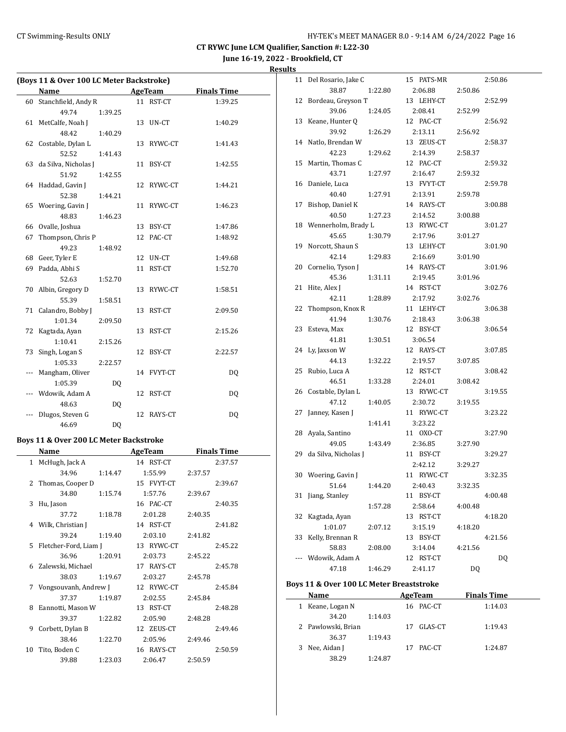# CT RYWC June LCM Qualifier, Sanction #: L22-30

**June 16-19, 2022 - Brookfield, CT**

**Results**

### (Boys 11 & Over 100 LC Meter Backstroke)

| | Name | Age | Team | Finals Time |
|---|---|---|---|---|
| 60 | Stanchfield, Andy R | 11 | RST-CT | 1:39.25 |
| | 49.74 1:39.25 | | | |
| 61 | MetCalfe, Noah J | 13 | UN-CT | 1:40.29 |
| | 48.42 1:40.29 | | | |
| 62 | Costable, Dylan L | 13 | RYWC-CT | 1:41.43 |
| | 52.52 1:41.43 | | | |
| 63 | da Silva, Nicholas J | 11 | BSY-CT | 1:42.55 |
| | 51.92 1:42.55 | | | |
| 64 | Haddad, Gavin J | 12 | RYWC-CT | 1:44.21 |
| | 52.38 1:44.21 | | | |
| 65 | Woering, Gavin J | 11 | RYWC-CT | 1:46.23 |
| | 48.83 1:46.23 | | | |
| 66 | Ovalle, Joshua | 13 | BSY-CT | 1:47.86 |
| 67 | Thompson, Chris P | 12 | PAC-CT | 1:48.92 |
| | 49.23 1:48.92 | | | |
| 68 | Geer, Tyler E | 12 | UN-CT | 1:49.68 |
| 69 | Padda, Abhi S | 11 | RST-CT | 1:52.70 |
| | 52.63 1:52.70 | | | |
| 70 | Albin, Gregory D | 13 | RYWC-CT | 1:58.51 |
| | 55.39 1:58.51 | | | |
| 71 | Calandro, Bobby J | 13 | RST-CT | 2:09.50 |
| | 1:01.34 2:09.50 | | | |
| 72 | Kagtada, Ayan | 13 | RST-CT | 2:15.26 |
| | 1:10.41 2:15.26 | | | |
| 73 | Singh, Logan S | 12 | BSY-CT | 2:22.57 |
| | 1:05.33 2:22.57 | | | |
| --- | Mangham, Oliver | 14 | FVYT-CT | DQ |
| | 1:05.39 DQ | | | |
| --- | Wdowik, Adam A | 12 | RST-CT | DQ |
| | 48.63 DQ | | | |
| --- | Dlugos, Steven G | 12 | RAYS-CT | DQ |
| | 46.69 DQ | | | |

### Boys 11 & Over 200 LC Meter Backstroke

| | Name | Age | Team | Finals Time |
|---|---|---|---|---|
| 1 | McHugh, Jack A | 14 | RST-CT | 2:37.57 |
| | 34.96 1:14.47 1:55.99 2:37.57 | | | |
| 2 | Thomas, Cooper D | 15 | FVYT-CT | 2:39.67 |
| | 34.80 1:15.74 1:57.76 2:39.67 | | | |
| 3 | Hu, Jason | 16 | PAC-CT | 2:40.35 |
| | 37.72 1:18.78 2:01.28 2:40.35 | | | |
| 4 | Wilk, Christian J | 14 | RST-CT | 2:41.82 |
| | 39.24 1:19.40 2:03.10 2:41.82 | | | |
| 5 | Fletcher-Ford, Liam J | 13 | RYWC-CT | 2:45.22 |
| | 36.96 1:20.91 2:03.73 2:45.22 | | | |
| 6 | Zalewski, Michael | 17 | RAYS-CT | 2:45.78 |
| | 38.03 1:19.67 2:03.27 2:45.78 | | | |
| 7 | Vongsouvanh, Andrew J | 12 | RYWC-CT | 2:45.84 |
| | 37.37 1:19.87 2:02.55 2:45.84 | | | |
| 8 | Eannotti, Mason W | 13 | RST-CT | 2:48.28 |
| | 39.37 1:22.82 2:05.90 2:48.28 | | | |
| 9 | Corbett, Dylan B | 12 | ZEUS-CT | 2:49.46 |
| | 38.46 1:22.70 2:05.96 2:49.46 | | | |
| 10 | Tito, Boden C | 16 | RAYS-CT | 2:50.59 |
| | 39.88 1:23.03 2:06.47 2:50.59 | | | |
| 11 | Del Rosario, Jake C | 15 | PATS-MR | 2:50.86 |
| | 38.87 1:22.80 2:06.88 2:50.86 | | | |
| 12 | Bordeau, Greyson T | 13 | LEHY-CT | 2:52.99 |
| | 39.06 1:24.05 2:08.41 2:52.99 | | | |
| 13 | Keane, Hunter Q | 12 | PAC-CT | 2:56.92 |
| | 39.92 1:26.29 2:13.11 2:56.92 | | | |
| 14 | Natlo, Brendan W | 13 | ZEUS-CT | 2:58.37 |
| | 42.23 1:29.62 2:14.39 2:58.37 | | | |
| 15 | Martin, Thomas C | 12 | PAC-CT | 2:59.32 |
| | 43.71 1:27.97 2:16.47 2:59.32 | | | |
| 16 | Daniele, Luca | 13 | FVYT-CT | 2:59.78 |
| | 40.40 1:27.91 2:13.91 2:59.78 | | | |
| 17 | Bishop, Daniel K | 14 | RAYS-CT | 3:00.88 |
| | 40.50 1:27.23 2:14.52 3:00.88 | | | |
| 18 | Wennerholm, Brady L | 13 | RYWC-CT | 3:01.27 |
| | 45.65 1:30.79 2:17.96 3:01.27 | | | |
| 19 | Norcott, Shaun S | 13 | LEHY-CT | 3:01.90 |
| | 42.14 1:29.83 2:16.69 3:01.90 | | | |
| 20 | Cornelio, Tyson J | 14 | RAYS-CT | 3:01.96 |
| | 45.36 1:31.11 2:19.45 3:01.96 | | | |
| 21 | Hite, Alex J | 14 | RST-CT | 3:02.76 |
| | 42.11 1:28.89 2:17.92 3:02.76 | | | |
| 22 | Thompson, Knox R | 11 | LEHY-CT | 3:06.38 |
| | 41.94 1:30.76 2:18.43 3:06.38 | | | |
| 23 | Esteva, Max | 12 | BSY-CT | 3:06.54 |
| | 41.81 1:30.51 3:06.54 | | | |
| 24 | Ly, Jaxson W | 12 | RAYS-CT | 3:07.85 |
| | 44.13 1:32.22 2:19.57 3:07.85 | | | |
| 25 | Rubio, Luca A | 12 | RST-CT | 3:08.42 |
| | 46.51 1:33.28 2:24.01 3:08.42 | | | |
| 26 | Costable, Dylan L | 13 | RYWC-CT | 3:19.55 |
| | 47.12 1:40.05 2:30.72 3:19.55 | | | |
| 27 | Janney, Kasen J | 11 | RYWC-CT | 3:23.22 |
| | 1:41.41 3:23.22 | | | |
| 28 | Ayala, Santino | 11 | OXO-CT | 3:27.90 |
| | 49.05 1:43.49 2:36.85 3:27.90 | | | |
| 29 | da Silva, Nicholas J | 11 | BSY-CT | 3:29.27 |
| | 2:42.12 3:29.27 | | | |
| 30 | Woering, Gavin J | 11 | RYWC-CT | 3:32.35 |
| | 51.64 1:44.20 2:40.43 3:32.35 | | | |
| 31 | Jiang, Stanley | 11 | BSY-CT | 4:00.48 |
| | 1:57.28 2:58.64 4:00.48 | | | |
| 32 | Kagtada, Ayan | 13 | RST-CT | 4:18.20 |
| | 1:01.07 2:07.12 3:15.19 4:18.20 | | | |
| 33 | Kelly, Brennan R | 13 | BSY-CT | 4:21.56 |
| | 58.83 2:08.00 3:14.04 4:21.56 | | | |
| --- | Wdowik, Adam A | 12 | RST-CT | DQ |
| | 47.18 1:46.29 2:41.17 DQ | | | |

### Boys 11 & Over 100 LC Meter Breaststroke

| | Name | Age | Team | Finals Time |
|---|---|---|---|---|
| 1 | Keane, Logan N | 16 | PAC-CT | 1:14.03 |
| | 34.20 1:14.03 | | | |
| 2 | Pawlowski, Brian | 17 | GLAS-CT | 1:19.43 |
| | 36.37 1:19.43 | | | |
| 3 | Nee, Aidan J | 17 | PAC-CT | 1:24.87 |
| | 38.29 1:24.87 | | | |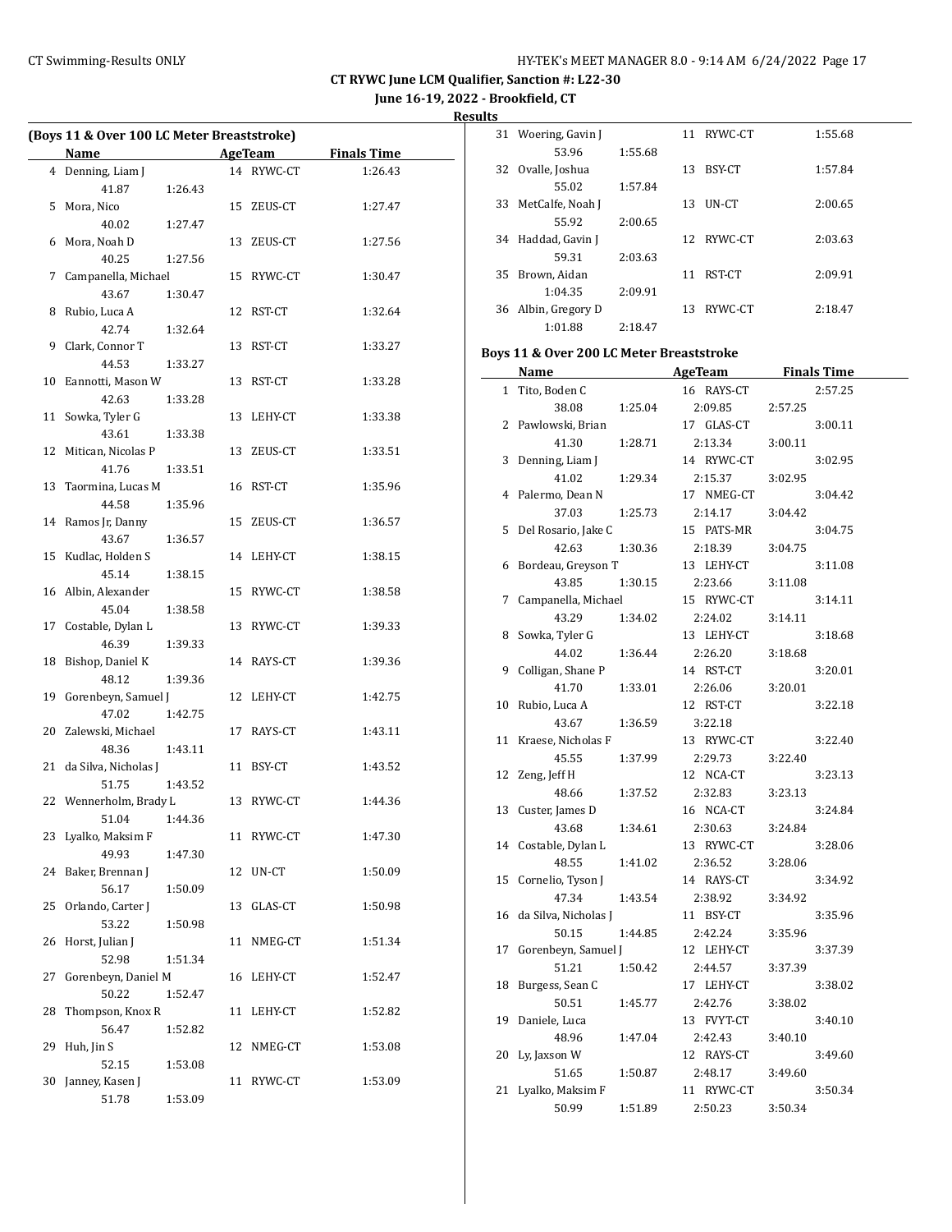**CT RYWC June LCM Qualifier, Sanction #: L22-30**

**June 16-19, 2022 - Brookfield, CT**

**Results**

### (Boys 11 & Over 100 LC Meter Breaststroke)

| | Name | Age | Team | Finals Time |
|---|---|---|---|---|
| 4 | Denning, Liam J | 14 | RYWC-CT | 1:26.43 |
| | 41.87 1:26.43 | | | |
| 5 | Mora, Nico | 15 | ZEUS-CT | 1:27.47 |
| | 40.02 1:27.47 | | | |
| 6 | Mora, Noah D | 13 | ZEUS-CT | 1:27.56 |
| | 40.25 1:27.56 | | | |
| 7 | Campanella, Michael | 15 | RYWC-CT | 1:30.47 |
| | 43.67 1:30.47 | | | |
| 8 | Rubio, Luca A | 12 | RST-CT | 1:32.64 |
| | 42.74 1:32.64 | | | |
| 9 | Clark, Connor T | 13 | RST-CT | 1:33.27 |
| | 44.53 1:33.27 | | | |
| 10 | Eannotti, Mason W | 13 | RST-CT | 1:33.28 |
| | 42.63 1:33.28 | | | |
| 11 | Sowka, Tyler G | 13 | LEHY-CT | 1:33.38 |
| | 43.61 1:33.38 | | | |
| 12 | Mitican, Nicolas P | 13 | ZEUS-CT | 1:33.51 |
| | 41.76 1:33.51 | | | |
| 13 | Taormina, Lucas M | 16 | RST-CT | 1:35.96 |
| | 44.58 1:35.96 | | | |
| 14 | Ramos Jr, Danny | 15 | ZEUS-CT | 1:36.57 |
| | 43.67 1:36.57 | | | |
| 15 | Kudlac, Holden S | 14 | LEHY-CT | 1:38.15 |
| | 45.14 1:38.15 | | | |
| 16 | Albin, Alexander | 15 | RYWC-CT | 1:38.58 |
| | 45.04 1:38.58 | | | |
| 17 | Costable, Dylan L | 13 | RYWC-CT | 1:39.33 |
| | 46.39 1:39.33 | | | |
| 18 | Bishop, Daniel K | 14 | RAYS-CT | 1:39.36 |
| | 48.12 1:39.36 | | | |
| 19 | Gorenbeyn, Samuel J | 12 | LEHY-CT | 1:42.75 |
| | 47.02 1:42.75 | | | |
| 20 | Zalewski, Michael | 17 | RAYS-CT | 1:43.11 |
| | 48.36 1:43.11 | | | |
| 21 | da Silva, Nicholas J | 11 | BSY-CT | 1:43.52 |
| | 51.75 1:43.52 | | | |
| 22 | Wennerholm, Brady L | 13 | RYWC-CT | 1:44.36 |
| | 51.04 1:44.36 | | | |
| 23 | Lyalko, Maksim F | 11 | RYWC-CT | 1:47.30 |
| | 49.93 1:47.30 | | | |
| 24 | Baker, Brennan J | 12 | UN-CT | 1:50.09 |
| | 56.17 1:50.09 | | | |
| 25 | Orlando, Carter J | 13 | GLAS-CT | 1:50.98 |
| | 53.22 1:50.98 | | | |
| 26 | Horst, Julian J | 11 | NMEG-CT | 1:51.34 |
| | 52.98 1:51.34 | | | |
| 27 | Gorenbeyn, Daniel M | 16 | LEHY-CT | 1:52.47 |
| | 50.22 1:52.47 | | | |
| 28 | Thompson, Knox R | 11 | LEHY-CT | 1:52.82 |
| | 56.47 1:52.82 | | | |
| 29 | Huh, Jin S | 12 | NMEG-CT | 1:53.08 |
| | 52.15 1:53.08 | | | |
| 30 | Janney, Kasen J | 11 | RYWC-CT | 1:53.09 |
| | 51.78 1:53.09 | | | |
| 31 | Woering, Gavin J | 11 | RYWC-CT | 1:55.68 |
| | 53.96 1:55.68 | | | |
| 32 | Ovalle, Joshua | 13 | BSY-CT | 1:57.84 |
| | 55.02 1:57.84 | | | |
| 33 | MetCalfe, Noah J | 13 | UN-CT | 2:00.65 |
| | 55.92 2:00.65 | | | |
| 34 | Haddad, Gavin J | 12 | RYWC-CT | 2:03.63 |
| | 59.31 2:03.63 | | | |
| 35 | Brown, Aidan | 11 | RST-CT | 2:09.91 |
| | 1:04.35 2:09.91 | | | |
| 36 | Albin, Gregory D | 13 | RYWC-CT | 2:18.47 |
| | 1:01.88 2:18.47 | | | |

### Boys 11 & Over 200 LC Meter Breaststroke

| | Name | Age | Team | Finals Time |
|---|---|---|---|---|
| 1 | Tito, Boden C | 16 | RAYS-CT | 2:57.25 |
| | 38.08 1:25.04 2:09.85 2:57.25 | | | |
| 2 | Pawlowski, Brian | 17 | GLAS-CT | 3:00.11 |
| | 41.30 1:28.71 2:13.34 3:00.11 | | | |
| 3 | Denning, Liam J | 14 | RYWC-CT | 3:02.95 |
| | 41.02 1:29.34 2:15.37 3:02.95 | | | |
| 4 | Palermo, Dean N | 17 | NMEG-CT | 3:04.42 |
| | 37.03 1:25.73 2:14.17 3:04.42 | | | |
| 5 | Del Rosario, Jake C | 15 | PATS-MR | 3:04.75 |
| | 42.63 1:30.36 2:18.39 3:04.75 | | | |
| 6 | Bordeau, Greyson T | 13 | LEHY-CT | 3:11.08 |
| | 43.85 1:30.15 2:23.66 3:11.08 | | | |
| 7 | Campanella, Michael | 15 | RYWC-CT | 3:14.11 |
| | 43.29 1:34.02 2:24.02 3:14.11 | | | |
| 8 | Sowka, Tyler G | 13 | LEHY-CT | 3:18.68 |
| | 44.02 1:36.44 2:26.20 3:18.68 | | | |
| 9 | Colligan, Shane P | 14 | RST-CT | 3:20.01 |
| | 41.70 1:33.01 2:26.06 3:20.01 | | | |
| 10 | Rubio, Luca A | 12 | RST-CT | 3:22.18 |
| | 43.67 1:36.59 3:22.18 | | | |
| 11 | Kraese, Nicholas F | 13 | RYWC-CT | 3:22.40 |
| | 45.55 1:37.99 2:29.73 3:22.40 | | | |
| 12 | Zeng, Jeff H | 12 | NCA-CT | 3:23.13 |
| | 48.66 1:37.52 2:32.83 3:23.13 | | | |
| 13 | Custer, James D | 16 | NCA-CT | 3:24.84 |
| | 43.68 1:34.61 2:30.63 3:24.84 | | | |
| 14 | Costable, Dylan L | 13 | RYWC-CT | 3:28.06 |
| | 48.55 1:41.02 2:36.52 3:28.06 | | | |
| 15 | Cornelio, Tyson J | 14 | RAYS-CT | 3:34.92 |
| | 47.34 1:43.54 2:38.92 3:34.92 | | | |
| 16 | da Silva, Nicholas J | 11 | BSY-CT | 3:35.96 |
| | 50.15 1:44.85 2:42.24 3:35.96 | | | |
| 17 | Gorenbeyn, Samuel J | 12 | LEHY-CT | 3:37.39 |
| | 51.21 1:50.42 2:44.57 3:37.39 | | | |
| 18 | Burgess, Sean C | 17 | LEHY-CT | 3:38.02 |
| | 50.51 1:45.77 2:42.76 3:38.02 | | | |
| 19 | Daniele, Luca | 13 | FVYT-CT | 3:40.10 |
| | 48.96 1:47.04 2:42.43 3:40.10 | | | |
| 20 | Ly, Jaxson W | 12 | RAYS-CT | 3:49.60 |
| | 51.65 1:50.87 2:48.17 3:49.60 | | | |
| 21 | Lyalko, Maksim F | 11 | RYWC-CT | 3:50.34 |
| | 50.99 1:51.89 2:50.23 3:50.34 | | | |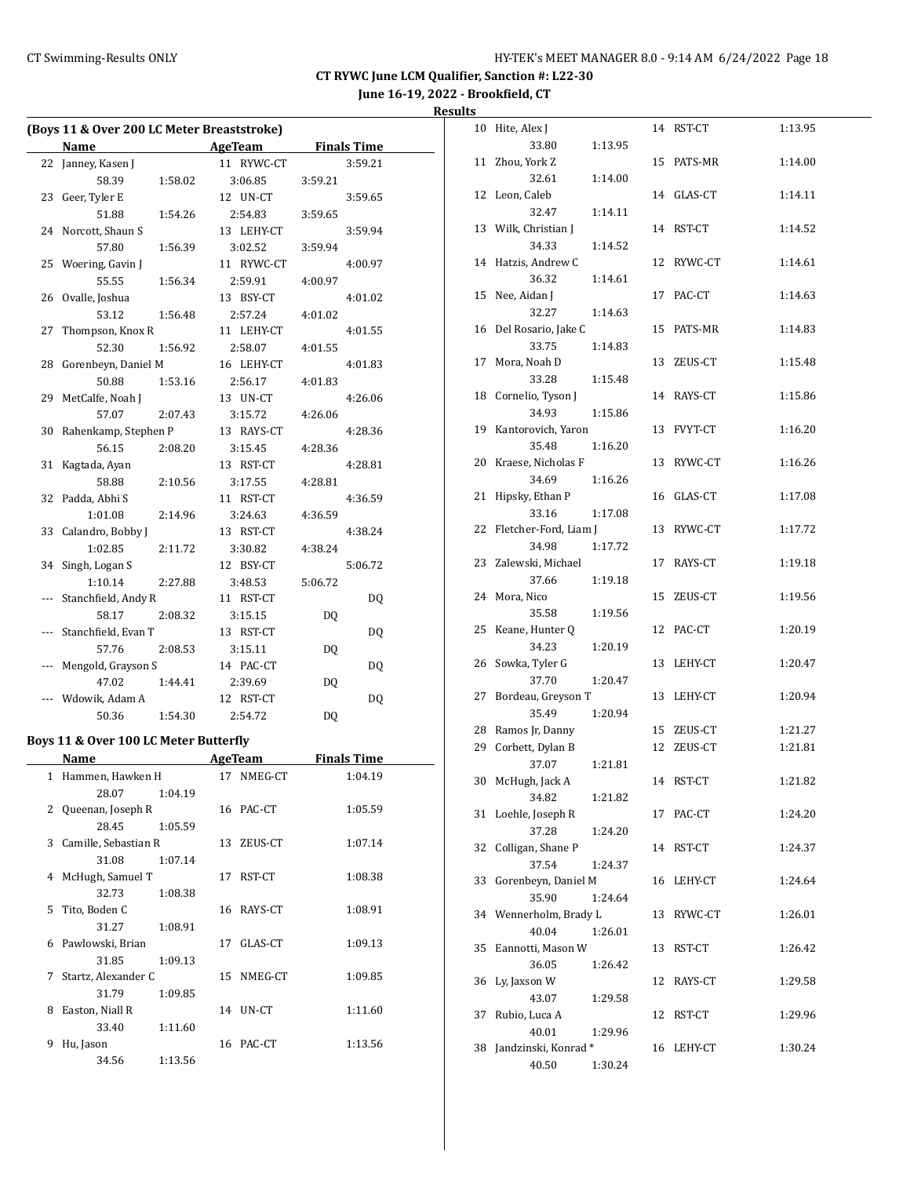**CT RYWC June LCM Qualifier, Sanction #: L22-30**

**June 16-19, 2022 - Brookfield, CT**

**Results**

### (Boys 11 & Over 200 LC Meter Breaststroke)

| | Name | Age | Team | Finals Time |
|---|---|---|---|---|
| 22 | Janney, Kasen J | 11 | RYWC-CT | 3:59.21 |
| | 58.39 1:58.02 3:06.85 3:59.21 | | | |
| 23 | Geer, Tyler E | 12 | UN-CT | 3:59.65 |
| | 51.88 1:54.26 2:54.83 3:59.65 | | | |
| 24 | Norcott, Shaun S | 13 | LEHY-CT | 3:59.94 |
| | 57.80 1:56.39 3:02.52 3:59.94 | | | |
| 25 | Woering, Gavin J | 11 | RYWC-CT | 4:00.97 |
| | 55.55 1:56.34 2:59.91 4:00.97 | | | |
| 26 | Ovalle, Joshua | 13 | BSY-CT | 4:01.02 |
| | 53.12 1:56.48 2:57.24 4:01.02 | | | |
| 27 | Thompson, Knox R | 11 | LEHY-CT | 4:01.55 |
| | 52.30 1:56.92 2:58.07 4:01.55 | | | |
| 28 | Gorenbeyn, Daniel M | 16 | LEHY-CT | 4:01.83 |
| | 50.88 1:53.16 2:56.17 4:01.83 | | | |
| 29 | MetCalfe, Noah J | 13 | UN-CT | 4:26.06 |
| | 57.07 2:07.43 3:15.72 4:26.06 | | | |
| 30 | Rahenkamp, Stephen P | 13 | RAYS-CT | 4:28.36 |
| | 56.15 2:08.20 3:15.45 4:28.36 | | | |
| 31 | Kagtada, Ayan | 13 | RST-CT | 4:28.81 |
| | 58.88 2:10.56 3:17.55 4:28.81 | | | |
| 32 | Padda, Abhi S | 11 | RST-CT | 4:36.59 |
| | 1:01.08 2:14.96 3:24.63 4:36.59 | | | |
| 33 | Calandro, Bobby J | 13 | RST-CT | 4:38.24 |
| | 1:02.85 2:11.72 3:30.82 4:38.24 | | | |
| 34 | Singh, Logan S | 12 | BSY-CT | 5:06.72 |
| | 1:10.14 2:27.88 3:48.53 5:06.72 | | | |
| --- | Stanchfield, Andy R | 11 | RST-CT | DQ |
| | 58.17 2:08.32 3:15.15 DQ | | | |
| --- | Stanchfield, Evan T | 13 | RST-CT | DQ |
| | 57.76 2:08.53 3:15.11 DQ | | | |
| --- | Mengold, Grayson S | 14 | PAC-CT | DQ |
| | 47.02 1:44.41 2:39.69 DQ | | | |
| --- | Wdowik, Adam A | 12 | RST-CT | DQ |
| | 50.36 1:54.30 2:54.72 DQ | | | |

### Boys 11 & Over 100 LC Meter Butterfly

| | Name | Age | Team | Finals Time |
|---|---|---|---|---|
| 1 | Hammen, Hawken H | 17 | NMEG-CT | 1:04.19 |
| | 28.07 1:04.19 | | | |
| 2 | Queenan, Joseph R | 16 | PAC-CT | 1:05.59 |
| | 28.45 1:05.59 | | | |
| 3 | Camille, Sebastian R | 13 | ZEUS-CT | 1:07.14 |
| | 31.08 1:07.14 | | | |
| 4 | McHugh, Samuel T | 17 | RST-CT | 1:08.38 |
| | 32.73 1:08.38 | | | |
| 5 | Tito, Boden C | 16 | RAYS-CT | 1:08.91 |
| | 31.27 1:08.91 | | | |
| 6 | Pawlowski, Brian | 17 | GLAS-CT | 1:09.13 |
| | 31.85 1:09.13 | | | |
| 7 | Startz, Alexander C | 15 | NMEG-CT | 1:09.85 |
| | 31.79 1:09.85 | | | |
| 8 | Easton, Niall R | 14 | UN-CT | 1:11.60 |
| | 33.40 1:11.60 | | | |
| 9 | Hu, Jason | 16 | PAC-CT | 1:13.56 |
| | 34.56 1:13.56 | | | |
| 10 | Hite, Alex J | 14 | RST-CT | 1:13.95 |
| | 33.80 1:13.95 | | | |
| 11 | Zhou, York Z | 15 | PATS-MR | 1:14.00 |
| | 32.61 1:14.00 | | | |
| 12 | Leon, Caleb | 14 | GLAS-CT | 1:14.11 |
| | 32.47 1:14.11 | | | |
| 13 | Wilk, Christian J | 14 | RST-CT | 1:14.52 |
| | 34.33 1:14.52 | | | |
| 14 | Hatzis, Andrew C | 12 | RYWC-CT | 1:14.61 |
| | 36.32 1:14.61 | | | |
| 15 | Nee, Aidan J | 17 | PAC-CT | 1:14.63 |
| | 32.27 1:14.63 | | | |
| 16 | Del Rosario, Jake C | 15 | PATS-MR | 1:14.83 |
| | 33.75 1:14.83 | | | |
| 17 | Mora, Noah D | 13 | ZEUS-CT | 1:15.48 |
| | 33.28 1:15.48 | | | |
| 18 | Cornelio, Tyson J | 14 | RAYS-CT | 1:15.86 |
| | 34.93 1:15.86 | | | |
| 19 | Kantorovich, Yaron | 13 | FVYT-CT | 1:16.20 |
| | 35.48 1:16.20 | | | |
| 20 | Kraese, Nicholas F | 13 | RYWC-CT | 1:16.26 |
| | 34.69 1:16.26 | | | |
| 21 | Hipsky, Ethan P | 16 | GLAS-CT | 1:17.08 |
| | 33.16 1:17.08 | | | |
| 22 | Fletcher-Ford, Liam J | 13 | RYWC-CT | 1:17.72 |
| | 34.98 1:17.72 | | | |
| 23 | Zalewski, Michael | 17 | RAYS-CT | 1:19.18 |
| | 37.66 1:19.18 | | | |
| 24 | Mora, Nico | 15 | ZEUS-CT | 1:19.56 |
| | 35.58 1:19.56 | | | |
| 25 | Keane, Hunter Q | 12 | PAC-CT | 1:20.19 |
| | 34.23 1:20.19 | | | |
| 26 | Sowka, Tyler G | 13 | LEHY-CT | 1:20.47 |
| | 37.70 1:20.47 | | | |
| 27 | Bordeau, Greyson T | 13 | LEHY-CT | 1:20.94 |
| | 35.49 1:20.94 | | | |
| 28 | Ramos Jr, Danny | 15 | ZEUS-CT | 1:21.27 |
| 29 | Corbett, Dylan B | 12 | ZEUS-CT | 1:21.81 |
| | 37.07 1:21.81 | | | |
| 30 | McHugh, Jack A | 14 | RST-CT | 1:21.82 |
| | 34.82 1:21.82 | | | |
| 31 | Loehle, Joseph R | 17 | PAC-CT | 1:24.20 |
| | 37.28 1:24.20 | | | |
| 32 | Colligan, Shane P | 14 | RST-CT | 1:24.37 |
| | 37.54 1:24.37 | | | |
| 33 | Gorenbeyn, Daniel M | 16 | LEHY-CT | 1:24.64 |
| | 35.90 1:24.64 | | | |
| 34 | Wennerholm, Brady L | 13 | RYWC-CT | 1:26.01 |
| | 40.04 1:26.01 | | | |
| 35 | Eannotti, Mason W | 13 | RST-CT | 1:26.42 |
| | 36.05 1:26.42 | | | |
| 36 | Ly, Jaxson W | 12 | RAYS-CT | 1:29.58 |
| | 43.07 1:29.58 | | | |
| 37 | Rubio, Luca A | 12 | RST-CT | 1:29.96 |
| | 40.01 1:29.96 | | | |
| 38 | Jandzinski, Konrad * | 16 | LEHY-CT | 1:30.24 |
| | 40.50 1:30.24 | | | |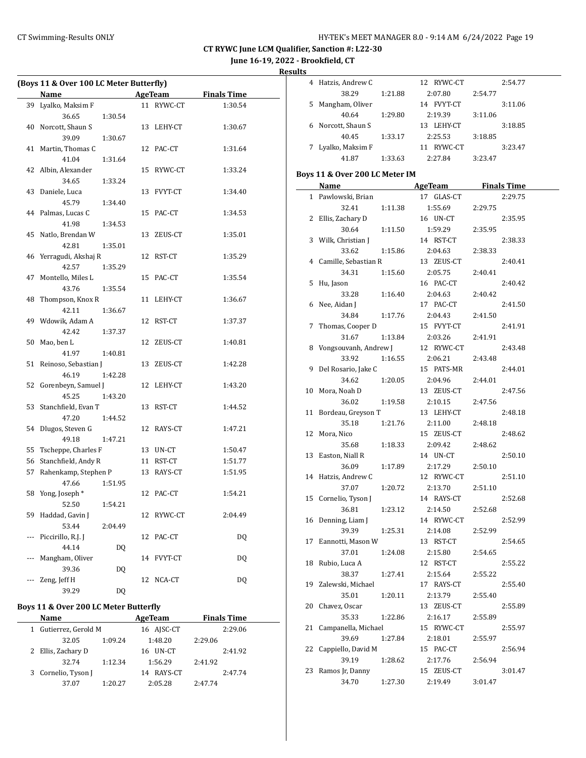## CT RYWC June LCM Qualifier, Sanction #: L22-30

**June 16-19, 2022 - Brookfield, CT**

**Results**

### (Boys 11 & Over 100 LC Meter Butterfly)

| | Name | Age | Team | Finals Time |
|---|---|---|---|---|
| 39 | Lyalko, Maksim F | 11 | RYWC-CT | 1:30.54 |
| | 36.65 1:30.54 | | | |
| 40 | Norcott, Shaun S | 13 | LEHY-CT | 1:30.67 |
| | 39.09 1:30.67 | | | |
| 41 | Martin, Thomas C | 12 | PAC-CT | 1:31.64 |
| | 41.04 1:31.64 | | | |
| 42 | Albin, Alexander | 15 | RYWC-CT | 1:33.24 |
| | 34.65 1:33.24 | | | |
| 43 | Daniele, Luca | 13 | FVYT-CT | 1:34.40 |
| | 45.79 1:34.40 | | | |
| 44 | Palmas, Lucas C | 15 | PAC-CT | 1:34.53 |
| | 41.98 1:34.53 | | | |
| 45 | Natlo, Brendan W | 13 | ZEUS-CT | 1:35.01 |
| | 42.81 1:35.01 | | | |
| 46 | Yerragudi, Akshaj R | 12 | RST-CT | 1:35.29 |
| | 42.57 1:35.29 | | | |
| 47 | Montello, Miles L | 15 | PAC-CT | 1:35.54 |
| | 43.76 1:35.54 | | | |
| 48 | Thompson, Knox R | 11 | LEHY-CT | 1:36.67 |
| | 42.11 1:36.67 | | | |
| 49 | Wdowik, Adam A | 12 | RST-CT | 1:37.37 |
| | 42.42 1:37.37 | | | |
| 50 | Mao, ben L | 12 | ZEUS-CT | 1:40.81 |
| | 41.97 1:40.81 | | | |
| 51 | Reinoso, Sebastian J | 13 | ZEUS-CT | 1:42.28 |
| | 46.19 1:42.28 | | | |
| 52 | Gorenbeyn, Samuel J | 12 | LEHY-CT | 1:43.20 |
| | 45.25 1:43.20 | | | |
| 53 | Stanchfield, Evan T | 13 | RST-CT | 1:44.52 |
| | 47.20 1:44.52 | | | |
| 54 | Dlugos, Steven G | 12 | RAYS-CT | 1:47.21 |
| | 49.18 1:47.21 | | | |
| 55 | Tscheppe, Charles F | 13 | UN-CT | 1:50.47 |
| 56 | Stanchfield, Andy R | 11 | RST-CT | 1:51.77 |
| 57 | Rahenkamp, Stephen P | 13 | RAYS-CT | 1:51.95 |
| | 47.66 1:51.95 | | | |
| 58 | Yong, Joseph * | 12 | PAC-CT | 1:54.21 |
| | 52.50 1:54.21 | | | |
| 59 | Haddad, Gavin J | 12 | RYWC-CT | 2:04.49 |
| | 53.44 2:04.49 | | | |
| --- | Piccirillo, R.J. J | 12 | PAC-CT | DQ |
| | 44.14 DQ | | | |
| --- | Mangham, Oliver | 14 | FVYT-CT | DQ |
| | 39.36 DQ | | | |
| --- | Zeng, Jeff H | 12 | NCA-CT | DQ |
| | 39.29 DQ | | | |

### Boys 11 & Over 200 LC Meter Butterfly

| | Name | Age | Team | Finals Time |
|---|---|---|---|---|
| 1 | Gutierrez, Gerald M | 16 | AJSC-CT | 2:29.06 |
| | 32.05 1:09.24 1:48.20 2:29.06 | | | |
| 2 | Ellis, Zachary D | 16 | UN-CT | 2:41.92 |
| | 32.74 1:12.34 1:56.29 2:41.92 | | | |
| 3 | Cornelio, Tyson J | 14 | RAYS-CT | 2:47.74 |
| | 37.07 1:20.27 2:05.28 2:47.74 | | | |
| 4 | Hatzis, Andrew C | 12 | RYWC-CT | 2:54.77 |
| | 38.29 1:21.88 2:07.80 2:54.77 | | | |
| 5 | Mangham, Oliver | 14 | FVYT-CT | 3:11.06 |
| | 40.64 1:29.80 2:19.39 3:11.06 | | | |
| 6 | Norcott, Shaun S | 13 | LEHY-CT | 3:18.85 |
| | 40.45 1:33.17 2:25.53 3:18.85 | | | |
| 7 | Lyalko, Maksim F | 11 | RYWC-CT | 3:23.47 |
| | 41.87 1:33.63 2:27.84 3:23.47 | | | |

### Boys 11 & Over 200 LC Meter IM

| | Name | Age | Team | Finals Time |
|---|---|---|---|---|
| 1 | Pawlowski, Brian | 17 | GLAS-CT | 2:29.75 |
| | 32.41 1:11.38 1:55.69 2:29.75 | | | |
| 2 | Ellis, Zachary D | 16 | UN-CT | 2:35.95 |
| | 30.64 1:11.50 1:59.29 2:35.95 | | | |
| 3 | Wilk, Christian J | 14 | RST-CT | 2:38.33 |
| | 33.62 1:15.86 2:04.63 2:38.33 | | | |
| 4 | Camille, Sebastian R | 13 | ZEUS-CT | 2:40.41 |
| | 34.31 1:15.60 2:05.75 2:40.41 | | | |
| 5 | Hu, Jason | 16 | PAC-CT | 2:40.42 |
| | 33.28 1:16.40 2:04.63 2:40.42 | | | |
| 6 | Nee, Aidan J | 17 | PAC-CT | 2:41.50 |
| | 34.84 1:17.76 2:04.43 2:41.50 | | | |
| 7 | Thomas, Cooper D | 15 | FVYT-CT | 2:41.91 |
| | 31.67 1:13.84 2:03.26 2:41.91 | | | |
| 8 | Vongsouvanh, Andrew J | 12 | RYWC-CT | 2:43.48 |
| | 33.92 1:16.55 2:06.21 2:43.48 | | | |
| 9 | Del Rosario, Jake C | 15 | PATS-MR | 2:44.01 |
| | 34.62 1:20.05 2:04.96 2:44.01 | | | |
| 10 | Mora, Noah D | 13 | ZEUS-CT | 2:47.56 |
| | 36.02 1:19.58 2:10.15 2:47.56 | | | |
| 11 | Bordeau, Greyson T | 13 | LEHY-CT | 2:48.18 |
| | 35.18 1:21.76 2:11.00 2:48.18 | | | |
| 12 | Mora, Nico | 15 | ZEUS-CT | 2:48.62 |
| | 35.68 1:18.33 2:09.42 2:48.62 | | | |
| 13 | Easton, Niall R | 14 | UN-CT | 2:50.10 |
| | 36.09 1:17.89 2:17.29 2:50.10 | | | |
| 14 | Hatzis, Andrew C | 12 | RYWC-CT | 2:51.10 |
| | 37.07 1:20.72 2:13.70 2:51.10 | | | |
| 15 | Cornelio, Tyson J | 14 | RAYS-CT | 2:52.68 |
| | 36.81 1:23.12 2:14.50 2:52.68 | | | |
| 16 | Denning, Liam J | 14 | RYWC-CT | 2:52.99 |
| | 39.39 1:25.31 2:14.08 2:52.99 | | | |
| 17 | Eannotti, Mason W | 13 | RST-CT | 2:54.65 |
| | 37.01 1:24.08 2:15.80 2:54.65 | | | |
| 18 | Rubio, Luca A | 12 | RST-CT | 2:55.22 |
| | 38.37 1:27.41 2:15.64 2:55.22 | | | |
| 19 | Zalewski, Michael | 17 | RAYS-CT | 2:55.40 |
| | 35.01 1:20.11 2:13.79 2:55.40 | | | |
| 20 | Chavez, Oscar | 13 | ZEUS-CT | 2:55.89 |
| | 35.33 1:22.86 2:16.17 2:55.89 | | | |
| 21 | Campanella, Michael | 15 | RYWC-CT | 2:55.97 |
| | 39.69 1:27.84 2:18.01 2:55.97 | | | |
| 22 | Cappiello, David M | 15 | PAC-CT | 2:56.94 |
| | 39.19 1:28.62 2:17.76 2:56.94 | | | |
| 23 | Ramos Jr, Danny | 15 | ZEUS-CT | 3:01.47 |
| | 34.70 1:27.30 2:19.49 3:01.47 | | | |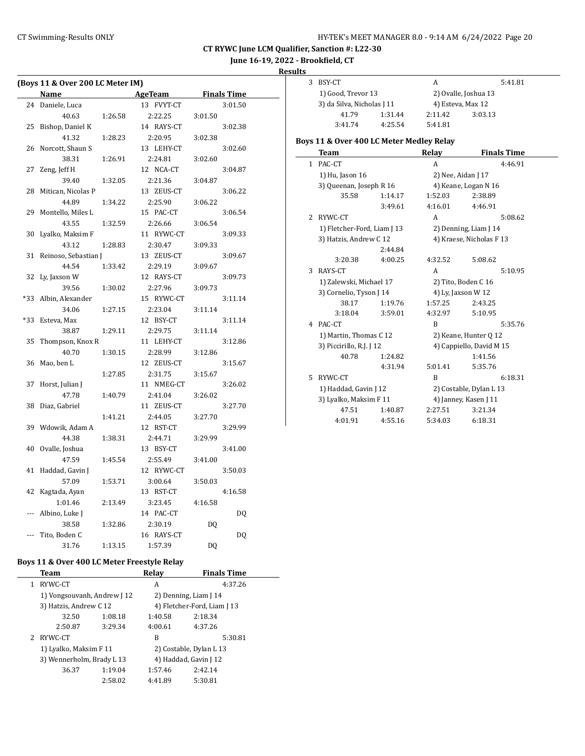**CT RYWC June LCM Qualifier, Sanction #: L22-30**

**June 16-19, 2022 - Brookfield, CT**

**Results**

### (Boys 11 & Over 200 LC Meter IM)

| | Name | | AgeTeam | | Finals Time |
|---|---|---|---|---|---|
| 24 | Daniele, Luca | | 13 FVYT-CT | | 3:01.50 |
| | 40.63 | 1:26.58 | 2:22.25 | 3:01.50 | |
| 25 | Bishop, Daniel K | | 14 RAYS-CT | | 3:02.38 |
| | 41.32 | 1:28.23 | 2:20.95 | 3:02.38 | |
| 26 | Norcott, Shaun S | | 13 LEHY-CT | | 3:02.60 |
| | 38.31 | 1:26.91 | 2:24.81 | 3:02.60 | |
| 27 | Zeng, Jeff H | | 12 NCA-CT | | 3:04.87 |
| | 39.40 | 1:32.05 | 2:21.36 | 3:04.87 | |
| 28 | Mitican, Nicolas P | | 13 ZEUS-CT | | 3:06.22 |
| | 44.89 | 1:34.22 | 2:25.90 | 3:06.22 | |
| 29 | Montello, Miles L | | 15 PAC-CT | | 3:06.54 |
| | 43.55 | 1:32.59 | 2:26.66 | 3:06.54 | |
| 30 | Lyalko, Maksim F | | 11 RYWC-CT | | 3:09.33 |
| | 43.12 | 1:28.83 | 2:30.47 | 3:09.33 | |
| 31 | Reinoso, Sebastian J | | 13 ZEUS-CT | | 3:09.67 |
| | 44.54 | 1:33.42 | 2:29.19 | 3:09.67 | |
| 32 | Ly, Jaxson W | | 12 RAYS-CT | | 3:09.73 |
| | 39.56 | 1:30.02 | 2:27.96 | 3:09.73 | |
| *33 | Albin, Alexander | | 15 RYWC-CT | | 3:11.14 |
| | 34.06 | 1:27.15 | 2:23.04 | 3:11.14 | |
| *33 | Esteva, Max | | 12 BSY-CT | | 3:11.14 |
| | 38.87 | 1:29.11 | 2:29.75 | 3:11.14 | |
| 35 | Thompson, Knox R | | 11 LEHY-CT | | 3:12.86 |
| | 40.70 | 1:30.15 | 2:28.99 | 3:12.86 | |
| 36 | Mao, ben L | | 12 ZEUS-CT | | 3:15.67 |
| | | 1:27.85 | 2:31.75 | 3:15.67 | |
| 37 | Horst, Julian J | | 11 NMEG-CT | | 3:26.02 |
| | 47.78 | 1:40.79 | 2:41.04 | 3:26.02 | |
| 38 | Diaz, Gabriel | | 11 ZEUS-CT | | 3:27.70 |
| | | 1:41.21 | 2:44.05 | 3:27.70 | |
| 39 | Wdowik, Adam A | | 12 RST-CT | | 3:29.99 |
| | 44.38 | 1:38.31 | 2:44.71 | 3:29.99 | |
| 40 | Ovalle, Joshua | | 13 BSY-CT | | 3:41.00 |
| | 47.59 | 1:45.54 | 2:55.49 | 3:41.00 | |
| 41 | Haddad, Gavin J | | 12 RYWC-CT | | 3:50.03 |
| | 57.09 | 1:53.71 | 3:00.64 | 3:50.03 | |
| 42 | Kagtada, Ayan | | 13 RST-CT | | 4:16.58 |
| | 1:01.46 | 2:13.49 | 3:23.45 | 4:16.58 | |
| --- | Albino, Luke J | | 14 PAC-CT | | DQ |
| | 38.58 | 1:32.86 | 2:30.19 | DQ | |
| --- | Tito, Boden C | | 16 RAYS-CT | | DQ |
| | 31.76 | 1:13.15 | 1:57.39 | DQ | |

### Boys 11 & Over 400 LC Meter Freestyle Relay

| | Team | | Relay | | Finals Time |
|---|---|---|---|---|---|
| 1 | RYWC-CT | | A | | 4:37.26 |
| | 1) Vongsouvanh, Andrew J 12 | | 2) Denning, Liam J 14 | | |
| | 3) Hatzis, Andrew C 12 | | 4) Fletcher-Ford, Liam J 13 | | |
| | 32.50 | 1:08.18 | 1:40.58 | 2:18.34 | |
| | 2:50.87 | 3:29.34 | 4:00.61 | 4:37.26 | |
| 2 | RYWC-CT | | B | | 5:30.81 |
| | 1) Lyalko, Maksim F 11 | | 2) Costable, Dylan L 13 | | |
| | 3) Wennerholm, Brady L 13 | | 4) Haddad, Gavin J 12 | | |
| | 36.37 | 1:19.04 | 1:57.46 | 2:42.14 | |
| | | 2:58.02 | 4:41.89 | 5:30.81 | |
| 3 | BSY-CT | | A | | 5:41.81 |
| | 1) Good, Trevor 13 | | 2) Ovalle, Joshua 13 | | |
| | 3) da Silva, Nicholas J 11 | | 4) Esteva, Max 12 | | |
| | 41.79 | 1:31.44 | 2:11.42 | 3:03.13 | |
| | 3:41.74 | 4:25.54 | 5:41.81 | | |

### Boys 11 & Over 400 LC Meter Medley Relay

| | Team | | Relay | | Finals Time |
|---|---|---|---|---|---|
| 1 | PAC-CT | | A | | 4:46.91 |
| | 1) Hu, Jason 16 | | 2) Nee, Aidan J 17 | | |
| | 3) Queenan, Joseph R 16 | | 4) Keane, Logan N 16 | | |
| | 35.58 | 1:14.17 | 1:52.03 | 2:38.89 | |
| | | 3:49.61 | 4:16.01 | 4:46.91 | |
| 2 | RYWC-CT | | A | | 5:08.62 |
| | 1) Fletcher-Ford, Liam J 13 | | 2) Denning, Liam J 14 | | |
| | 3) Hatzis, Andrew C 12 | | 4) Kraese, Nicholas F 13 | | |
| | | 2:44.84 | | | |
| | 3:20.38 | 4:00.25 | 4:32.52 | 5:08.62 | |
| 3 | RAYS-CT | | A | | 5:10.95 |
| | 1) Zalewski, Michael 17 | | 2) Tito, Boden C 16 | | |
| | 3) Cornelio, Tyson J 14 | | 4) Ly, Jaxson W 12 | | |
| | 38.17 | 1:19.76 | 1:57.25 | 2:43.25 | |
| | 3:18.04 | 3:59.01 | 4:32.97 | 5:10.95 | |
| 4 | PAC-CT | | B | | 5:35.76 |
| | 1) Martin, Thomas C 12 | | 2) Keane, Hunter Q 12 | | |
| | 3) Piccirillo, R.J. J 12 | | 4) Cappiello, David M 15 | | |
| | 40.78 | 1:24.82 | | 1:41.56 | |
| | | 4:31.94 | 5:01.41 | 5:35.76 | |
| 5 | RYWC-CT | | B | | 6:18.31 |
| | 1) Haddad, Gavin J 12 | | 2) Costable, Dylan L 13 | | |
| | 3) Lyalko, Maksim F 11 | | 4) Janney, Kasen J 11 | | |
| | 47.51 | 1:40.87 | 2:27.51 | 3:21.34 | |
| | 4:01.91 | 4:55.16 | 5:34.03 | 6:18.31 | |